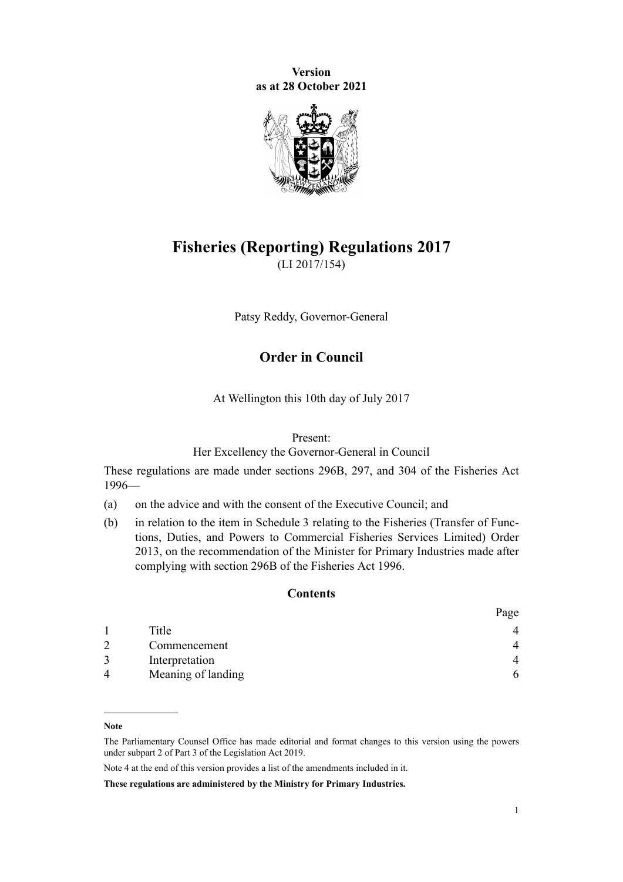**Version**
**as at 28 October 2021**

# Fisheries (Reporting) Regulations 2017

(LI 2017/154)

Patsy Reddy, Governor-General

## Order in Council

At Wellington this 10th day of July 2017

Present:
Her Excellency the Governor-General in Council

These regulations are made under sections 296B, 297, and 304 of the Fisheries Act 1996—

(a) on the advice and with the consent of the Executive Council; and

(b) in relation to the item in Schedule 3 relating to the Fisheries (Transfer of Functions, Duties, and Powers to Commercial Fisheries Services Limited) Order 2013, on the recommendation of the Minister for Primary Industries made after complying with section 296B of the Fisheries Act 1996.

### Contents

| | | Page |
|---|---|---|
| 1 | Title | 4 |
| 2 | Commencement | 4 |
| 3 | Interpretation | 4 |
| 4 | Meaning of landing | 6 |

**Note**

The Parliamentary Counsel Office has made editorial and format changes to this version using the powers under subpart 2 of Part 3 of the Legislation Act 2019.

Note 4 at the end of this version provides a list of the amendments included in it.

**These regulations are administered by the Ministry for Primary Industries.**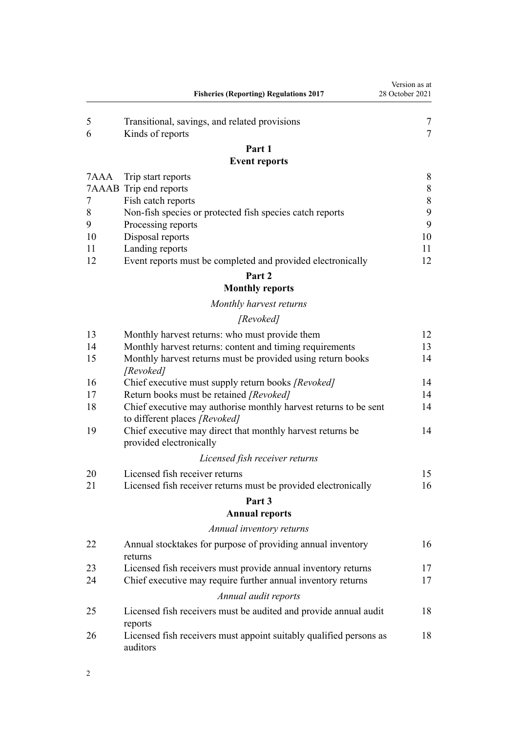| | | |
|---|---|---|
| 5 | Transitional, savings, and related provisions | 7 |
| 6 | Kinds of reports | 7 |

**Part 1**
**Event reports**

| | | |
|---|---|---|
| 7AAA | Trip start reports | 8 |
| 7AAAB | Trip end reports | 8 |
| 7 | Fish catch reports | 8 |
| 8 | Non-fish species or protected fish species catch reports | 9 |
| 9 | Processing reports | 9 |
| 10 | Disposal reports | 10 |
| 11 | Landing reports | 11 |
| 12 | Event reports must be completed and provided electronically | 12 |

**Part 2**
**Monthly reports**

*Monthly harvest returns*

*[Revoked]*

| | | |
|---|---|---|
| 13 | Monthly harvest returns: who must provide them | 12 |
| 14 | Monthly harvest returns: content and timing requirements | 13 |
| 15 | Monthly harvest returns must be provided using return books *[Revoked]* | 14 |
| 16 | Chief executive must supply return books *[Revoked]* | 14 |
| 17 | Return books must be retained *[Revoked]* | 14 |
| 18 | Chief executive may authorise monthly harvest returns to be sent to different places *[Revoked]* | 14 |
| 19 | Chief executive may direct that monthly harvest returns be provided electronically | 14 |

*Licensed fish receiver returns*

| | | |
|---|---|---|
| 20 | Licensed fish receiver returns | 15 |
| 21 | Licensed fish receiver returns must be provided electronically | 16 |

**Part 3**
**Annual reports**

*Annual inventory returns*

| | | |
|---|---|---|
| 22 | Annual stocktakes for purpose of providing annual inventory returns | 16 |
| 23 | Licensed fish receivers must provide annual inventory returns | 17 |
| 24 | Chief executive may require further annual inventory returns | 17 |

*Annual audit reports*

| | | |
|---|---|---|
| 25 | Licensed fish receivers must be audited and provide annual audit reports | 18 |
| 26 | Licensed fish receivers must appoint suitably qualified persons as auditors | 18 |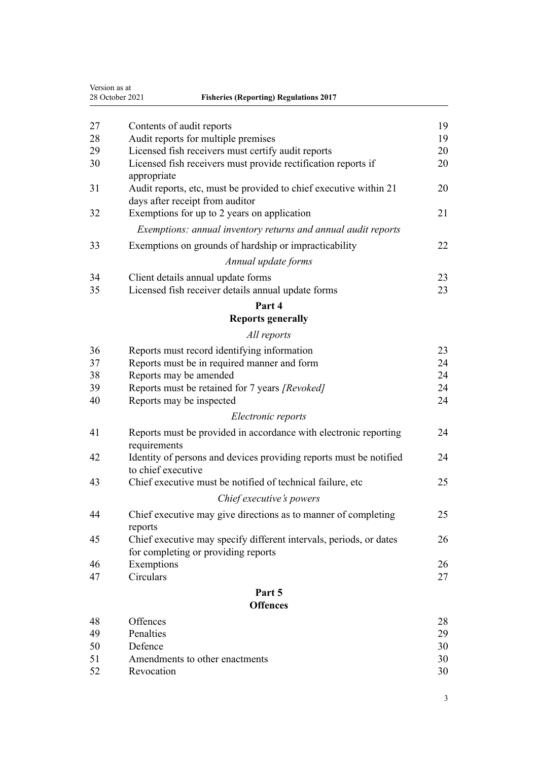| | | |
|---|---|---|
| 27 | Contents of audit reports | 19 |
| 28 | Audit reports for multiple premises | 19 |
| 29 | Licensed fish receivers must certify audit reports | 20 |
| 30 | Licensed fish receivers must provide rectification reports if appropriate | 20 |
| 31 | Audit reports, etc, must be provided to chief executive within 21 days after receipt from auditor | 20 |
| 32 | Exemptions for up to 2 years on application | 21 |
| | *Exemptions: annual inventory returns and annual audit reports* | |
| 33 | Exemptions on grounds of hardship or impracticability | 22 |
| | *Annual update forms* | |
| 34 | Client details annual update forms | 23 |
| 35 | Licensed fish receiver details annual update forms | 23 |

## Part 4
## Reports generally

*All reports*

| | | |
|---|---|---|
| 36 | Reports must record identifying information | 23 |
| 37 | Reports must be in required manner and form | 24 |
| 38 | Reports may be amended | 24 |
| 39 | Reports must be retained for 7 years *[Revoked]* | 24 |
| 40 | Reports may be inspected | 24 |
| | *Electronic reports* | |
| 41 | Reports must be provided in accordance with electronic reporting requirements | 24 |
| 42 | Identity of persons and devices providing reports must be notified to chief executive | 24 |
| 43 | Chief executive must be notified of technical failure, etc | 25 |
| | *Chief executive's powers* | |
| 44 | Chief executive may give directions as to manner of completing reports | 25 |
| 45 | Chief executive may specify different intervals, periods, or dates for completing or providing reports | 26 |
| 46 | Exemptions | 26 |
| 47 | Circulars | 27 |

## Part 5
## Offences

| | | |
|---|---|---|
| 48 | Offences | 28 |
| 49 | Penalties | 29 |
| 50 | Defence | 30 |
| 51 | Amendments to other enactments | 30 |
| 52 | Revocation | 30 |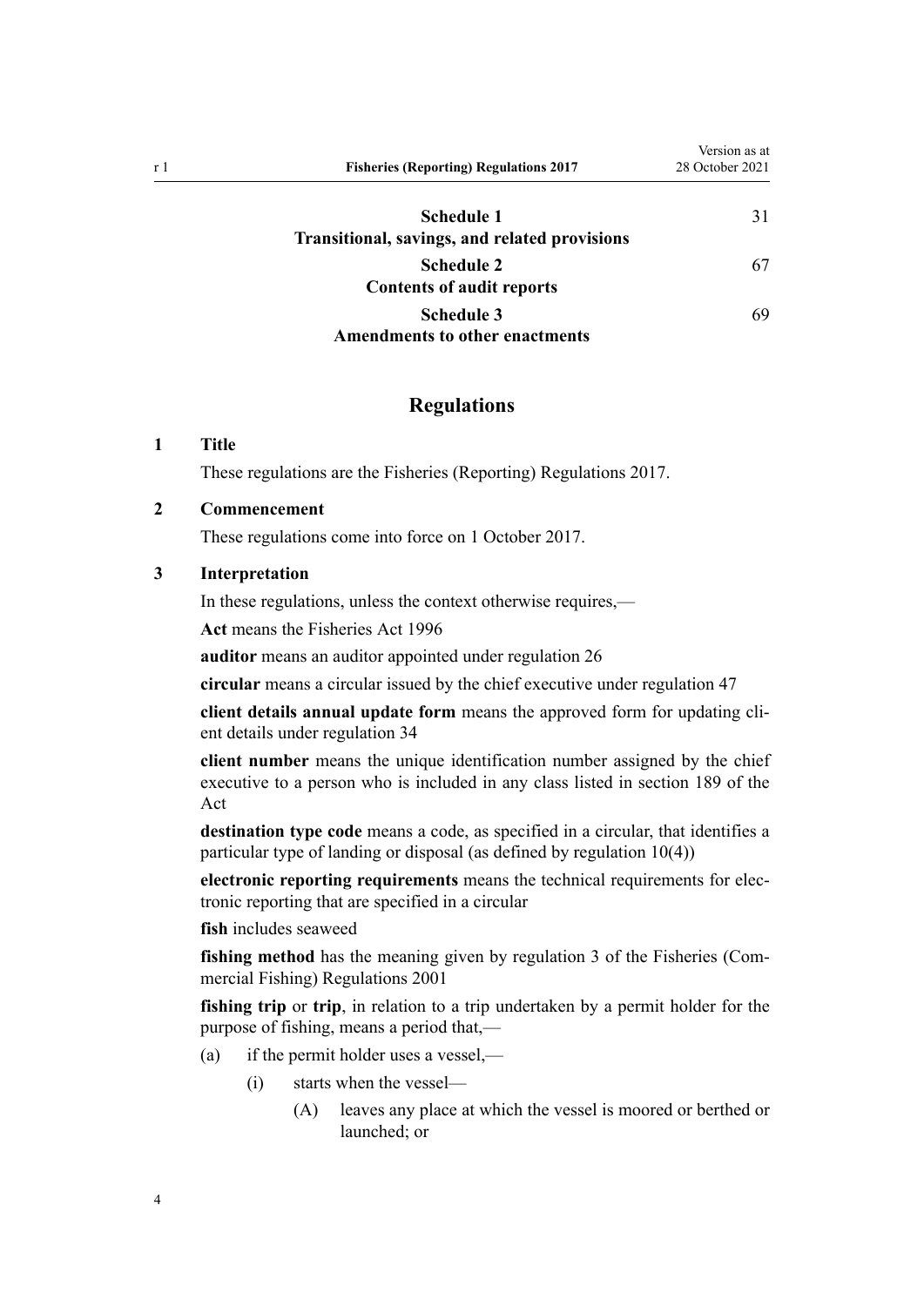| | |
|---|---|
| **Schedule 1**<br>**Transitional, savings, and related provisions** | 31 |
| **Schedule 2**<br>**Contents of audit reports** | 67 |
| **Schedule 3**<br>**Amendments to other enactments** | 69 |

## Regulations

### 1 Title

These regulations are the Fisheries (Reporting) Regulations 2017.

### 2 Commencement

These regulations come into force on 1 October 2017.

### 3 Interpretation

In these regulations, unless the context otherwise requires,—

**Act** means the Fisheries Act 1996

**auditor** means an auditor appointed under regulation 26

**circular** means a circular issued by the chief executive under regulation 47

**client details annual update form** means the approved form for updating client details under regulation 34

**client number** means the unique identification number assigned by the chief executive to a person who is included in any class listed in section 189 of the Act

**destination type code** means a code, as specified in a circular, that identifies a particular type of landing or disposal (as defined by regulation 10(4))

**electronic reporting requirements** means the technical requirements for electronic reporting that are specified in a circular

**fish** includes seaweed

**fishing method** has the meaning given by regulation 3 of the Fisheries (Commercial Fishing) Regulations 2001

**fishing trip** or **trip**, in relation to a trip undertaken by a permit holder for the purpose of fishing, means a period that,—

- (a) if the permit holder uses a vessel,—
  - (i) starts when the vessel—
    - (A) leaves any place at which the vessel is moored or berthed or launched; or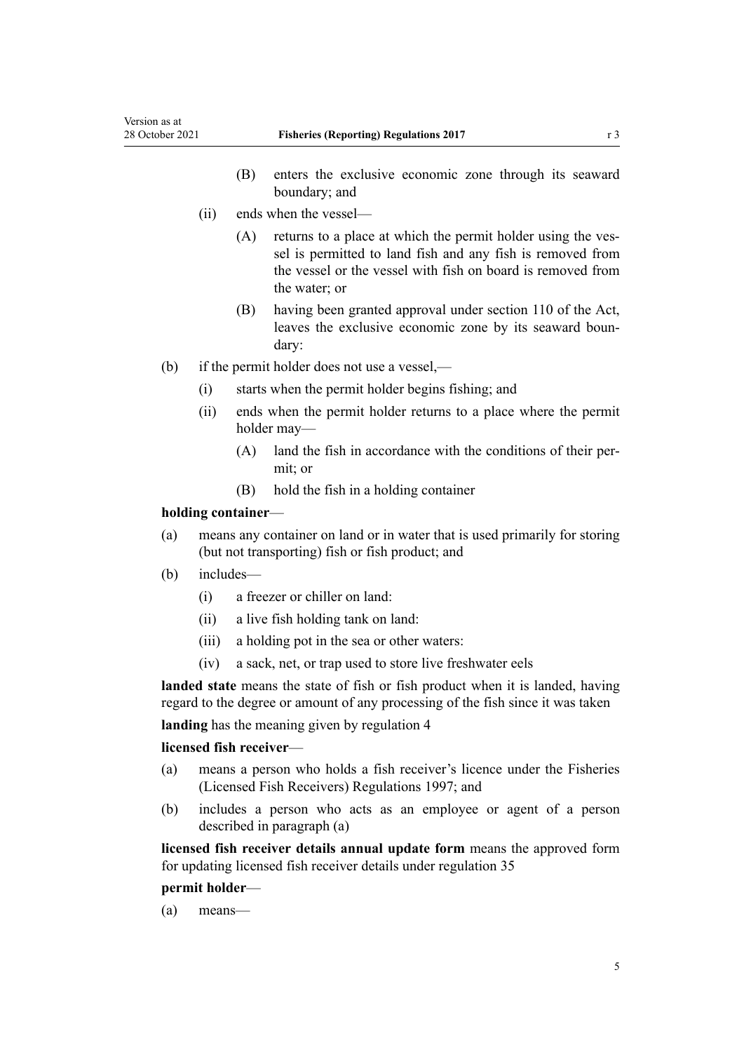(B) enters the exclusive economic zone through its seaward boundary; and

(ii) ends when the vessel—

(A) returns to a place at which the permit holder using the vessel is permitted to land fish and any fish is removed from the vessel or the vessel with fish on board is removed from the water; or

(B) having been granted approval under section 110 of the Act, leaves the exclusive economic zone by its seaward boundary:

(b) if the permit holder does not use a vessel,—

(i) starts when the permit holder begins fishing; and

(ii) ends when the permit holder returns to a place where the permit holder may—

(A) land the fish in accordance with the conditions of their permit; or

(B) hold the fish in a holding container

**holding container**—

(a) means any container on land or in water that is used primarily for storing (but not transporting) fish or fish product; and

(b) includes—

(i) a freezer or chiller on land:

(ii) a live fish holding tank on land:

(iii) a holding pot in the sea or other waters:

(iv) a sack, net, or trap used to store live freshwater eels

**landed state** means the state of fish or fish product when it is landed, having regard to the degree or amount of any processing of the fish since it was taken

**landing** has the meaning given by regulation 4

**licensed fish receiver**—

(a) means a person who holds a fish receiver's licence under the Fisheries (Licensed Fish Receivers) Regulations 1997; and

(b) includes a person who acts as an employee or agent of a person described in paragraph (a)

**licensed fish receiver details annual update form** means the approved form for updating licensed fish receiver details under regulation 35

**permit holder**—

(a) means—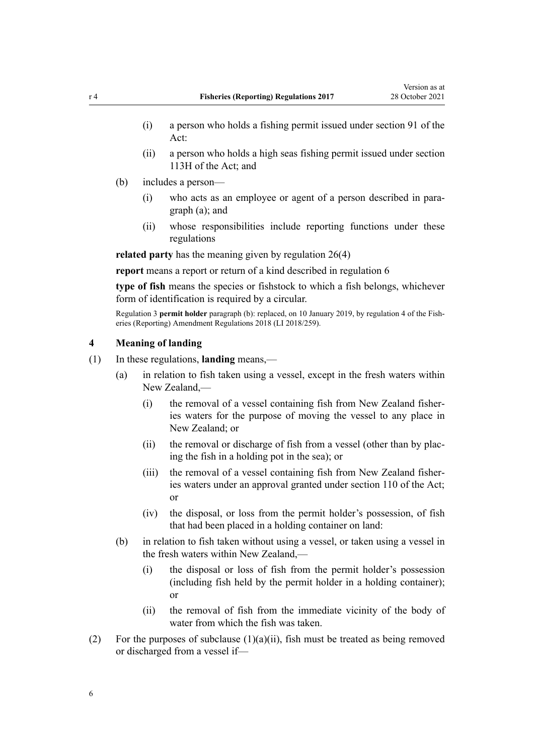(i) a person who holds a fishing permit issued under section 91 of the Act:

(ii) a person who holds a high seas fishing permit issued under section 113H of the Act; and

(b) includes a person—

(i) who acts as an employee or agent of a person described in paragraph (a); and

(ii) whose responsibilities include reporting functions under these regulations

**related party** has the meaning given by regulation 26(4)

**report** means a report or return of a kind described in regulation 6

**type of fish** means the species or fishstock to which a fish belongs, whichever form of identification is required by a circular.

Regulation 3 **permit holder** paragraph (b): replaced, on 10 January 2019, by regulation 4 of the Fisheries (Reporting) Amendment Regulations 2018 (LI 2018/259).

### 4 Meaning of landing

(1) In these regulations, **landing** means,—

(a) in relation to fish taken using a vessel, except in the fresh waters within New Zealand,—

(i) the removal of a vessel containing fish from New Zealand fisheries waters for the purpose of moving the vessel to any place in New Zealand; or

(ii) the removal or discharge of fish from a vessel (other than by placing the fish in a holding pot in the sea); or

(iii) the removal of a vessel containing fish from New Zealand fisheries waters under an approval granted under section 110 of the Act; or

(iv) the disposal, or loss from the permit holder's possession, of fish that had been placed in a holding container on land:

(b) in relation to fish taken without using a vessel, or taken using a vessel in the fresh waters within New Zealand,—

(i) the disposal or loss of fish from the permit holder's possession (including fish held by the permit holder in a holding container); or

(ii) the removal of fish from the immediate vicinity of the body of water from which the fish was taken.

(2) For the purposes of subclause (1)(a)(ii), fish must be treated as being removed or discharged from a vessel if—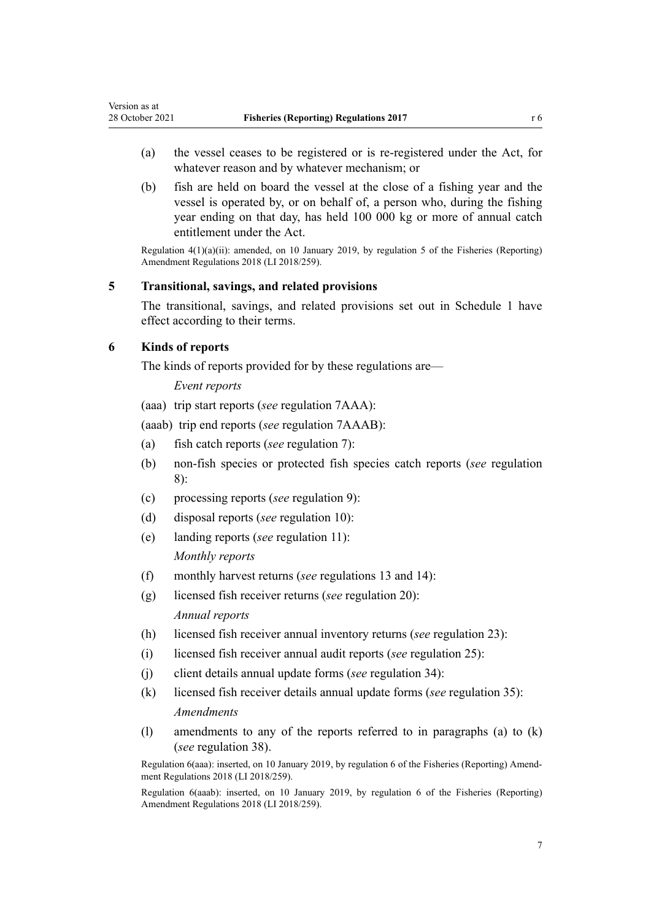(a) the vessel ceases to be registered or is re-registered under the Act, for whatever reason and by whatever mechanism; or

(b) fish are held on board the vessel at the close of a fishing year and the vessel is operated by, or on behalf of, a person who, during the fishing year ending on that day, has held 100 000 kg or more of annual catch entitlement under the Act.

Regulation 4(1)(a)(ii): amended, on 10 January 2019, by regulation 5 of the Fisheries (Reporting) Amendment Regulations 2018 (LI 2018/259).

### 5 Transitional, savings, and related provisions

The transitional, savings, and related provisions set out in Schedule 1 have effect according to their terms.

### 6 Kinds of reports

The kinds of reports provided for by these regulations are—

*Event reports*

(aaa) trip start reports (*see* regulation 7AAA):

(aaab) trip end reports (*see* regulation 7AAAB):

(a) fish catch reports (*see* regulation 7):

(b) non-fish species or protected fish species catch reports (*see* regulation 8):

(c) processing reports (*see* regulation 9):

(d) disposal reports (*see* regulation 10):

(e) landing reports (*see* regulation 11):

*Monthly reports*

(f) monthly harvest returns (*see* regulations 13 and 14):

(g) licensed fish receiver returns (*see* regulation 20):

*Annual reports*

(h) licensed fish receiver annual inventory returns (*see* regulation 23):

(i) licensed fish receiver annual audit reports (*see* regulation 25):

(j) client details annual update forms (*see* regulation 34):

(k) licensed fish receiver details annual update forms (*see* regulation 35):

*Amendments*

(l) amendments to any of the reports referred to in paragraphs (a) to (k) (*see* regulation 38).

Regulation 6(aaa): inserted, on 10 January 2019, by regulation 6 of the Fisheries (Reporting) Amendment Regulations 2018 (LI 2018/259).

Regulation 6(aaab): inserted, on 10 January 2019, by regulation 6 of the Fisheries (Reporting) Amendment Regulations 2018 (LI 2018/259).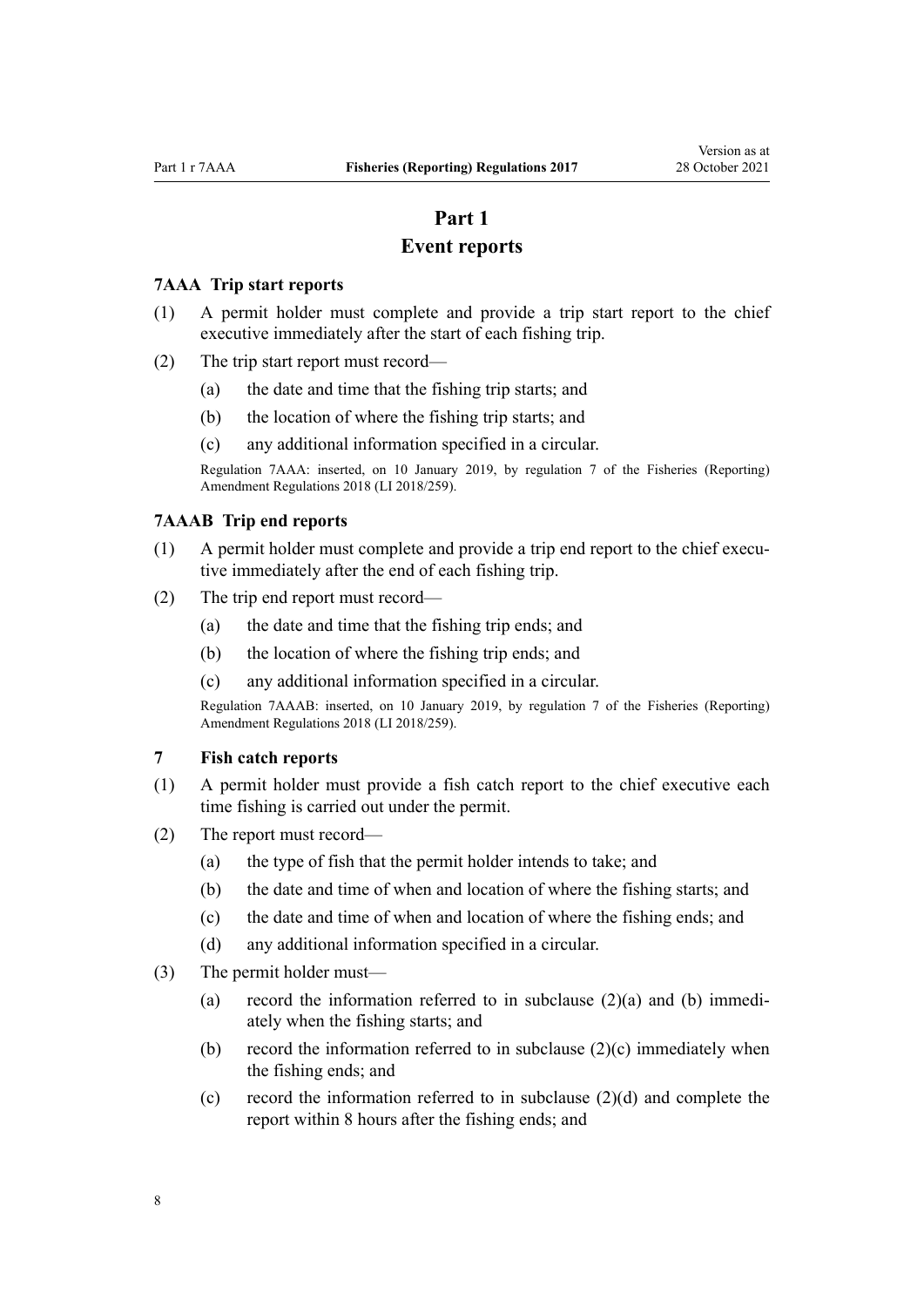# Part 1
# Event reports

### 7AAA Trip start reports

(1) A permit holder must complete and provide a trip start report to the chief executive immediately after the start of each fishing trip.

(2) The trip start report must record—

(a) the date and time that the fishing trip starts; and

(b) the location of where the fishing trip starts; and

(c) any additional information specified in a circular.

Regulation 7AAA: inserted, on 10 January 2019, by regulation 7 of the Fisheries (Reporting) Amendment Regulations 2018 (LI 2018/259).

### 7AAAB Trip end reports

(1) A permit holder must complete and provide a trip end report to the chief executive immediately after the end of each fishing trip.

(2) The trip end report must record—

(a) the date and time that the fishing trip ends; and

(b) the location of where the fishing trip ends; and

(c) any additional information specified in a circular.

Regulation 7AAAB: inserted, on 10 January 2019, by regulation 7 of the Fisheries (Reporting) Amendment Regulations 2018 (LI 2018/259).

### 7 Fish catch reports

(1) A permit holder must provide a fish catch report to the chief executive each time fishing is carried out under the permit.

(2) The report must record—

(a) the type of fish that the permit holder intends to take; and

(b) the date and time of when and location of where the fishing starts; and

(c) the date and time of when and location of where the fishing ends; and

(d) any additional information specified in a circular.

(3) The permit holder must—

(a) record the information referred to in subclause (2)(a) and (b) immediately when the fishing starts; and

(b) record the information referred to in subclause (2)(c) immediately when the fishing ends; and

(c) record the information referred to in subclause (2)(d) and complete the report within 8 hours after the fishing ends; and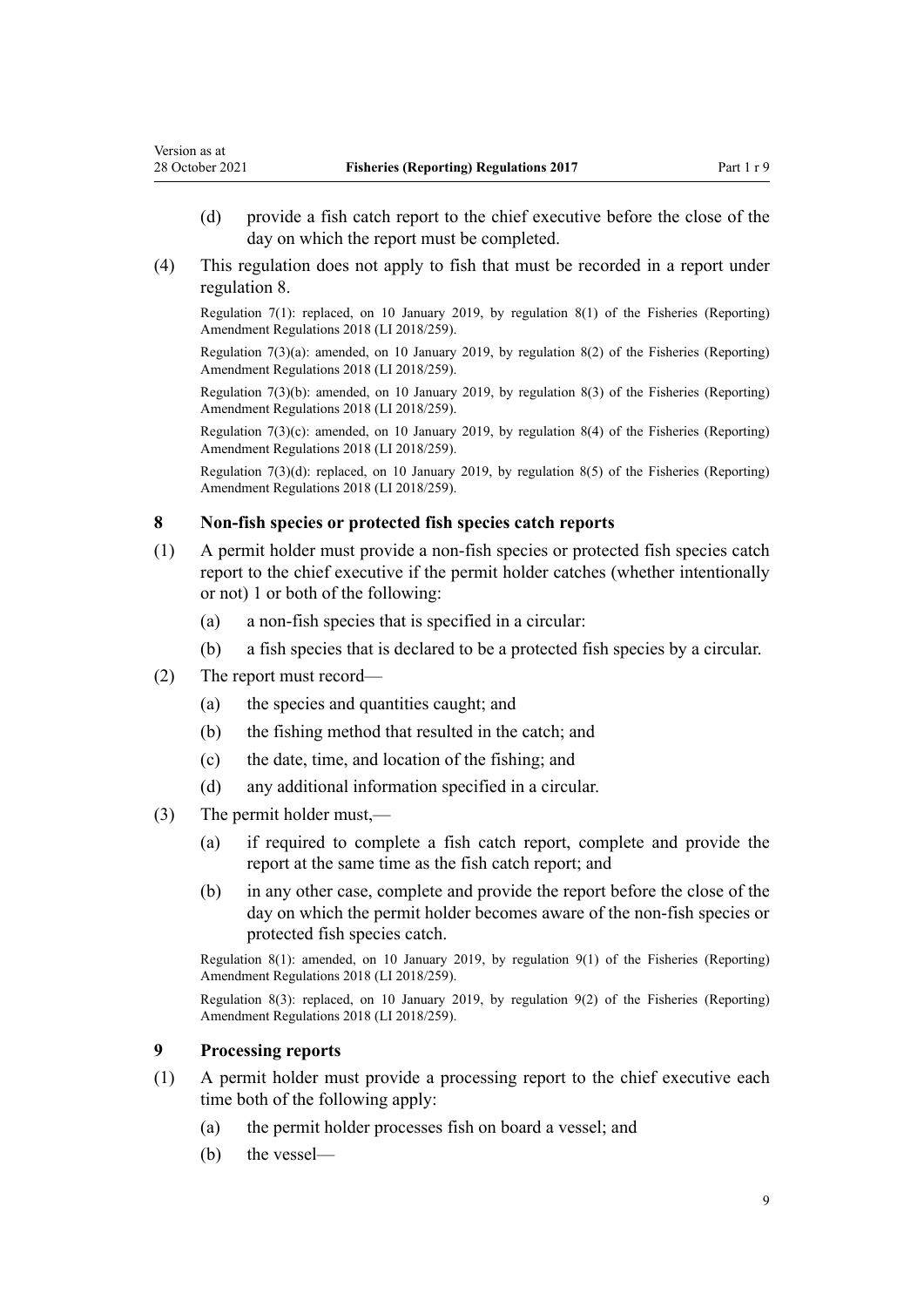(d) provide a fish catch report to the chief executive before the close of the day on which the report must be completed.

(4) This regulation does not apply to fish that must be recorded in a report under regulation 8.

Regulation 7(1): replaced, on 10 January 2019, by regulation 8(1) of the Fisheries (Reporting) Amendment Regulations 2018 (LI 2018/259).

Regulation 7(3)(a): amended, on 10 January 2019, by regulation 8(2) of the Fisheries (Reporting) Amendment Regulations 2018 (LI 2018/259).

Regulation 7(3)(b): amended, on 10 January 2019, by regulation 8(3) of the Fisheries (Reporting) Amendment Regulations 2018 (LI 2018/259).

Regulation 7(3)(c): amended, on 10 January 2019, by regulation 8(4) of the Fisheries (Reporting) Amendment Regulations 2018 (LI 2018/259).

Regulation 7(3)(d): replaced, on 10 January 2019, by regulation 8(5) of the Fisheries (Reporting) Amendment Regulations 2018 (LI 2018/259).

### 8 Non-fish species or protected fish species catch reports

(1) A permit holder must provide a non-fish species or protected fish species catch report to the chief executive if the permit holder catches (whether intentionally or not) 1 or both of the following:

(a) a non-fish species that is specified in a circular:

(b) a fish species that is declared to be a protected fish species by a circular.

(2) The report must record—

(a) the species and quantities caught; and

(b) the fishing method that resulted in the catch; and

(c) the date, time, and location of the fishing; and

(d) any additional information specified in a circular.

(3) The permit holder must,—

(a) if required to complete a fish catch report, complete and provide the report at the same time as the fish catch report; and

(b) in any other case, complete and provide the report before the close of the day on which the permit holder becomes aware of the non-fish species or protected fish species catch.

Regulation 8(1): amended, on 10 January 2019, by regulation 9(1) of the Fisheries (Reporting) Amendment Regulations 2018 (LI 2018/259).

Regulation 8(3): replaced, on 10 January 2019, by regulation 9(2) of the Fisheries (Reporting) Amendment Regulations 2018 (LI 2018/259).

### 9 Processing reports

(1) A permit holder must provide a processing report to the chief executive each time both of the following apply:

(a) the permit holder processes fish on board a vessel; and

(b) the vessel—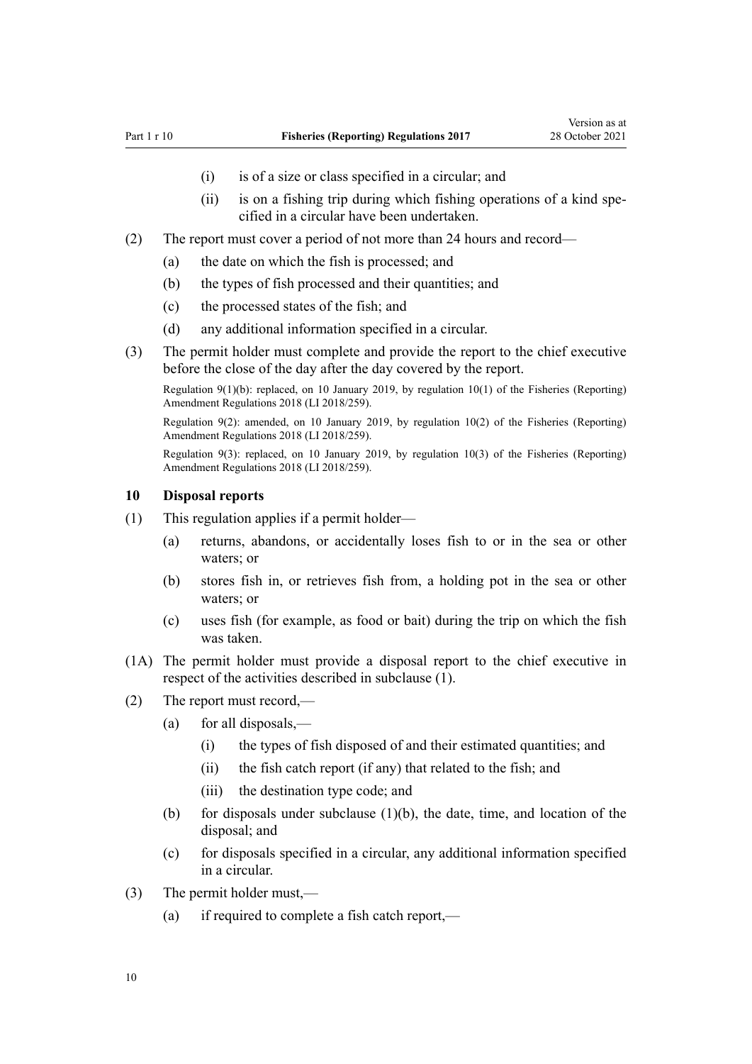(i) is of a size or class specified in a circular; and

(ii) is on a fishing trip during which fishing operations of a kind specified in a circular have been undertaken.

(2) The report must cover a period of not more than 24 hours and record—

(a) the date on which the fish is processed; and

(b) the types of fish processed and their quantities; and

(c) the processed states of the fish; and

(d) any additional information specified in a circular.

(3) The permit holder must complete and provide the report to the chief executive before the close of the day after the day covered by the report.

Regulation 9(1)(b): replaced, on 10 January 2019, by regulation 10(1) of the Fisheries (Reporting) Amendment Regulations 2018 (LI 2018/259).

Regulation 9(2): amended, on 10 January 2019, by regulation 10(2) of the Fisheries (Reporting) Amendment Regulations 2018 (LI 2018/259).

Regulation 9(3): replaced, on 10 January 2019, by regulation 10(3) of the Fisheries (Reporting) Amendment Regulations 2018 (LI 2018/259).

### 10 Disposal reports

(1) This regulation applies if a permit holder—

(a) returns, abandons, or accidentally loses fish to or in the sea or other waters; or

(b) stores fish in, or retrieves fish from, a holding pot in the sea or other waters; or

(c) uses fish (for example, as food or bait) during the trip on which the fish was taken.

(1A) The permit holder must provide a disposal report to the chief executive in respect of the activities described in subclause (1).

(2) The report must record,—

(a) for all disposals,—

(i) the types of fish disposed of and their estimated quantities; and

(ii) the fish catch report (if any) that related to the fish; and

(iii) the destination type code; and

(b) for disposals under subclause (1)(b), the date, time, and location of the disposal; and

(c) for disposals specified in a circular, any additional information specified in a circular.

(3) The permit holder must,—

(a) if required to complete a fish catch report,—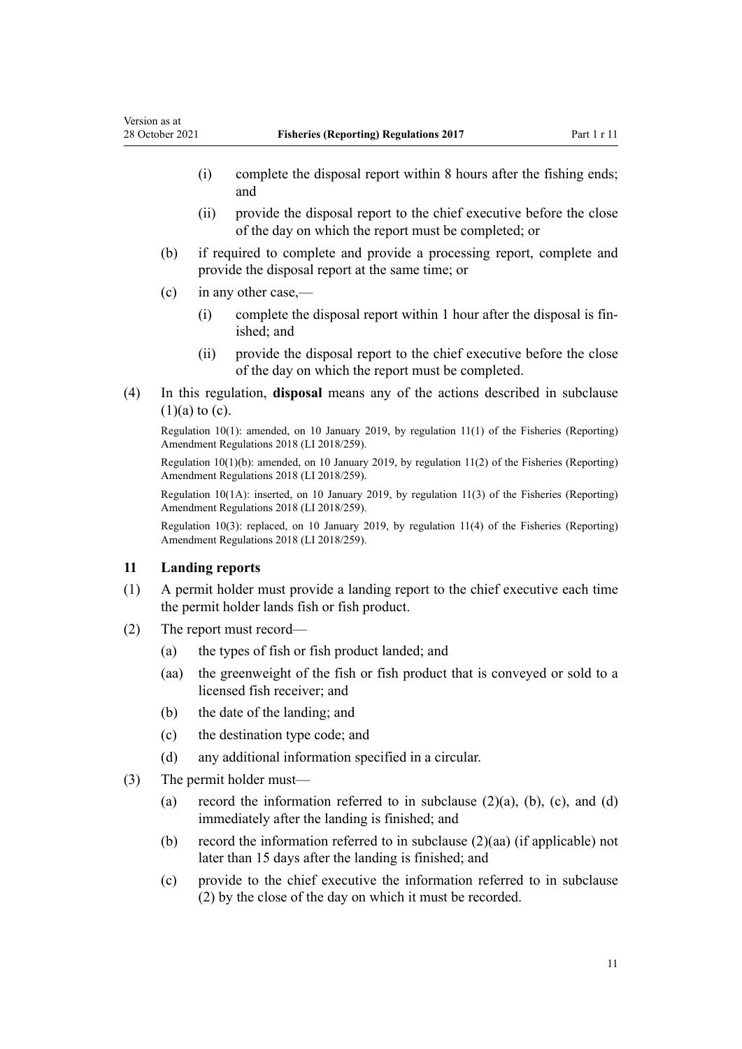(i) complete the disposal report within 8 hours after the fishing ends; and

(ii) provide the disposal report to the chief executive before the close of the day on which the report must be completed; or

(b) if required to complete and provide a processing report, complete and provide the disposal report at the same time; or

(c) in any other case,—

(i) complete the disposal report within 1 hour after the disposal is finished; and

(ii) provide the disposal report to the chief executive before the close of the day on which the report must be completed.

(4) In this regulation, **disposal** means any of the actions described in subclause (1)(a) to (c).

Regulation 10(1): amended, on 10 January 2019, by regulation 11(1) of the Fisheries (Reporting) Amendment Regulations 2018 (LI 2018/259).

Regulation 10(1)(b): amended, on 10 January 2019, by regulation 11(2) of the Fisheries (Reporting) Amendment Regulations 2018 (LI 2018/259).

Regulation 10(1A): inserted, on 10 January 2019, by regulation 11(3) of the Fisheries (Reporting) Amendment Regulations 2018 (LI 2018/259).

Regulation 10(3): replaced, on 10 January 2019, by regulation 11(4) of the Fisheries (Reporting) Amendment Regulations 2018 (LI 2018/259).

### 11 Landing reports

(1) A permit holder must provide a landing report to the chief executive each time the permit holder lands fish or fish product.

(2) The report must record—

(a) the types of fish or fish product landed; and

(aa) the greenweight of the fish or fish product that is conveyed or sold to a licensed fish receiver; and

(b) the date of the landing; and

(c) the destination type code; and

(d) any additional information specified in a circular.

(3) The permit holder must—

(a) record the information referred to in subclause (2)(a), (b), (c), and (d) immediately after the landing is finished; and

(b) record the information referred to in subclause (2)(aa) (if applicable) not later than 15 days after the landing is finished; and

(c) provide to the chief executive the information referred to in subclause (2) by the close of the day on which it must be recorded.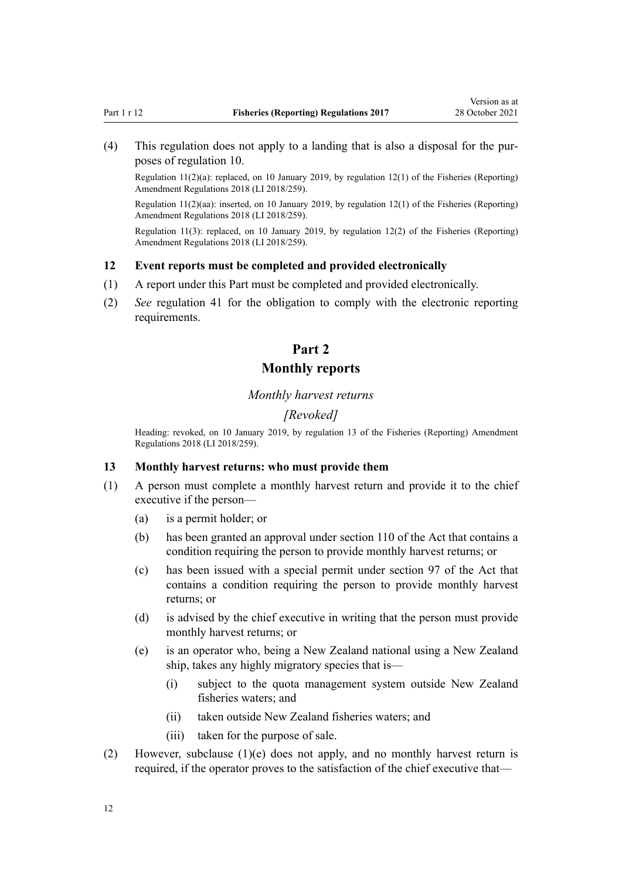(4) This regulation does not apply to a landing that is also a disposal for the purposes of regulation 10.

Regulation 11(2)(a): replaced, on 10 January 2019, by regulation 12(1) of the Fisheries (Reporting) Amendment Regulations 2018 (LI 2018/259).

Regulation 11(2)(aa): inserted, on 10 January 2019, by regulation 12(1) of the Fisheries (Reporting) Amendment Regulations 2018 (LI 2018/259).

Regulation 11(3): replaced, on 10 January 2019, by regulation 12(2) of the Fisheries (Reporting) Amendment Regulations 2018 (LI 2018/259).

### 12 Event reports must be completed and provided electronically

(1) A report under this Part must be completed and provided electronically.

(2) *See* regulation 41 for the obligation to comply with the electronic reporting requirements.

## Part 2
## Monthly reports

*Monthly harvest returns*

*[Revoked]*

Heading: revoked, on 10 January 2019, by regulation 13 of the Fisheries (Reporting) Amendment Regulations 2018 (LI 2018/259).

### 13 Monthly harvest returns: who must provide them

(1) A person must complete a monthly harvest return and provide it to the chief executive if the person—

   (a) is a permit holder; or

   (b) has been granted an approval under section 110 of the Act that contains a condition requiring the person to provide monthly harvest returns; or

   (c) has been issued with a special permit under section 97 of the Act that contains a condition requiring the person to provide monthly harvest returns; or

   (d) is advised by the chief executive in writing that the person must provide monthly harvest returns; or

   (e) is an operator who, being a New Zealand national using a New Zealand ship, takes any highly migratory species that is—

      (i) subject to the quota management system outside New Zealand fisheries waters; and

      (ii) taken outside New Zealand fisheries waters; and

      (iii) taken for the purpose of sale.

(2) However, subclause (1)(e) does not apply, and no monthly harvest return is required, if the operator proves to the satisfaction of the chief executive that—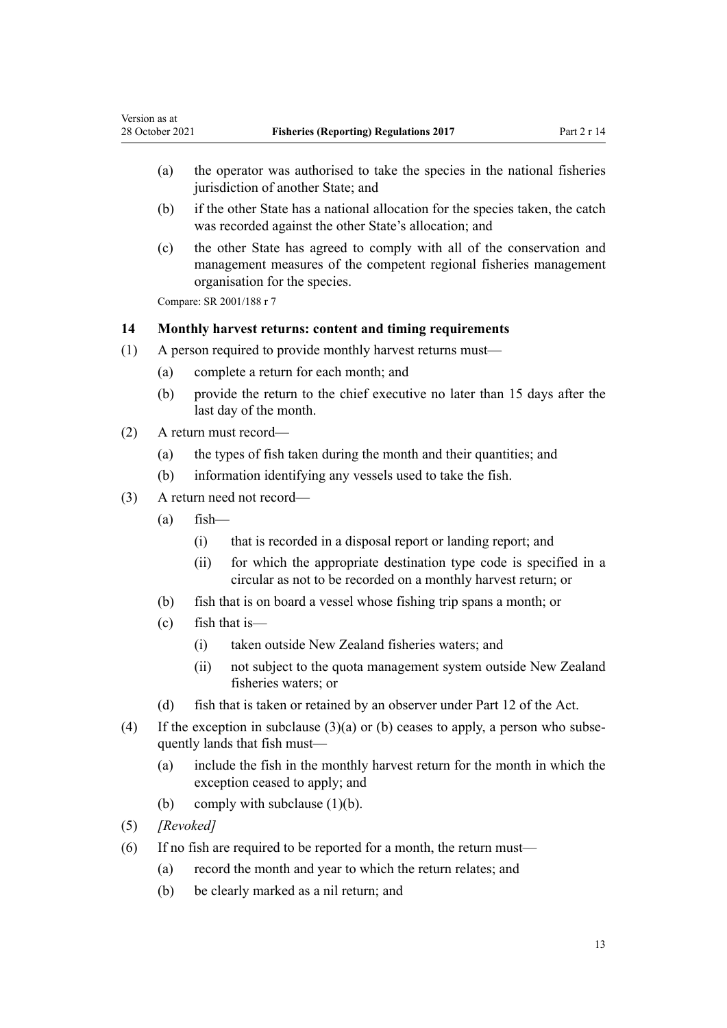(a) the operator was authorised to take the species in the national fisheries jurisdiction of another State; and

(b) if the other State has a national allocation for the species taken, the catch was recorded against the other State's allocation; and

(c) the other State has agreed to comply with all of the conservation and management measures of the competent regional fisheries management organisation for the species.

Compare: SR 2001/188 r 7

### 14 Monthly harvest returns: content and timing requirements

(1) A person required to provide monthly harvest returns must—

(a) complete a return for each month; and

(b) provide the return to the chief executive no later than 15 days after the last day of the month.

(2) A return must record—

(a) the types of fish taken during the month and their quantities; and

(b) information identifying any vessels used to take the fish.

(3) A return need not record—

(a) fish—

(i) that is recorded in a disposal report or landing report; and

(ii) for which the appropriate destination type code is specified in a circular as not to be recorded on a monthly harvest return; or

(b) fish that is on board a vessel whose fishing trip spans a month; or

(c) fish that is—

(i) taken outside New Zealand fisheries waters; and

(ii) not subject to the quota management system outside New Zealand fisheries waters; or

(d) fish that is taken or retained by an observer under Part 12 of the Act.

(4) If the exception in subclause (3)(a) or (b) ceases to apply, a person who subsequently lands that fish must—

(a) include the fish in the monthly harvest return for the month in which the exception ceased to apply; and

(b) comply with subclause (1)(b).

(5) *[Revoked]*

(6) If no fish are required to be reported for a month, the return must—

(a) record the month and year to which the return relates; and

(b) be clearly marked as a nil return; and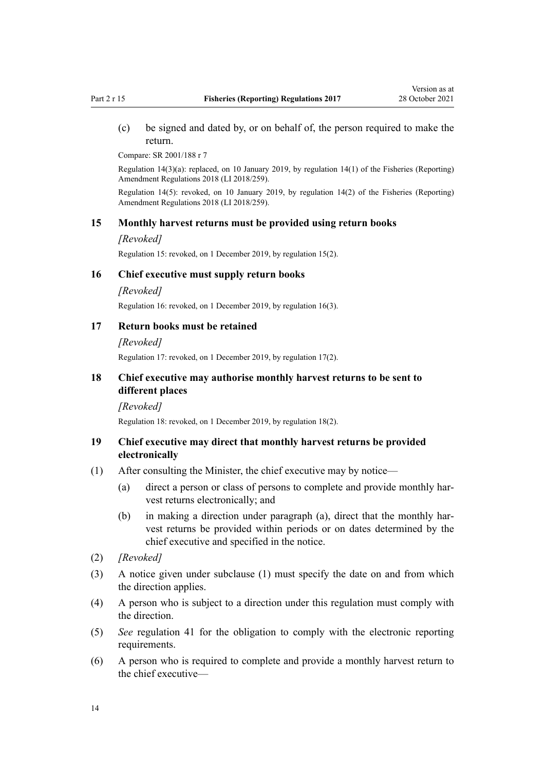(c) be signed and dated by, or on behalf of, the person required to make the return.

Compare: SR 2001/188 r 7

Regulation 14(3)(a): replaced, on 10 January 2019, by regulation 14(1) of the Fisheries (Reporting) Amendment Regulations 2018 (LI 2018/259).

Regulation 14(5): revoked, on 10 January 2019, by regulation 14(2) of the Fisheries (Reporting) Amendment Regulations 2018 (LI 2018/259).

### 15 Monthly harvest returns must be provided using return books

*[Revoked]*

Regulation 15: revoked, on 1 December 2019, by regulation 15(2).

### 16 Chief executive must supply return books

*[Revoked]*

Regulation 16: revoked, on 1 December 2019, by regulation 16(3).

### 17 Return books must be retained

*[Revoked]*

Regulation 17: revoked, on 1 December 2019, by regulation 17(2).

### 18 Chief executive may authorise monthly harvest returns to be sent to different places

*[Revoked]*

Regulation 18: revoked, on 1 December 2019, by regulation 18(2).

### 19 Chief executive may direct that monthly harvest returns be provided electronically

(1) After consulting the Minister, the chief executive may by notice—

(a) direct a person or class of persons to complete and provide monthly harvest returns electronically; and

(b) in making a direction under paragraph (a), direct that the monthly harvest returns be provided within periods or on dates determined by the chief executive and specified in the notice.

(2) *[Revoked]*

(3) A notice given under subclause (1) must specify the date on and from which the direction applies.

(4) A person who is subject to a direction under this regulation must comply with the direction.

(5) *See* regulation 41 for the obligation to comply with the electronic reporting requirements.

(6) A person who is required to complete and provide a monthly harvest return to the chief executive—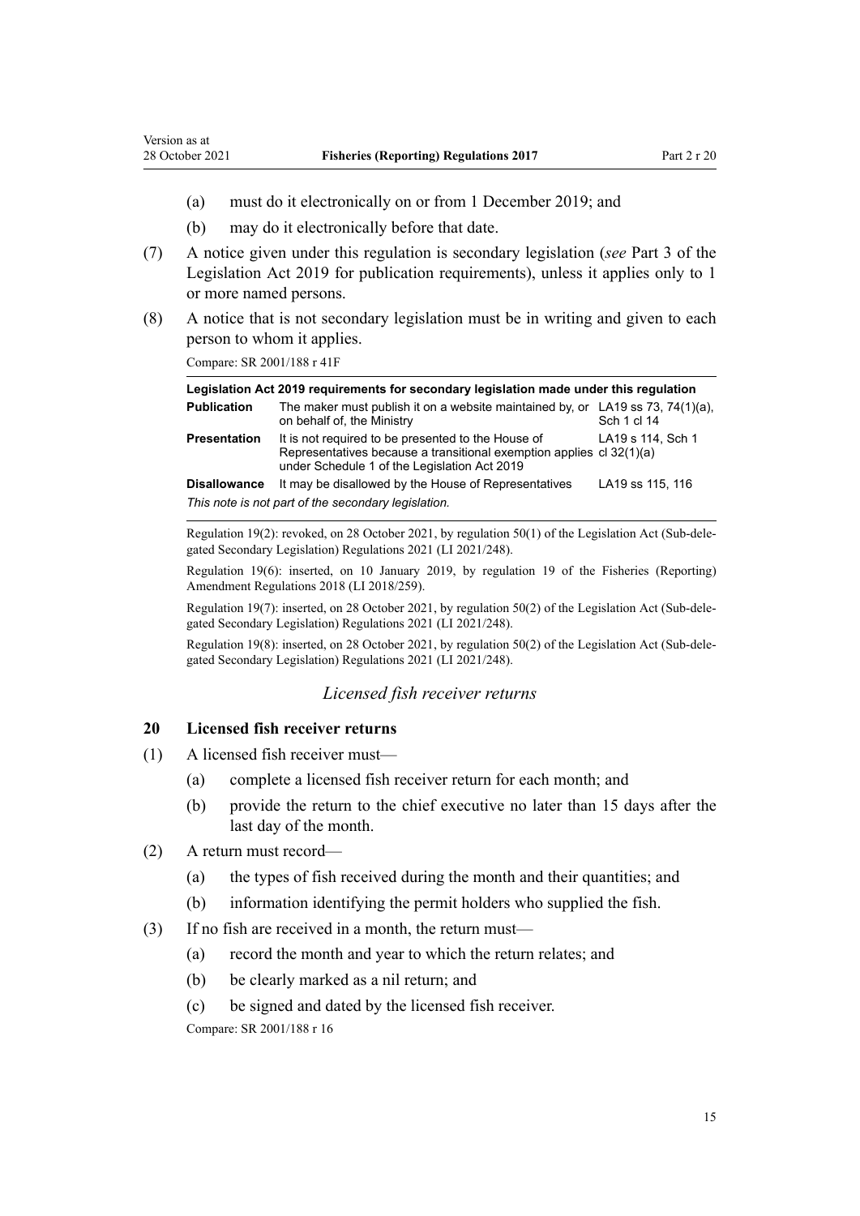(a) must do it electronically on or from 1 December 2019; and

(b) may do it electronically before that date.

(7) A notice given under this regulation is secondary legislation (*see* Part 3 of the Legislation Act 2019 for publication requirements), unless it applies only to 1 or more named persons.

(8) A notice that is not secondary legislation must be in writing and given to each person to whom it applies.

Compare: SR 2001/188 r 41F

| **Legislation Act 2019 requirements for secondary legislation made under this regulation** | | |
|---|---|---|
| **Publication** | The maker must publish it on a website maintained by, or on behalf of, the Ministry | LA19 ss 73, 74(1)(a), Sch 1 cl 14 |
| **Presentation** | It is not required to be presented to the House of Representatives because a transitional exemption applies under Schedule 1 of the Legislation Act 2019 | LA19 s 114, Sch 1 cl 32(1)(a) |
| **Disallowance** | It may be disallowed by the House of Representatives | LA19 ss 115, 116 |
| *This note is not part of the secondary legislation.* | | |

Regulation 19(2): revoked, on 28 October 2021, by regulation 50(1) of the Legislation Act (Sub-delegated Secondary Legislation) Regulations 2021 (LI 2021/248).

Regulation 19(6): inserted, on 10 January 2019, by regulation 19 of the Fisheries (Reporting) Amendment Regulations 2018 (LI 2018/259).

Regulation 19(7): inserted, on 28 October 2021, by regulation 50(2) of the Legislation Act (Sub-delegated Secondary Legislation) Regulations 2021 (LI 2021/248).

Regulation 19(8): inserted, on 28 October 2021, by regulation 50(2) of the Legislation Act (Sub-delegated Secondary Legislation) Regulations 2021 (LI 2021/248).

### *Licensed fish receiver returns*

### 20 Licensed fish receiver returns

(1) A licensed fish receiver must—

(a) complete a licensed fish receiver return for each month; and

(b) provide the return to the chief executive no later than 15 days after the last day of the month.

(2) A return must record—

(a) the types of fish received during the month and their quantities; and

(b) information identifying the permit holders who supplied the fish.

(3) If no fish are received in a month, the return must—

(a) record the month and year to which the return relates; and

(b) be clearly marked as a nil return; and

(c) be signed and dated by the licensed fish receiver.

Compare: SR 2001/188 r 16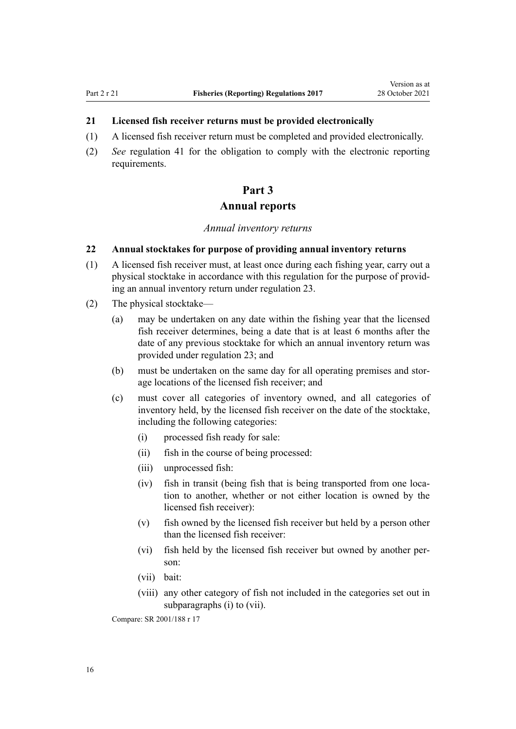### 21 Licensed fish receiver returns must be provided electronically

(1) A licensed fish receiver return must be completed and provided electronically.

(2) *See* regulation 41 for the obligation to comply with the electronic reporting requirements.

# Part 3
## Annual reports

*Annual inventory returns*

### 22 Annual stocktakes for purpose of providing annual inventory returns

(1) A licensed fish receiver must, at least once during each fishing year, carry out a physical stocktake in accordance with this regulation for the purpose of providing an annual inventory return under regulation 23.

(2) The physical stocktake—

  (a) may be undertaken on any date within the fishing year that the licensed fish receiver determines, being a date that is at least 6 months after the date of any previous stocktake for which an annual inventory return was provided under regulation 23; and

  (b) must be undertaken on the same day for all operating premises and storage locations of the licensed fish receiver; and

  (c) must cover all categories of inventory owned, and all categories of inventory held, by the licensed fish receiver on the date of the stocktake, including the following categories:

    (i) processed fish ready for sale:

    (ii) fish in the course of being processed:

    (iii) unprocessed fish:

    (iv) fish in transit (being fish that is being transported from one location to another, whether or not either location is owned by the licensed fish receiver):

    (v) fish owned by the licensed fish receiver but held by a person other than the licensed fish receiver:

    (vi) fish held by the licensed fish receiver but owned by another person:

    (vii) bait:

    (viii) any other category of fish not included in the categories set out in subparagraphs (i) to (vii).

Compare: SR 2001/188 r 17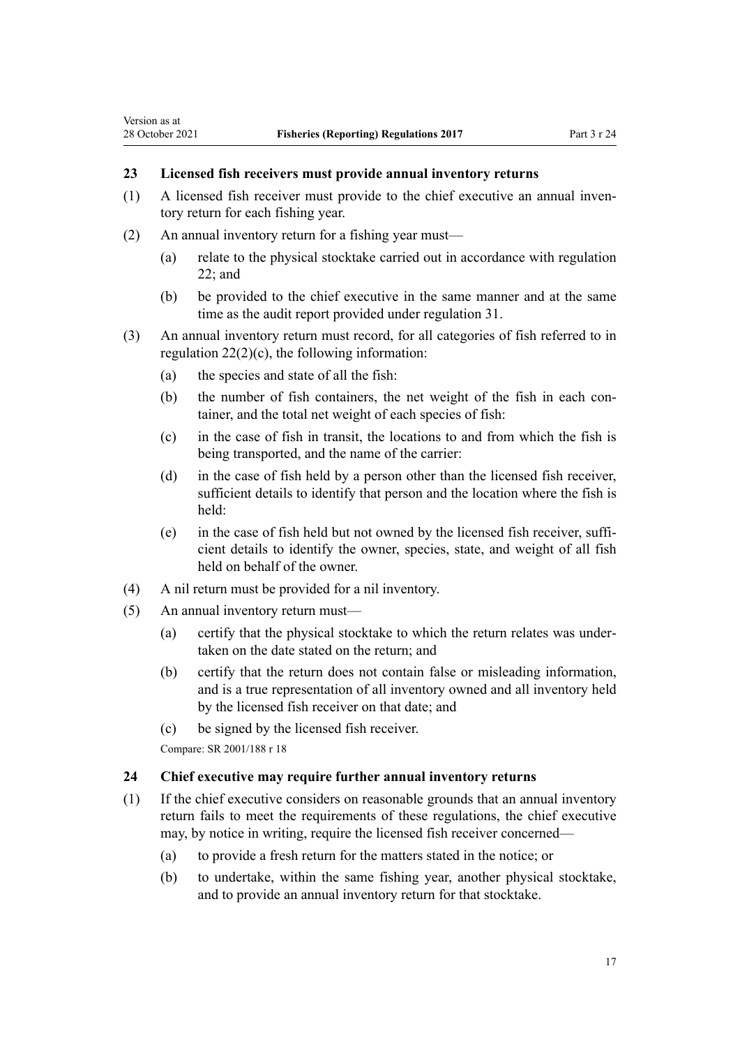### 23 Licensed fish receivers must provide annual inventory returns

(1) A licensed fish receiver must provide to the chief executive an annual inventory return for each fishing year.

(2) An annual inventory return for a fishing year must—

(a) relate to the physical stocktake carried out in accordance with regulation 22; and

(b) be provided to the chief executive in the same manner and at the same time as the audit report provided under regulation 31.

(3) An annual inventory return must record, for all categories of fish referred to in regulation 22(2)(c), the following information:

(a) the species and state of all the fish:

(b) the number of fish containers, the net weight of the fish in each container, and the total net weight of each species of fish:

(c) in the case of fish in transit, the locations to and from which the fish is being transported, and the name of the carrier:

(d) in the case of fish held by a person other than the licensed fish receiver, sufficient details to identify that person and the location where the fish is held:

(e) in the case of fish held but not owned by the licensed fish receiver, sufficient details to identify the owner, species, state, and weight of all fish held on behalf of the owner.

(4) A nil return must be provided for a nil inventory.

(5) An annual inventory return must—

(a) certify that the physical stocktake to which the return relates was undertaken on the date stated on the return; and

(b) certify that the return does not contain false or misleading information, and is a true representation of all inventory owned and all inventory held by the licensed fish receiver on that date; and

(c) be signed by the licensed fish receiver.

Compare: SR 2001/188 r 18

### 24 Chief executive may require further annual inventory returns

(1) If the chief executive considers on reasonable grounds that an annual inventory return fails to meet the requirements of these regulations, the chief executive may, by notice in writing, require the licensed fish receiver concerned—

(a) to provide a fresh return for the matters stated in the notice; or

(b) to undertake, within the same fishing year, another physical stocktake, and to provide an annual inventory return for that stocktake.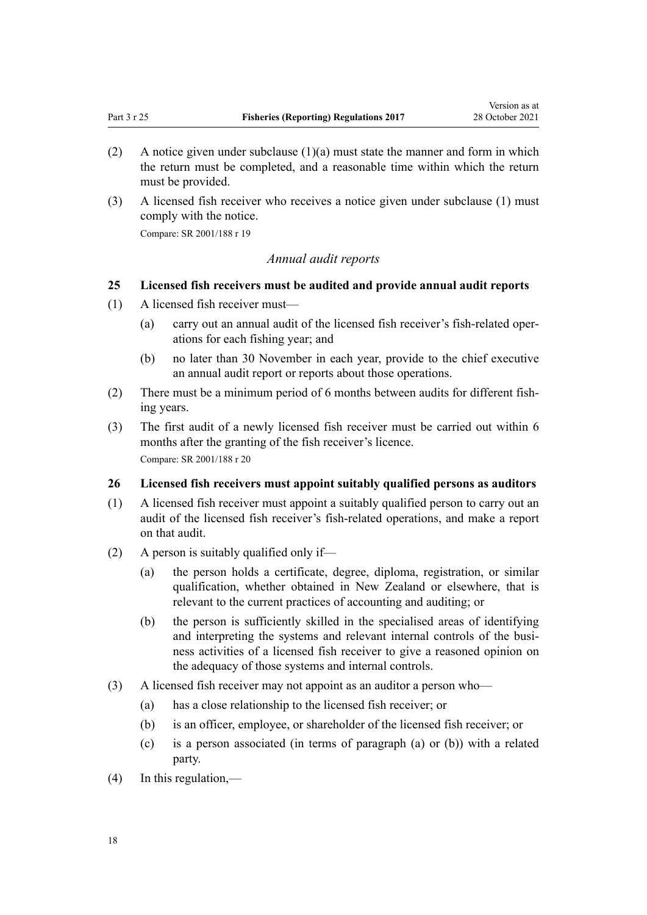(2) A notice given under subclause (1)(a) must state the manner and form in which the return must be completed, and a reasonable time within which the return must be provided.

(3) A licensed fish receiver who receives a notice given under subclause (1) must comply with the notice.

Compare: SR 2001/188 r 19

### *Annual audit reports*

### 25 Licensed fish receivers must be audited and provide annual audit reports

(1) A licensed fish receiver must—

- (a) carry out an annual audit of the licensed fish receiver's fish-related operations for each fishing year; and
- (b) no later than 30 November in each year, provide to the chief executive an annual audit report or reports about those operations.

(2) There must be a minimum period of 6 months between audits for different fishing years.

(3) The first audit of a newly licensed fish receiver must be carried out within 6 months after the granting of the fish receiver's licence.

Compare: SR 2001/188 r 20

### 26 Licensed fish receivers must appoint suitably qualified persons as auditors

(1) A licensed fish receiver must appoint a suitably qualified person to carry out an audit of the licensed fish receiver's fish-related operations, and make a report on that audit.

(2) A person is suitably qualified only if—

- (a) the person holds a certificate, degree, diploma, registration, or similar qualification, whether obtained in New Zealand or elsewhere, that is relevant to the current practices of accounting and auditing; or
- (b) the person is sufficiently skilled in the specialised areas of identifying and interpreting the systems and relevant internal controls of the business activities of a licensed fish receiver to give a reasoned opinion on the adequacy of those systems and internal controls.

(3) A licensed fish receiver may not appoint as an auditor a person who—

- (a) has a close relationship to the licensed fish receiver; or
- (b) is an officer, employee, or shareholder of the licensed fish receiver; or
- (c) is a person associated (in terms of paragraph (a) or (b)) with a related party.

(4) In this regulation,—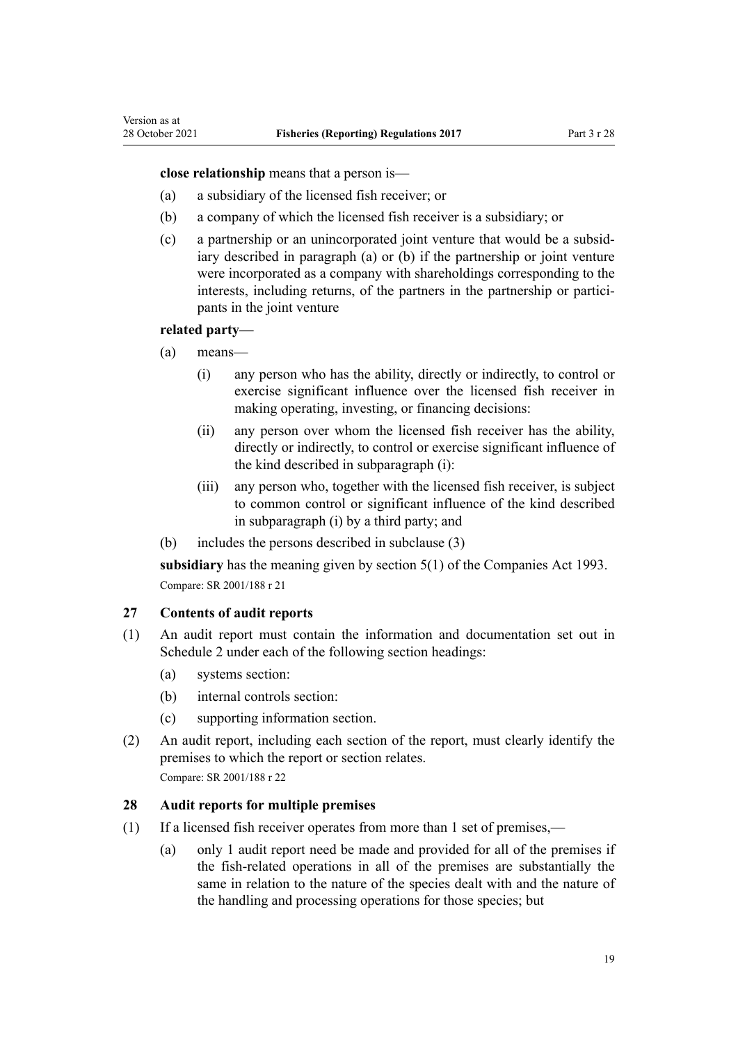**close relationship** means that a person is—

(a) a subsidiary of the licensed fish receiver; or

(b) a company of which the licensed fish receiver is a subsidiary; or

(c) a partnership or an unincorporated joint venture that would be a subsidiary described in paragraph (a) or (b) if the partnership or joint venture were incorporated as a company with shareholdings corresponding to the interests, including returns, of the partners in the partnership or participants in the joint venture

**related party—**

(a) means—

  (i) any person who has the ability, directly or indirectly, to control or exercise significant influence over the licensed fish receiver in making operating, investing, or financing decisions:

  (ii) any person over whom the licensed fish receiver has the ability, directly or indirectly, to control or exercise significant influence of the kind described in subparagraph (i):

  (iii) any person who, together with the licensed fish receiver, is subject to common control or significant influence of the kind described in subparagraph (i) by a third party; and

(b) includes the persons described in subclause (3)

**subsidiary** has the meaning given by section 5(1) of the Companies Act 1993.

Compare: SR 2001/188 r 21

## 27 Contents of audit reports

(1) An audit report must contain the information and documentation set out in Schedule 2 under each of the following section headings:

  (a) systems section:

  (b) internal controls section:

  (c) supporting information section.

(2) An audit report, including each section of the report, must clearly identify the premises to which the report or section relates.

Compare: SR 2001/188 r 22

## 28 Audit reports for multiple premises

(1) If a licensed fish receiver operates from more than 1 set of premises,—

  (a) only 1 audit report need be made and provided for all of the premises if the fish-related operations in all of the premises are substantially the same in relation to the nature of the species dealt with and the nature of the handling and processing operations for those species; but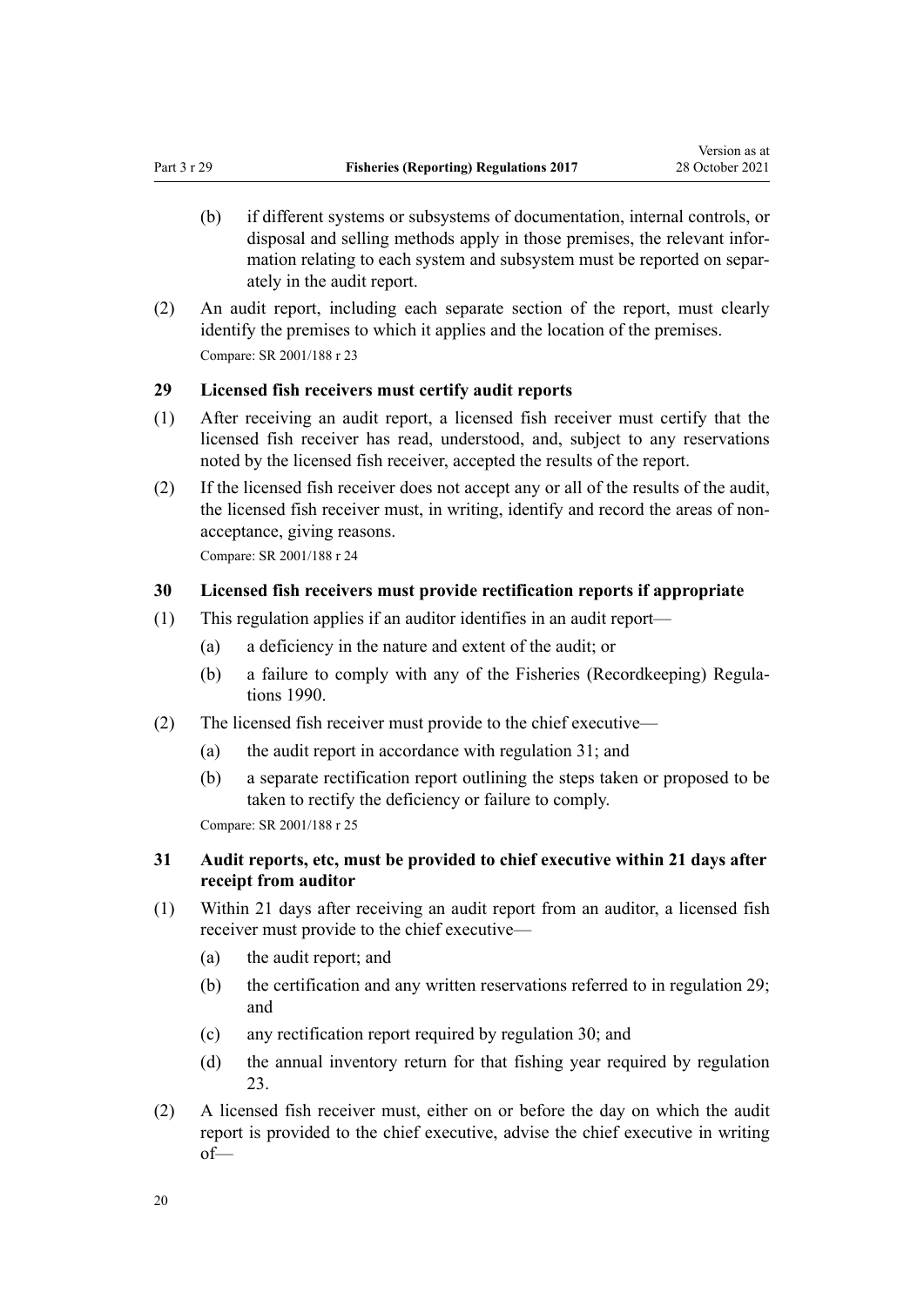(b) if different systems or subsystems of documentation, internal controls, or disposal and selling methods apply in those premises, the relevant information relating to each system and subsystem must be reported on separately in the audit report.

(2) An audit report, including each separate section of the report, must clearly identify the premises to which it applies and the location of the premises.

Compare: SR 2001/188 r 23

### 29 Licensed fish receivers must certify audit reports

(1) After receiving an audit report, a licensed fish receiver must certify that the licensed fish receiver has read, understood, and, subject to any reservations noted by the licensed fish receiver, accepted the results of the report.

(2) If the licensed fish receiver does not accept any or all of the results of the audit, the licensed fish receiver must, in writing, identify and record the areas of non-acceptance, giving reasons.

Compare: SR 2001/188 r 24

### 30 Licensed fish receivers must provide rectification reports if appropriate

(1) This regulation applies if an auditor identifies in an audit report—

(a) a deficiency in the nature and extent of the audit; or

(b) a failure to comply with any of the Fisheries (Recordkeeping) Regulations 1990.

(2) The licensed fish receiver must provide to the chief executive—

(a) the audit report in accordance with regulation 31; and

(b) a separate rectification report outlining the steps taken or proposed to be taken to rectify the deficiency or failure to comply.

Compare: SR 2001/188 r 25

### 31 Audit reports, etc, must be provided to chief executive within 21 days after receipt from auditor

(1) Within 21 days after receiving an audit report from an auditor, a licensed fish receiver must provide to the chief executive—

(a) the audit report; and

(b) the certification and any written reservations referred to in regulation 29; and

(c) any rectification report required by regulation 30; and

(d) the annual inventory return for that fishing year required by regulation 23.

(2) A licensed fish receiver must, either on or before the day on which the audit report is provided to the chief executive, advise the chief executive in writing of—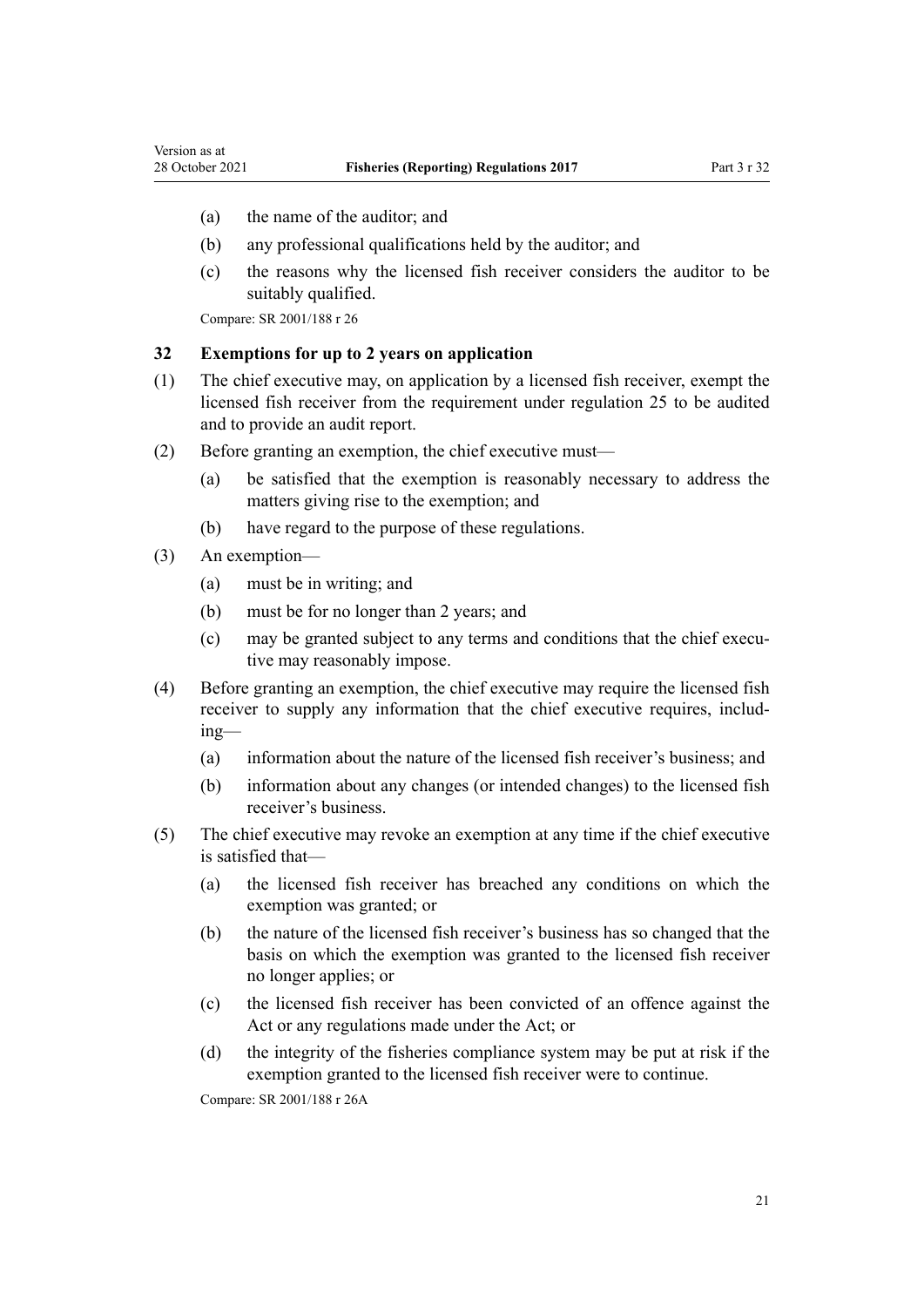(a) the name of the auditor; and

(b) any professional qualifications held by the auditor; and

(c) the reasons why the licensed fish receiver considers the auditor to be suitably qualified.

Compare: SR 2001/188 r 26

### 32 Exemptions for up to 2 years on application

(1) The chief executive may, on application by a licensed fish receiver, exempt the licensed fish receiver from the requirement under regulation 25 to be audited and to provide an audit report.

(2) Before granting an exemption, the chief executive must—

(a) be satisfied that the exemption is reasonably necessary to address the matters giving rise to the exemption; and

(b) have regard to the purpose of these regulations.

(3) An exemption—

(a) must be in writing; and

(b) must be for no longer than 2 years; and

(c) may be granted subject to any terms and conditions that the chief executive may reasonably impose.

(4) Before granting an exemption, the chief executive may require the licensed fish receiver to supply any information that the chief executive requires, including—

(a) information about the nature of the licensed fish receiver's business; and

(b) information about any changes (or intended changes) to the licensed fish receiver's business.

(5) The chief executive may revoke an exemption at any time if the chief executive is satisfied that—

(a) the licensed fish receiver has breached any conditions on which the exemption was granted; or

(b) the nature of the licensed fish receiver's business has so changed that the basis on which the exemption was granted to the licensed fish receiver no longer applies; or

(c) the licensed fish receiver has been convicted of an offence against the Act or any regulations made under the Act; or

(d) the integrity of the fisheries compliance system may be put at risk if the exemption granted to the licensed fish receiver were to continue.

Compare: SR 2001/188 r 26A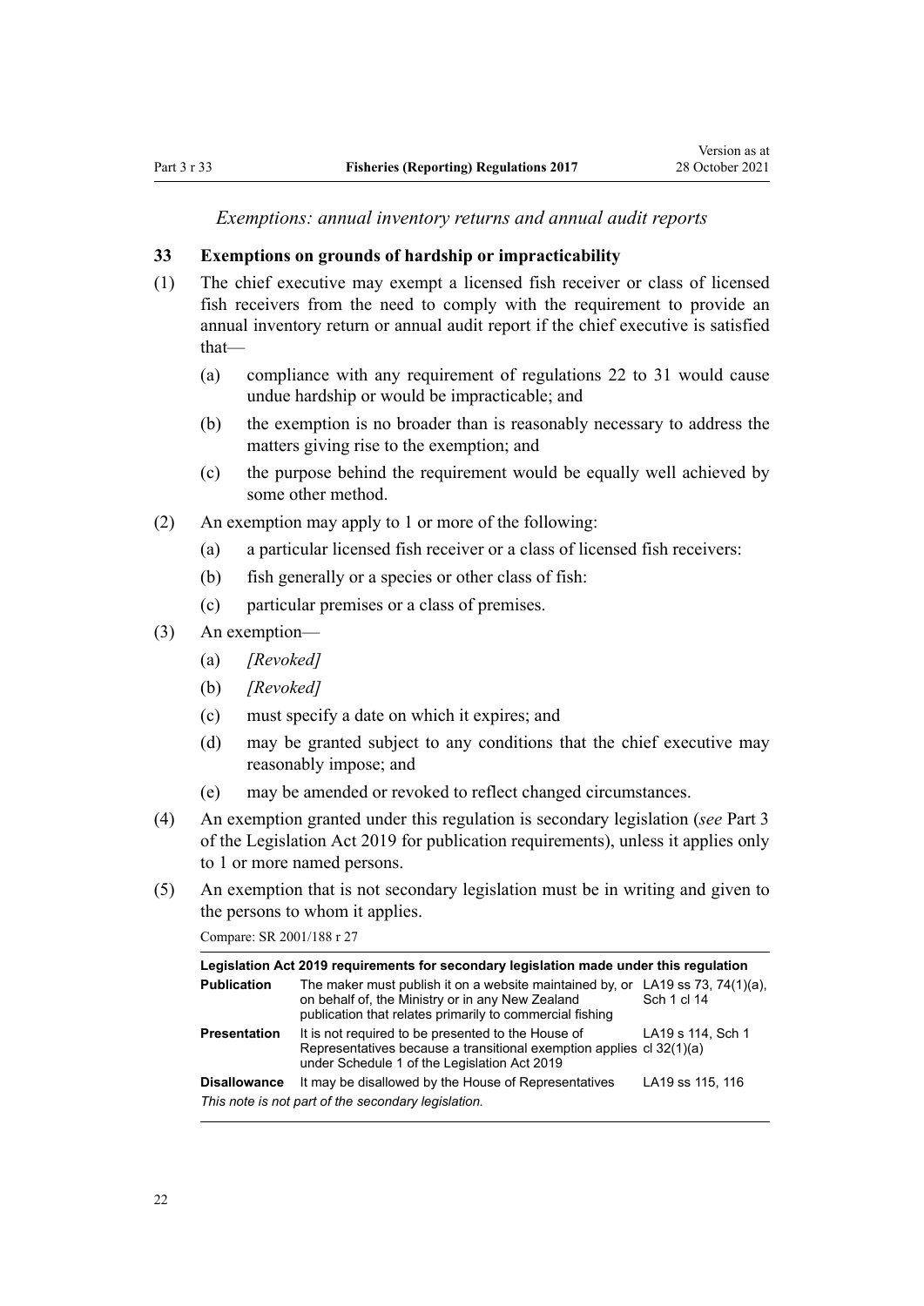*Exemptions: annual inventory returns and annual audit reports*

### 33 Exemptions on grounds of hardship or impracticability

(1) The chief executive may exempt a licensed fish receiver or class of licensed fish receivers from the need to comply with the requirement to provide an annual inventory return or annual audit report if the chief executive is satisfied that—

(a) compliance with any requirement of regulations 22 to 31 would cause undue hardship or would be impracticable; and

(b) the exemption is no broader than is reasonably necessary to address the matters giving rise to the exemption; and

(c) the purpose behind the requirement would be equally well achieved by some other method.

(2) An exemption may apply to 1 or more of the following:

(a) a particular licensed fish receiver or a class of licensed fish receivers:

(b) fish generally or a species or other class of fish:

(c) particular premises or a class of premises.

(3) An exemption—

(a) *[Revoked]*

(b) *[Revoked]*

(c) must specify a date on which it expires; and

(d) may be granted subject to any conditions that the chief executive may reasonably impose; and

(e) may be amended or revoked to reflect changed circumstances.

(4) An exemption granted under this regulation is secondary legislation (*see* Part 3 of the Legislation Act 2019 for publication requirements), unless it applies only to 1 or more named persons.

(5) An exemption that is not secondary legislation must be in writing and given to the persons to whom it applies.

Compare: SR 2001/188 r 27

| Legislation Act 2019 requirements for secondary legislation made under this regulation | | |
|---|---|---|
| **Publication** | The maker must publish it on a website maintained by, or on behalf of, the Ministry or in any New Zealand publication that relates primarily to commercial fishing | LA19 ss 73, 74(1)(a), Sch 1 cl 14 |
| **Presentation** | It is not required to be presented to the House of Representatives because a transitional exemption applies under Schedule 1 of the Legislation Act 2019 | LA19 s 114, Sch 1 cl 32(1)(a) |
| **Disallowance** | It may be disallowed by the House of Representatives | LA19 ss 115, 116 |
| *This note is not part of the secondary legislation.* | | |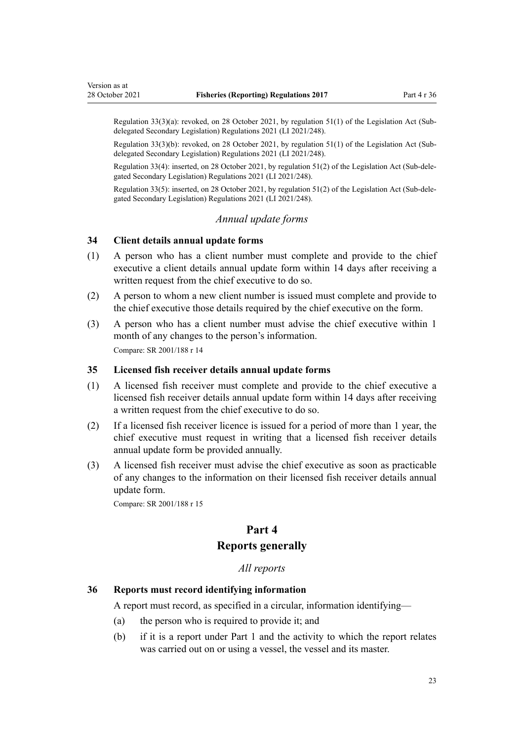Regulation 33(3)(a): revoked, on 28 October 2021, by regulation 51(1) of the Legislation Act (Sub-delegated Secondary Legislation) Regulations 2021 (LI 2021/248).

Regulation 33(3)(b): revoked, on 28 October 2021, by regulation 51(1) of the Legislation Act (Sub-delegated Secondary Legislation) Regulations 2021 (LI 2021/248).

Regulation 33(4): inserted, on 28 October 2021, by regulation 51(2) of the Legislation Act (Sub-delegated Secondary Legislation) Regulations 2021 (LI 2021/248).

Regulation 33(5): inserted, on 28 October 2021, by regulation 51(2) of the Legislation Act (Sub-delegated Secondary Legislation) Regulations 2021 (LI 2021/248).

*Annual update forms*

### 34 Client details annual update forms

(1) A person who has a client number must complete and provide to the chief executive a client details annual update form within 14 days after receiving a written request from the chief executive to do so.

(2) A person to whom a new client number is issued must complete and provide to the chief executive those details required by the chief executive on the form.

(3) A person who has a client number must advise the chief executive within 1 month of any changes to the person's information.

Compare: SR 2001/188 r 14

### 35 Licensed fish receiver details annual update forms

(1) A licensed fish receiver must complete and provide to the chief executive a licensed fish receiver details annual update form within 14 days after receiving a written request from the chief executive to do so.

(2) If a licensed fish receiver licence is issued for a period of more than 1 year, the chief executive must request in writing that a licensed fish receiver details annual update form be provided annually.

(3) A licensed fish receiver must advise the chief executive as soon as practicable of any changes to the information on their licensed fish receiver details annual update form.

Compare: SR 2001/188 r 15

## Part 4
## Reports generally

*All reports*

### 36 Reports must record identifying information

A report must record, as specified in a circular, information identifying—

(a) the person who is required to provide it; and

(b) if it is a report under Part 1 and the activity to which the report relates was carried out on or using a vessel, the vessel and its master.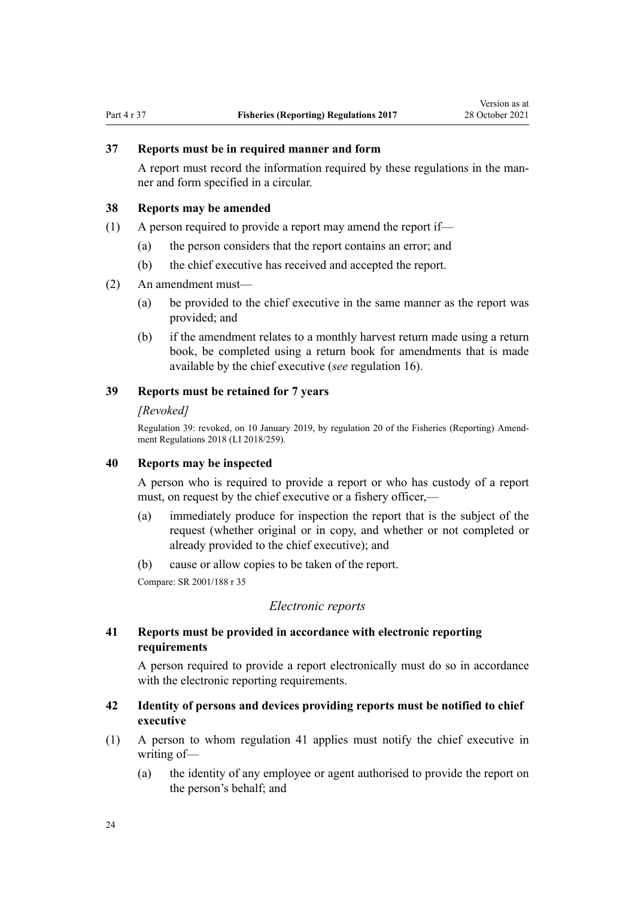### 37 Reports must be in required manner and form

A report must record the information required by these regulations in the manner and form specified in a circular.

### 38 Reports may be amended

(1) A person required to provide a report may amend the report if—

(a) the person considers that the report contains an error; and

(b) the chief executive has received and accepted the report.

(2) An amendment must—

(a) be provided to the chief executive in the same manner as the report was provided; and

(b) if the amendment relates to a monthly harvest return made using a return book, be completed using a return book for amendments that is made available by the chief executive (*see* regulation 16).

### 39 Reports must be retained for 7 years

*[Revoked]*

Regulation 39: revoked, on 10 January 2019, by regulation 20 of the Fisheries (Reporting) Amendment Regulations 2018 (LI 2018/259).

### 40 Reports may be inspected

A person who is required to provide a report or who has custody of a report must, on request by the chief executive or a fishery officer,—

(a) immediately produce for inspection the report that is the subject of the request (whether original or in copy, and whether or not completed or already provided to the chief executive); and

(b) cause or allow copies to be taken of the report.

Compare: SR 2001/188 r 35

*Electronic reports*

### 41 Reports must be provided in accordance with electronic reporting requirements

A person required to provide a report electronically must do so in accordance with the electronic reporting requirements.

### 42 Identity of persons and devices providing reports must be notified to chief executive

(1) A person to whom regulation 41 applies must notify the chief executive in writing of—

(a) the identity of any employee or agent authorised to provide the report on the person's behalf; and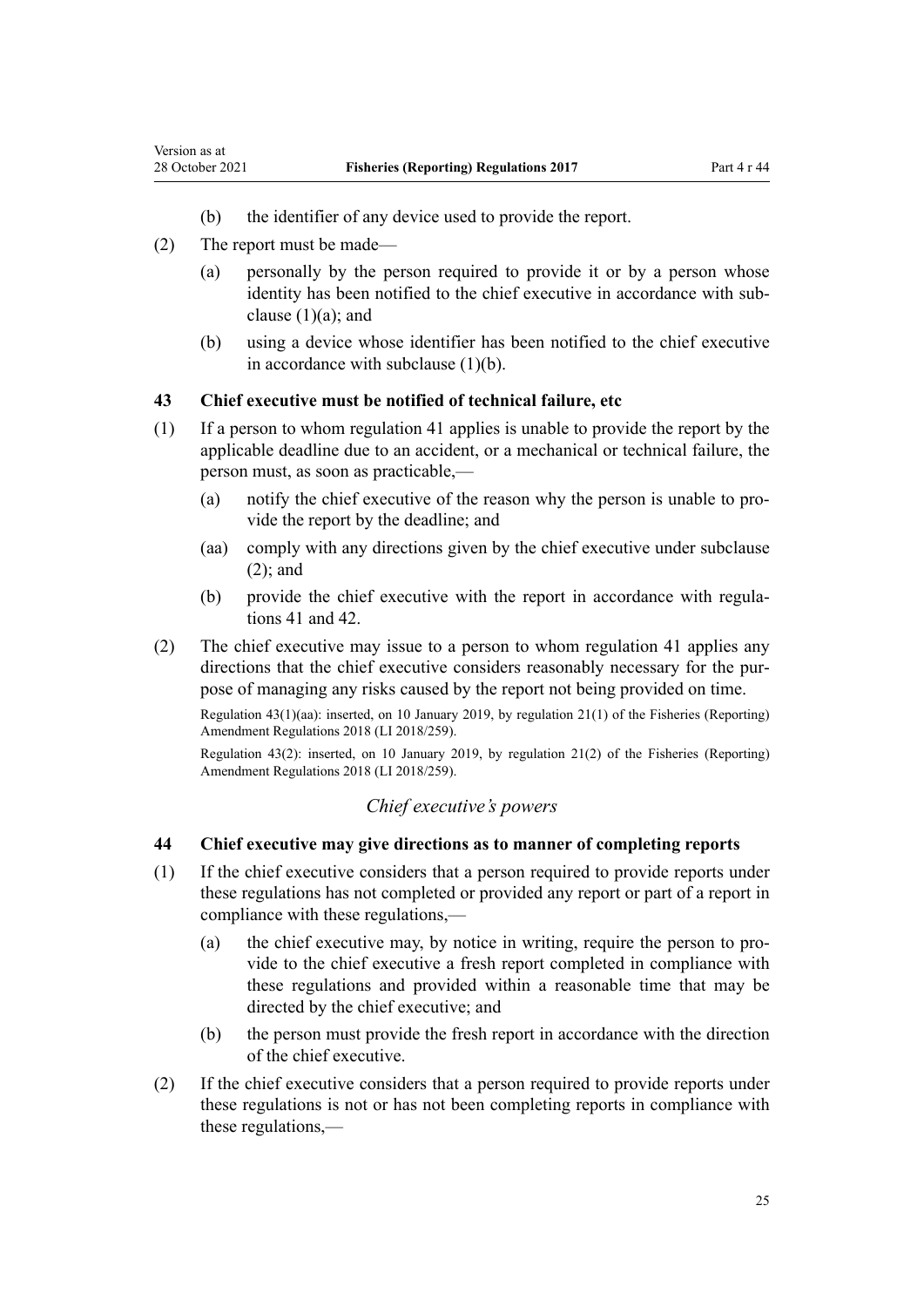(b) the identifier of any device used to provide the report.

(2) The report must be made—

(a) personally by the person required to provide it or by a person whose identity has been notified to the chief executive in accordance with subclause (1)(a); and

(b) using a device whose identifier has been notified to the chief executive in accordance with subclause (1)(b).

### 43 Chief executive must be notified of technical failure, etc

(1) If a person to whom regulation 41 applies is unable to provide the report by the applicable deadline due to an accident, or a mechanical or technical failure, the person must, as soon as practicable,—

(a) notify the chief executive of the reason why the person is unable to provide the report by the deadline; and

(aa) comply with any directions given by the chief executive under subclause (2); and

(b) provide the chief executive with the report in accordance with regulations 41 and 42.

(2) The chief executive may issue to a person to whom regulation 41 applies any directions that the chief executive considers reasonably necessary for the purpose of managing any risks caused by the report not being provided on time.

Regulation 43(1)(aa): inserted, on 10 January 2019, by regulation 21(1) of the Fisheries (Reporting) Amendment Regulations 2018 (LI 2018/259).

Regulation 43(2): inserted, on 10 January 2019, by regulation 21(2) of the Fisheries (Reporting) Amendment Regulations 2018 (LI 2018/259).

*Chief executive's powers*

### 44 Chief executive may give directions as to manner of completing reports

(1) If the chief executive considers that a person required to provide reports under these regulations has not completed or provided any report or part of a report in compliance with these regulations,—

(a) the chief executive may, by notice in writing, require the person to provide to the chief executive a fresh report completed in compliance with these regulations and provided within a reasonable time that may be directed by the chief executive; and

(b) the person must provide the fresh report in accordance with the direction of the chief executive.

(2) If the chief executive considers that a person required to provide reports under these regulations is not or has not been completing reports in compliance with these regulations,—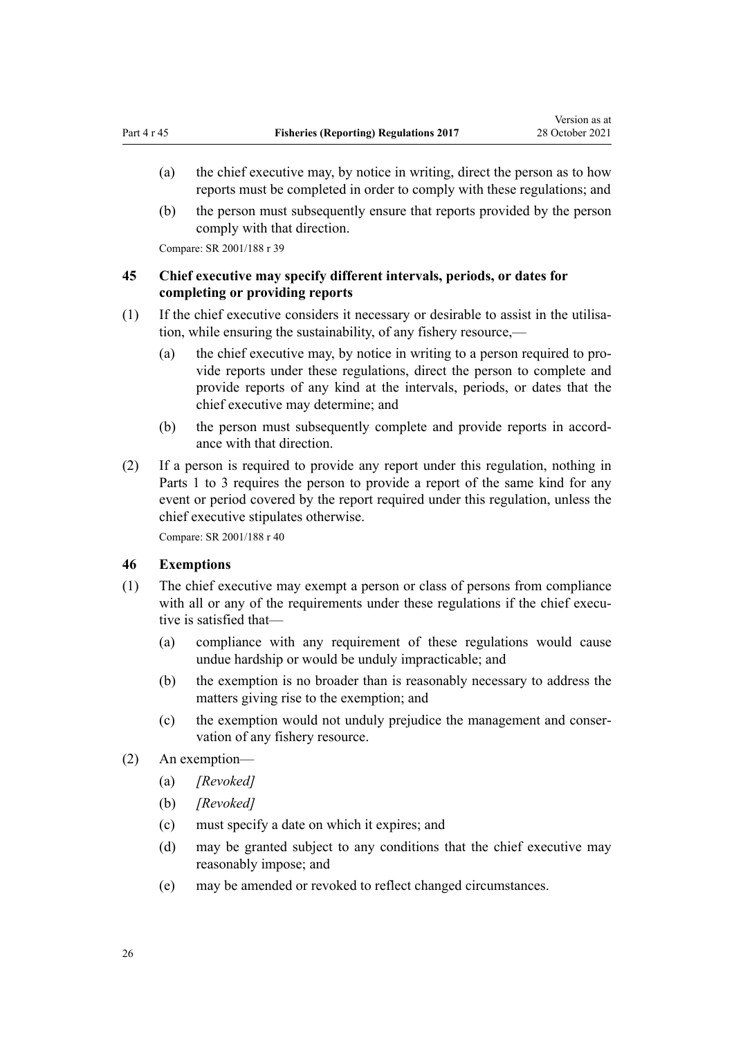(a) the chief executive may, by notice in writing, direct the person as to how reports must be completed in order to comply with these regulations; and

(b) the person must subsequently ensure that reports provided by the person comply with that direction.

Compare: SR 2001/188 r 39

### 45 Chief executive may specify different intervals, periods, or dates for completing or providing reports

(1) If the chief executive considers it necessary or desirable to assist in the utilisation, while ensuring the sustainability, of any fishery resource,—

(a) the chief executive may, by notice in writing to a person required to provide reports under these regulations, direct the person to complete and provide reports of any kind at the intervals, periods, or dates that the chief executive may determine; and

(b) the person must subsequently complete and provide reports in accordance with that direction.

(2) If a person is required to provide any report under this regulation, nothing in Parts 1 to 3 requires the person to provide a report of the same kind for any event or period covered by the report required under this regulation, unless the chief executive stipulates otherwise.

Compare: SR 2001/188 r 40

### 46 Exemptions

(1) The chief executive may exempt a person or class of persons from compliance with all or any of the requirements under these regulations if the chief executive is satisfied that—

(a) compliance with any requirement of these regulations would cause undue hardship or would be unduly impracticable; and

(b) the exemption is no broader than is reasonably necessary to address the matters giving rise to the exemption; and

(c) the exemption would not unduly prejudice the management and conservation of any fishery resource.

(2) An exemption—

(a) *[Revoked]*

(b) *[Revoked]*

(c) must specify a date on which it expires; and

(d) may be granted subject to any conditions that the chief executive may reasonably impose; and

(e) may be amended or revoked to reflect changed circumstances.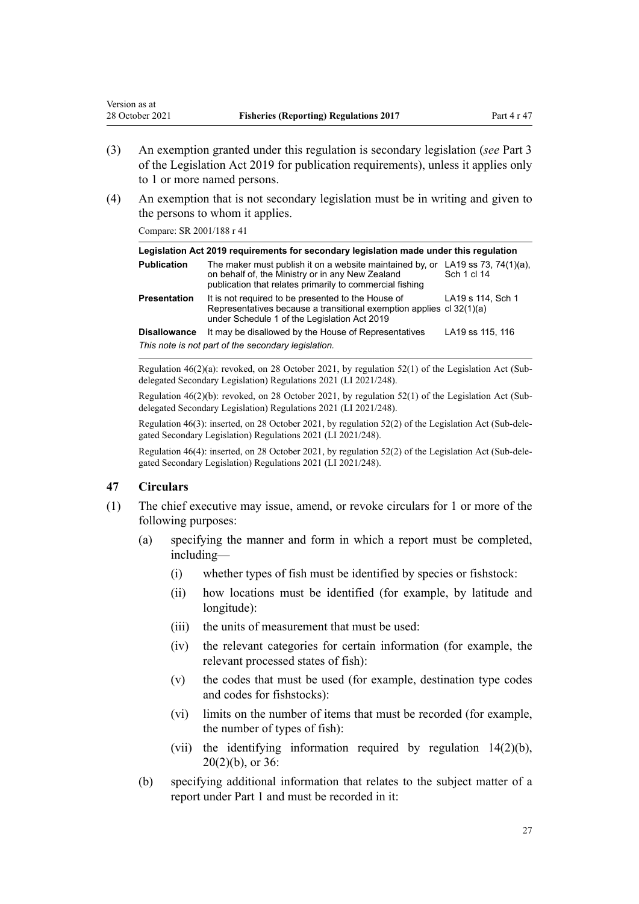(3) An exemption granted under this regulation is secondary legislation (*see* Part 3 of the Legislation Act 2019 for publication requirements), unless it applies only to 1 or more named persons.

(4) An exemption that is not secondary legislation must be in writing and given to the persons to whom it applies.

Compare: SR 2001/188 r 41

**Legislation Act 2019 requirements for secondary legislation made under this regulation**

| | | |
|---|---|---|
| **Publication** | The maker must publish it on a website maintained by, or on behalf of, the Ministry or in any New Zealand publication that relates primarily to commercial fishing | LA19 ss 73, 74(1)(a), Sch 1 cl 14 |
| **Presentation** | It is not required to be presented to the House of Representatives because a transitional exemption applies under Schedule 1 of the Legislation Act 2019 | LA19 s 114, Sch 1 cl 32(1)(a) |
| **Disallowance** | It may be disallowed by the House of Representatives | LA19 ss 115, 116 |

*This note is not part of the secondary legislation.*

Regulation 46(2)(a): revoked, on 28 October 2021, by regulation 52(1) of the Legislation Act (Sub-delegated Secondary Legislation) Regulations 2021 (LI 2021/248).

Regulation 46(2)(b): revoked, on 28 October 2021, by regulation 52(1) of the Legislation Act (Sub-delegated Secondary Legislation) Regulations 2021 (LI 2021/248).

Regulation 46(3): inserted, on 28 October 2021, by regulation 52(2) of the Legislation Act (Sub-delegated Secondary Legislation) Regulations 2021 (LI 2021/248).

Regulation 46(4): inserted, on 28 October 2021, by regulation 52(2) of the Legislation Act (Sub-delegated Secondary Legislation) Regulations 2021 (LI 2021/248).

### 47 Circulars

(1) The chief executive may issue, amend, or revoke circulars for 1 or more of the following purposes:

- (a) specifying the manner and form in which a report must be completed, including—
  - (i) whether types of fish must be identified by species or fishstock:
  - (ii) how locations must be identified (for example, by latitude and longitude):
  - (iii) the units of measurement that must be used:
  - (iv) the relevant categories for certain information (for example, the relevant processed states of fish):
  - (v) the codes that must be used (for example, destination type codes and codes for fishstocks):
  - (vi) limits on the number of items that must be recorded (for example, the number of types of fish):
  - (vii) the identifying information required by regulation 14(2)(b), 20(2)(b), or 36:
- (b) specifying additional information that relates to the subject matter of a report under Part 1 and must be recorded in it: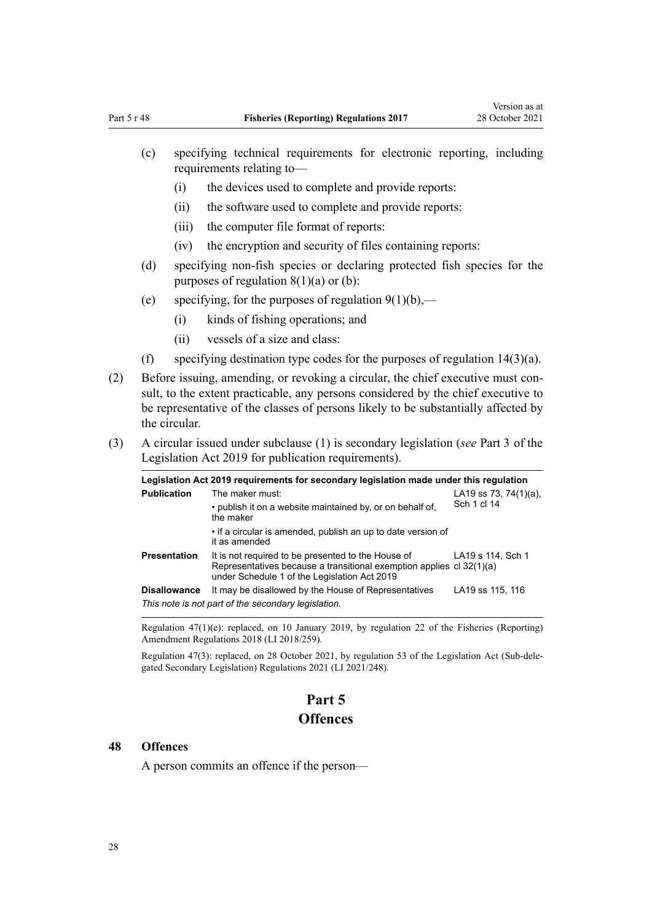(c) specifying technical requirements for electronic reporting, including requirements relating to—

  (i) the devices used to complete and provide reports:

  (ii) the software used to complete and provide reports:

  (iii) the computer file format of reports:

  (iv) the encryption and security of files containing reports:

(d) specifying non-fish species or declaring protected fish species for the purposes of regulation 8(1)(a) or (b):

(e) specifying, for the purposes of regulation 9(1)(b),—

  (i) kinds of fishing operations; and

  (ii) vessels of a size and class:

(f) specifying destination type codes for the purposes of regulation 14(3)(a).

(2) Before issuing, amending, or revoking a circular, the chief executive must consult, to the extent practicable, any persons considered by the chief executive to be representative of the classes of persons likely to be substantially affected by the circular.

(3) A circular issued under subclause (1) is secondary legislation (*see* Part 3 of the Legislation Act 2019 for publication requirements).

| Legislation Act 2019 requirements for secondary legislation made under this regulation | | |
|---|---|---|
| **Publication** | The maker must: • publish it on a website maintained by, or on behalf of, the maker • if a circular is amended, publish an up to date version of it as amended | LA19 ss 73, 74(1)(a), Sch 1 cl 14 |
| **Presentation** | It is not required to be presented to the House of Representatives because a transitional exemption applies under Schedule 1 of the Legislation Act 2019 | LA19 s 114, Sch 1 cl 32(1)(a) |
| **Disallowance** | It may be disallowed by the House of Representatives | LA19 ss 115, 116 |

*This note is not part of the secondary legislation.*

Regulation 47(1)(e): replaced, on 10 January 2019, by regulation 22 of the Fisheries (Reporting) Amendment Regulations 2018 (LI 2018/259).

Regulation 47(3): replaced, on 28 October 2021, by regulation 53 of the Legislation Act (Sub-delegated Secondary Legislation) Regulations 2021 (LI 2021/248).

# Part 5
# Offences

### 48 Offences

A person commits an offence if the person—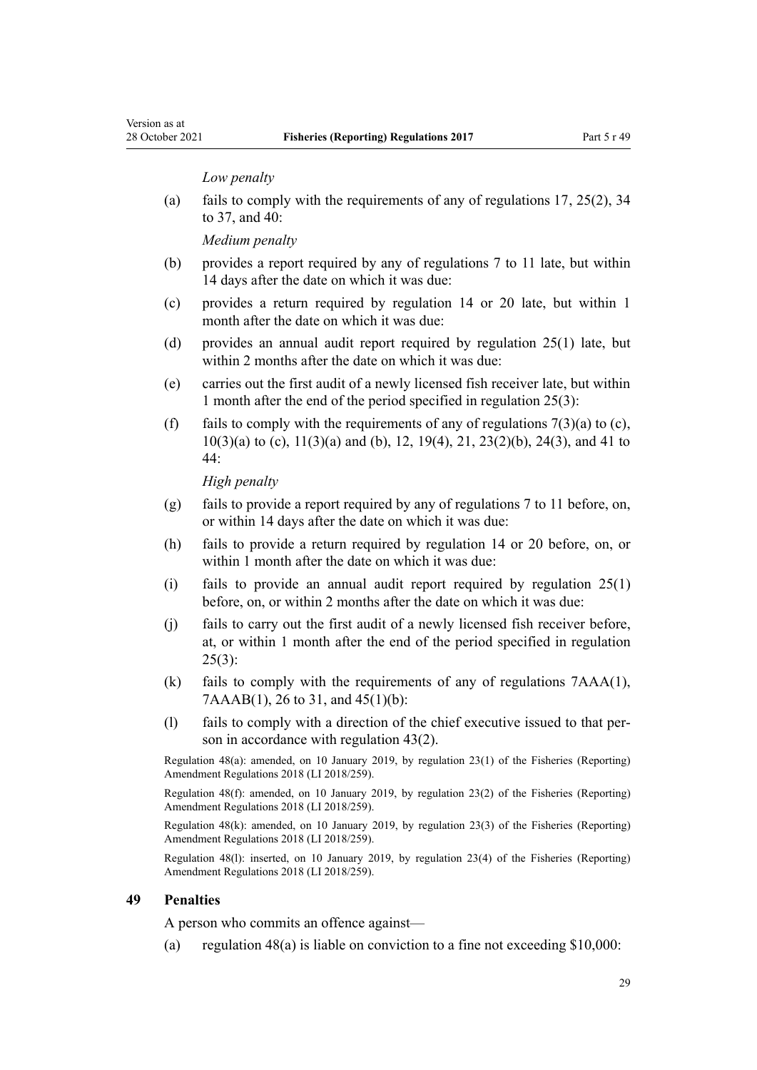*Low penalty*

(a) fails to comply with the requirements of any of regulations 17, 25(2), 34 to 37, and 40:

*Medium penalty*

(b) provides a report required by any of regulations 7 to 11 late, but within 14 days after the date on which it was due:

(c) provides a return required by regulation 14 or 20 late, but within 1 month after the date on which it was due:

(d) provides an annual audit report required by regulation 25(1) late, but within 2 months after the date on which it was due:

(e) carries out the first audit of a newly licensed fish receiver late, but within 1 month after the end of the period specified in regulation 25(3):

(f) fails to comply with the requirements of any of regulations 7(3)(a) to (c), 10(3)(a) to (c), 11(3)(a) and (b), 12, 19(4), 21, 23(2)(b), 24(3), and 41 to 44:

*High penalty*

(g) fails to provide a report required by any of regulations 7 to 11 before, on, or within 14 days after the date on which it was due:

(h) fails to provide a return required by regulation 14 or 20 before, on, or within 1 month after the date on which it was due:

(i) fails to provide an annual audit report required by regulation 25(1) before, on, or within 2 months after the date on which it was due:

(j) fails to carry out the first audit of a newly licensed fish receiver before, at, or within 1 month after the end of the period specified in regulation 25(3):

(k) fails to comply with the requirements of any of regulations 7AAA(1), 7AAAB(1), 26 to 31, and 45(1)(b):

(l) fails to comply with a direction of the chief executive issued to that person in accordance with regulation 43(2).

Regulation 48(a): amended, on 10 January 2019, by regulation 23(1) of the Fisheries (Reporting) Amendment Regulations 2018 (LI 2018/259).

Regulation 48(f): amended, on 10 January 2019, by regulation 23(2) of the Fisheries (Reporting) Amendment Regulations 2018 (LI 2018/259).

Regulation 48(k): amended, on 10 January 2019, by regulation 23(3) of the Fisheries (Reporting) Amendment Regulations 2018 (LI 2018/259).

Regulation 48(l): inserted, on 10 January 2019, by regulation 23(4) of the Fisheries (Reporting) Amendment Regulations 2018 (LI 2018/259).

### 49 Penalties

A person who commits an offence against—

(a) regulation 48(a) is liable on conviction to a fine not exceeding $10,000: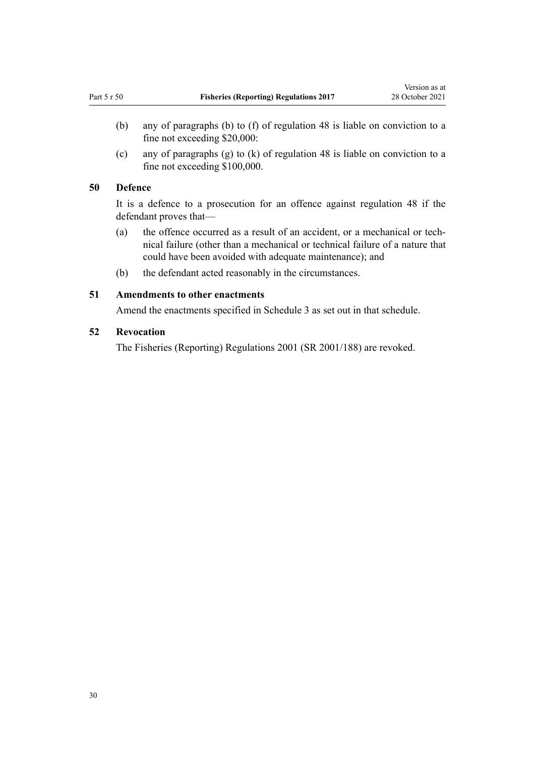(b) any of paragraphs (b) to (f) of regulation 48 is liable on conviction to a fine not exceeding $20,000:

(c) any of paragraphs (g) to (k) of regulation 48 is liable on conviction to a fine not exceeding $100,000.

### 50 Defence

It is a defence to a prosecution for an offence against regulation 48 if the defendant proves that—

(a) the offence occurred as a result of an accident, or a mechanical or technical failure (other than a mechanical or technical failure of a nature that could have been avoided with adequate maintenance); and

(b) the defendant acted reasonably in the circumstances.

### 51 Amendments to other enactments

Amend the enactments specified in Schedule 3 as set out in that schedule.

### 52 Revocation

The Fisheries (Reporting) Regulations 2001 (SR 2001/188) are revoked.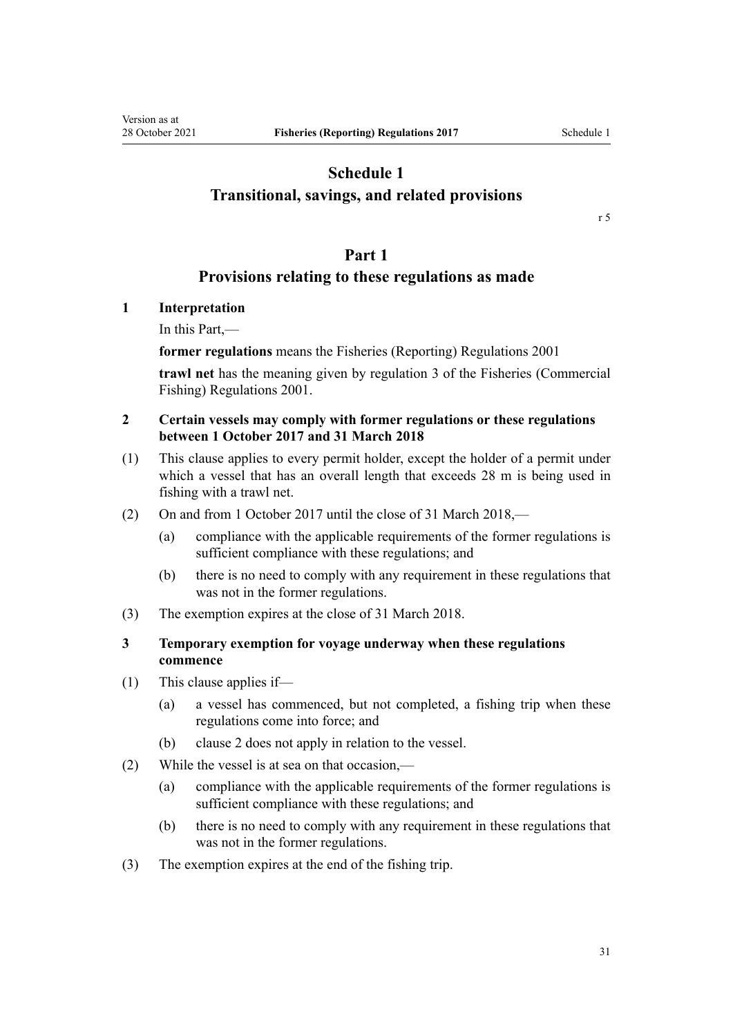# Schedule 1
# Transitional, savings, and related provisions

r 5

## Part 1
## Provisions relating to these regulations as made

**1 Interpretation**

In this Part,—

**former regulations** means the Fisheries (Reporting) Regulations 2001

**trawl net** has the meaning given by regulation 3 of the Fisheries (Commercial Fishing) Regulations 2001.

**2 Certain vessels may comply with former regulations or these regulations between 1 October 2017 and 31 March 2018**

(1) This clause applies to every permit holder, except the holder of a permit under which a vessel that has an overall length that exceeds 28 m is being used in fishing with a trawl net.

(2) On and from 1 October 2017 until the close of 31 March 2018,—

(a) compliance with the applicable requirements of the former regulations is sufficient compliance with these regulations; and

(b) there is no need to comply with any requirement in these regulations that was not in the former regulations.

(3) The exemption expires at the close of 31 March 2018.

**3 Temporary exemption for voyage underway when these regulations commence**

(1) This clause applies if—

(a) a vessel has commenced, but not completed, a fishing trip when these regulations come into force; and

(b) clause 2 does not apply in relation to the vessel.

(2) While the vessel is at sea on that occasion,—

(a) compliance with the applicable requirements of the former regulations is sufficient compliance with these regulations; and

(b) there is no need to comply with any requirement in these regulations that was not in the former regulations.

(3) The exemption expires at the end of the fishing trip.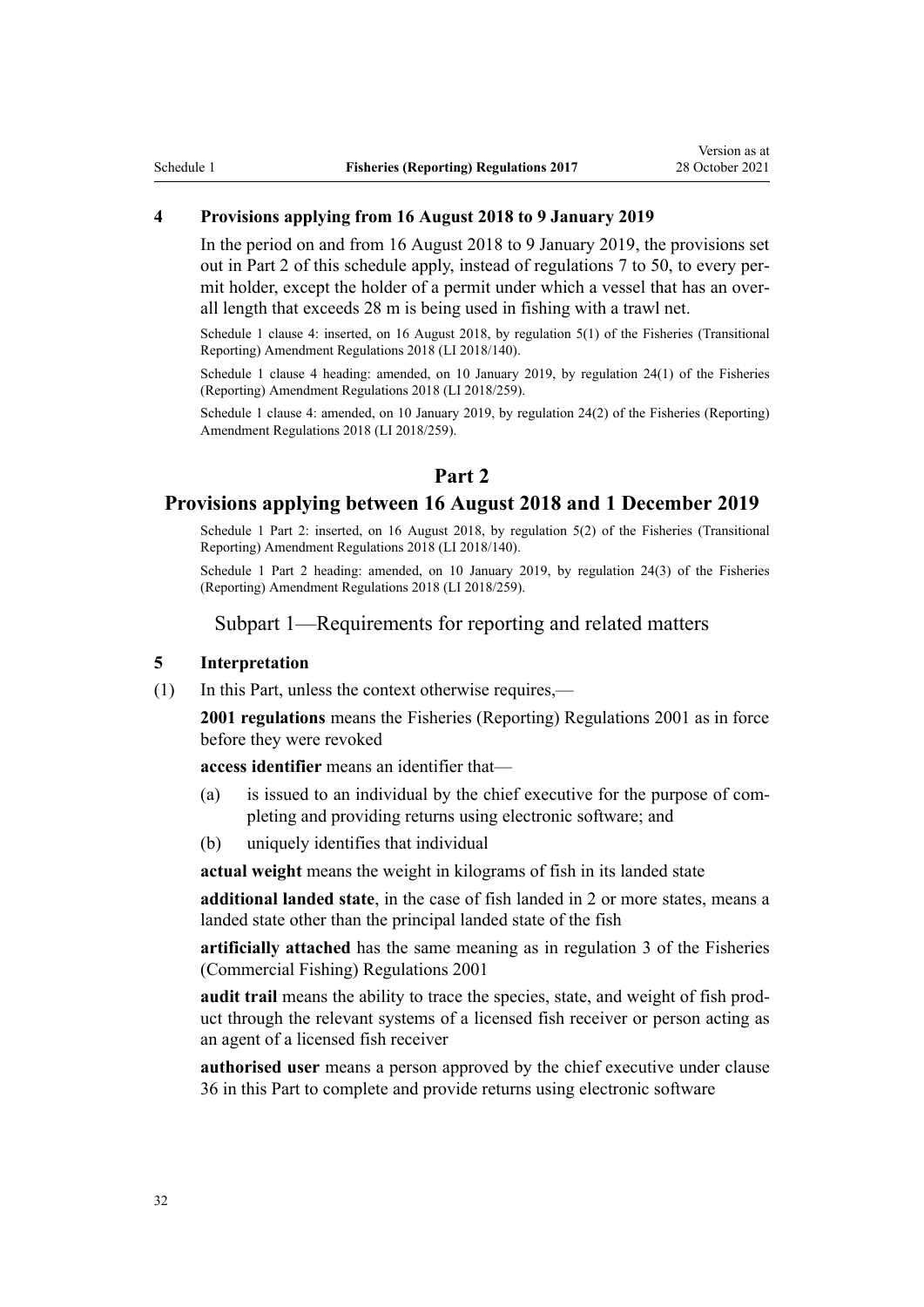**4 Provisions applying from 16 August 2018 to 9 January 2019**

In the period on and from 16 August 2018 to 9 January 2019, the provisions set out in Part 2 of this schedule apply, instead of regulations 7 to 50, to every permit holder, except the holder of a permit under which a vessel that has an overall length that exceeds 28 m is being used in fishing with a trawl net.

Schedule 1 clause 4: inserted, on 16 August 2018, by regulation 5(1) of the Fisheries (Transitional Reporting) Amendment Regulations 2018 (LI 2018/140).

Schedule 1 clause 4 heading: amended, on 10 January 2019, by regulation 24(1) of the Fisheries (Reporting) Amendment Regulations 2018 (LI 2018/259).

Schedule 1 clause 4: amended, on 10 January 2019, by regulation 24(2) of the Fisheries (Reporting) Amendment Regulations 2018 (LI 2018/259).

## Part 2
## Provisions applying between 16 August 2018 and 1 December 2019

Schedule 1 Part 2: inserted, on 16 August 2018, by regulation 5(2) of the Fisheries (Transitional Reporting) Amendment Regulations 2018 (LI 2018/140).

Schedule 1 Part 2 heading: amended, on 10 January 2019, by regulation 24(3) of the Fisheries (Reporting) Amendment Regulations 2018 (LI 2018/259).

### Subpart 1—Requirements for reporting and related matters

**5 Interpretation**

(1) In this Part, unless the context otherwise requires,—

**2001 regulations** means the Fisheries (Reporting) Regulations 2001 as in force before they were revoked

**access identifier** means an identifier that—

- (a) is issued to an individual by the chief executive for the purpose of completing and providing returns using electronic software; and
- (b) uniquely identifies that individual

**actual weight** means the weight in kilograms of fish in its landed state

**additional landed state**, in the case of fish landed in 2 or more states, means a landed state other than the principal landed state of the fish

**artificially attached** has the same meaning as in regulation 3 of the Fisheries (Commercial Fishing) Regulations 2001

**audit trail** means the ability to trace the species, state, and weight of fish product through the relevant systems of a licensed fish receiver or person acting as an agent of a licensed fish receiver

**authorised user** means a person approved by the chief executive under clause 36 in this Part to complete and provide returns using electronic software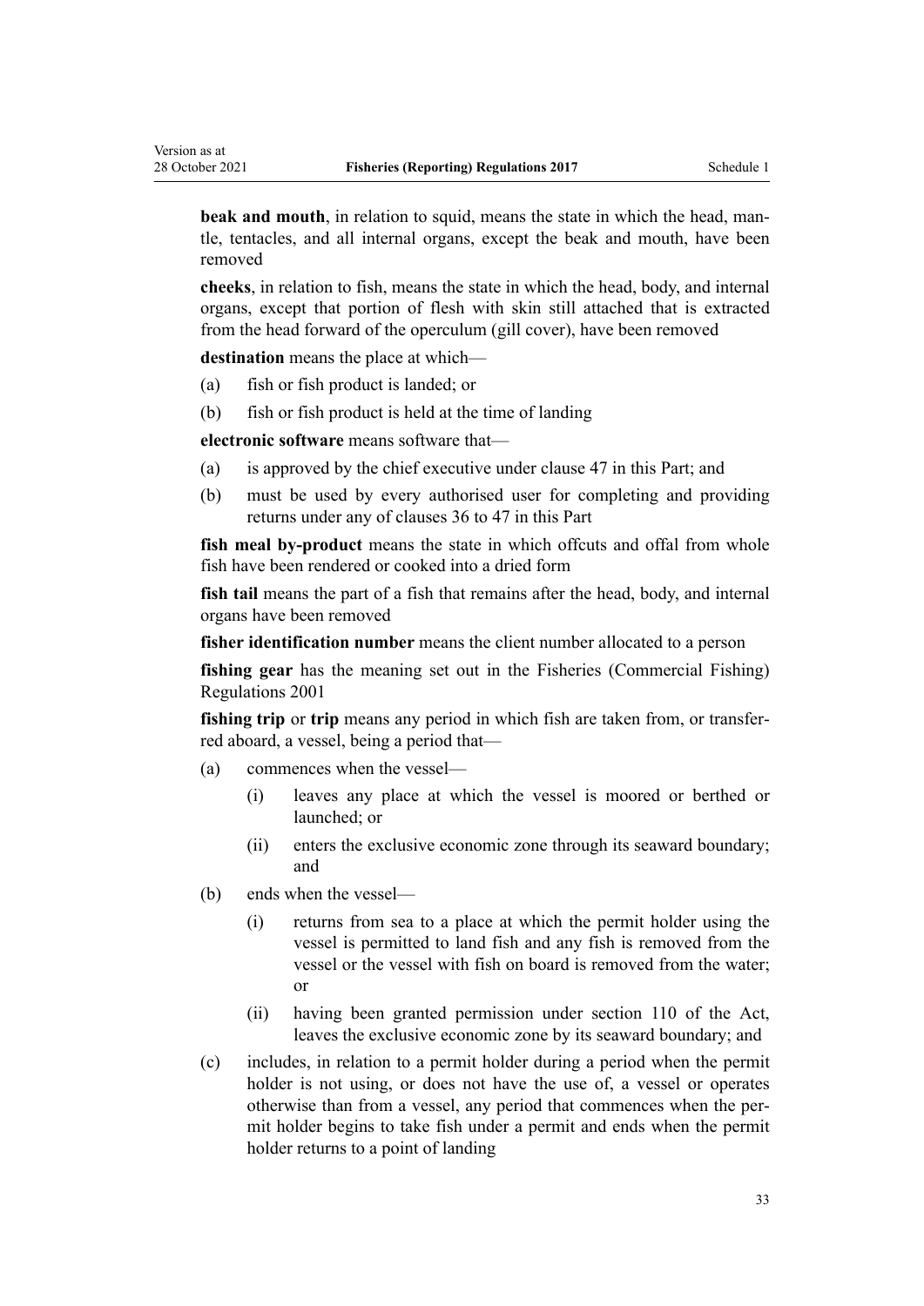**beak and mouth**, in relation to squid, means the state in which the head, mantle, tentacles, and all internal organs, except the beak and mouth, have been removed

**cheeks**, in relation to fish, means the state in which the head, body, and internal organs, except that portion of flesh with skin still attached that is extracted from the head forward of the operculum (gill cover), have been removed

**destination** means the place at which—

(a) fish or fish product is landed; or

(b) fish or fish product is held at the time of landing

**electronic software** means software that—

(a) is approved by the chief executive under clause 47 in this Part; and

(b) must be used by every authorised user for completing and providing returns under any of clauses 36 to 47 in this Part

**fish meal by-product** means the state in which offcuts and offal from whole fish have been rendered or cooked into a dried form

**fish tail** means the part of a fish that remains after the head, body, and internal organs have been removed

**fisher identification number** means the client number allocated to a person

**fishing gear** has the meaning set out in the Fisheries (Commercial Fishing) Regulations 2001

**fishing trip** or **trip** means any period in which fish are taken from, or transferred aboard, a vessel, being a period that—

(a) commences when the vessel—

   (i) leaves any place at which the vessel is moored or berthed or launched; or

   (ii) enters the exclusive economic zone through its seaward boundary; and

(b) ends when the vessel—

   (i) returns from sea to a place at which the permit holder using the vessel is permitted to land fish and any fish is removed from the vessel or the vessel with fish on board is removed from the water; or

   (ii) having been granted permission under section 110 of the Act, leaves the exclusive economic zone by its seaward boundary; and

(c) includes, in relation to a permit holder during a period when the permit holder is not using, or does not have the use of, a vessel or operates otherwise than from a vessel, any period that commences when the permit holder begins to take fish under a permit and ends when the permit holder returns to a point of landing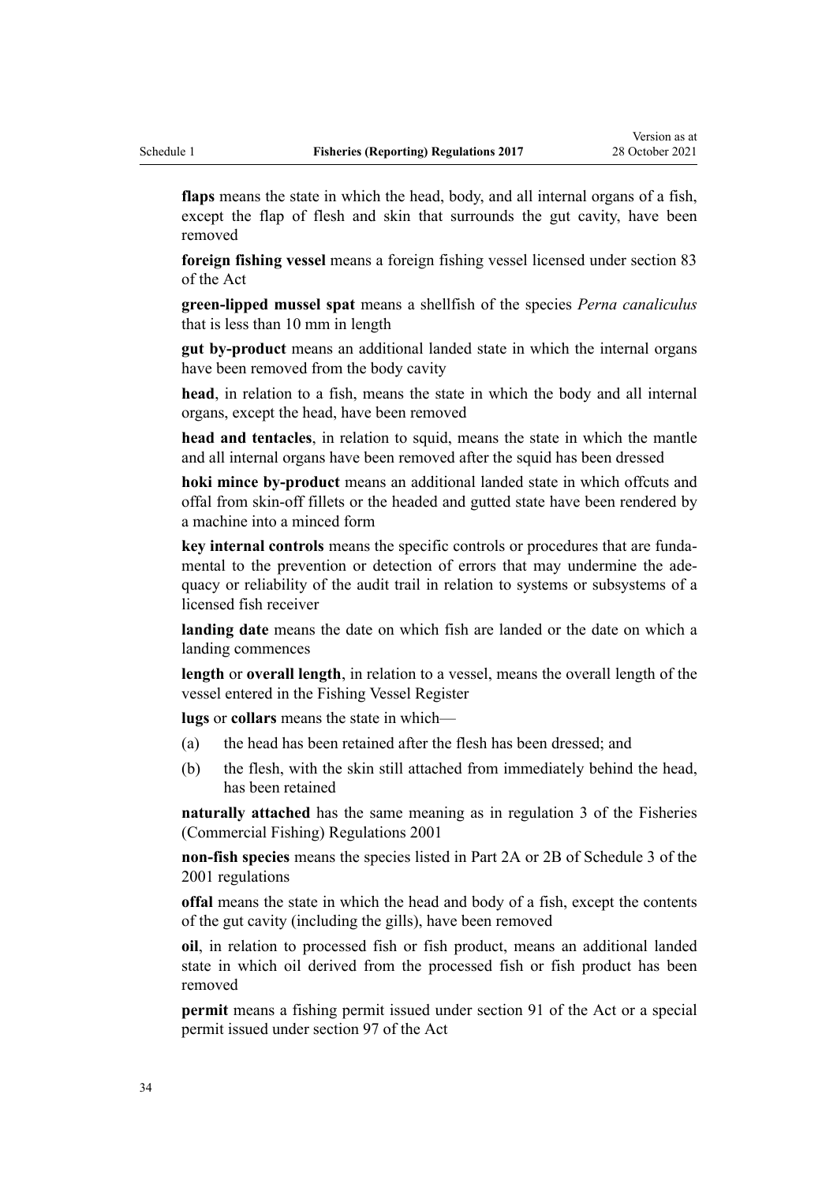**flaps** means the state in which the head, body, and all internal organs of a fish, except the flap of flesh and skin that surrounds the gut cavity, have been removed

**foreign fishing vessel** means a foreign fishing vessel licensed under section 83 of the Act

**green-lipped mussel spat** means a shellfish of the species *Perna canaliculus* that is less than 10 mm in length

**gut by-product** means an additional landed state in which the internal organs have been removed from the body cavity

**head**, in relation to a fish, means the state in which the body and all internal organs, except the head, have been removed

**head and tentacles**, in relation to squid, means the state in which the mantle and all internal organs have been removed after the squid has been dressed

**hoki mince by-product** means an additional landed state in which offcuts and offal from skin-off fillets or the headed and gutted state have been rendered by a machine into a minced form

**key internal controls** means the specific controls or procedures that are fundamental to the prevention or detection of errors that may undermine the adequacy or reliability of the audit trail in relation to systems or subsystems of a licensed fish receiver

**landing date** means the date on which fish are landed or the date on which a landing commences

**length** or **overall length**, in relation to a vessel, means the overall length of the vessel entered in the Fishing Vessel Register

**lugs** or **collars** means the state in which—

(a) the head has been retained after the flesh has been dressed; and

(b) the flesh, with the skin still attached from immediately behind the head, has been retained

**naturally attached** has the same meaning as in regulation 3 of the Fisheries (Commercial Fishing) Regulations 2001

**non-fish species** means the species listed in Part 2A or 2B of Schedule 3 of the 2001 regulations

**offal** means the state in which the head and body of a fish, except the contents of the gut cavity (including the gills), have been removed

**oil**, in relation to processed fish or fish product, means an additional landed state in which oil derived from the processed fish or fish product has been removed

**permit** means a fishing permit issued under section 91 of the Act or a special permit issued under section 97 of the Act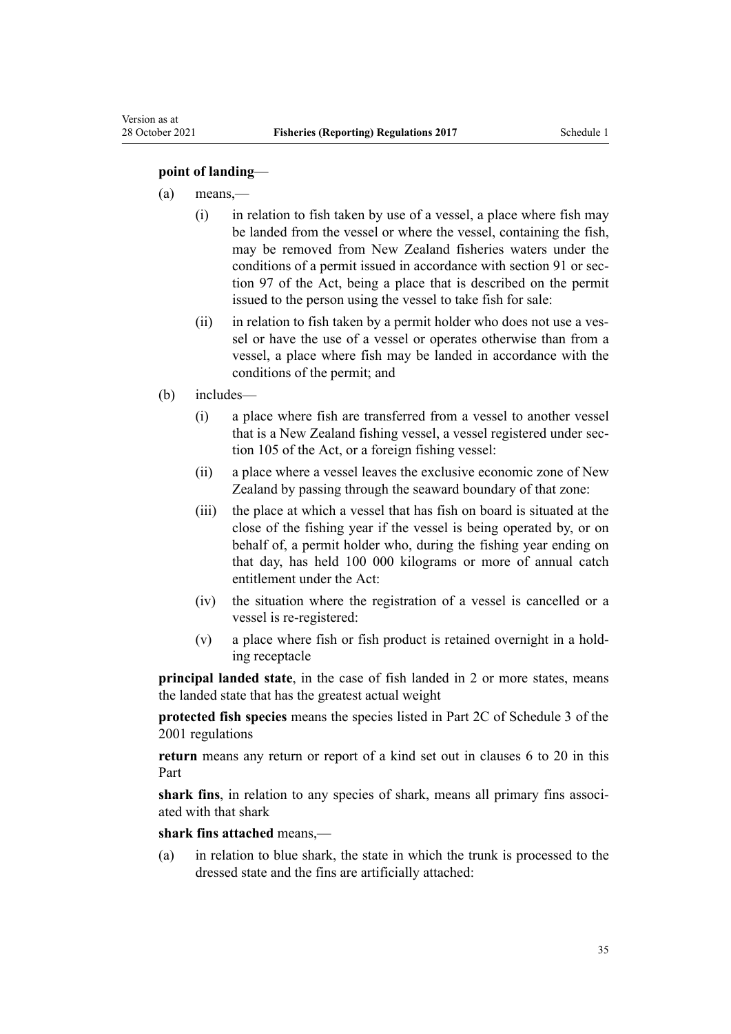**point of landing**—

(a) means,—

  (i) in relation to fish taken by use of a vessel, a place where fish may be landed from the vessel or where the vessel, containing the fish, may be removed from New Zealand fisheries waters under the conditions of a permit issued in accordance with section 91 or section 97 of the Act, being a place that is described on the permit issued to the person using the vessel to take fish for sale:

  (ii) in relation to fish taken by a permit holder who does not use a vessel or have the use of a vessel or operates otherwise than from a vessel, a place where fish may be landed in accordance with the conditions of the permit; and

(b) includes—

  (i) a place where fish are transferred from a vessel to another vessel that is a New Zealand fishing vessel, a vessel registered under section 105 of the Act, or a foreign fishing vessel:

  (ii) a place where a vessel leaves the exclusive economic zone of New Zealand by passing through the seaward boundary of that zone:

  (iii) the place at which a vessel that has fish on board is situated at the close of the fishing year if the vessel is being operated by, or on behalf of, a permit holder who, during the fishing year ending on that day, has held 100 000 kilograms or more of annual catch entitlement under the Act:

  (iv) the situation where the registration of a vessel is cancelled or a vessel is re-registered:

  (v) a place where fish or fish product is retained overnight in a holding receptacle

**principal landed state**, in the case of fish landed in 2 or more states, means the landed state that has the greatest actual weight

**protected fish species** means the species listed in Part 2C of Schedule 3 of the 2001 regulations

**return** means any return or report of a kind set out in clauses 6 to 20 in this Part

**shark fins**, in relation to any species of shark, means all primary fins associated with that shark

**shark fins attached** means,—

(a) in relation to blue shark, the state in which the trunk is processed to the dressed state and the fins are artificially attached: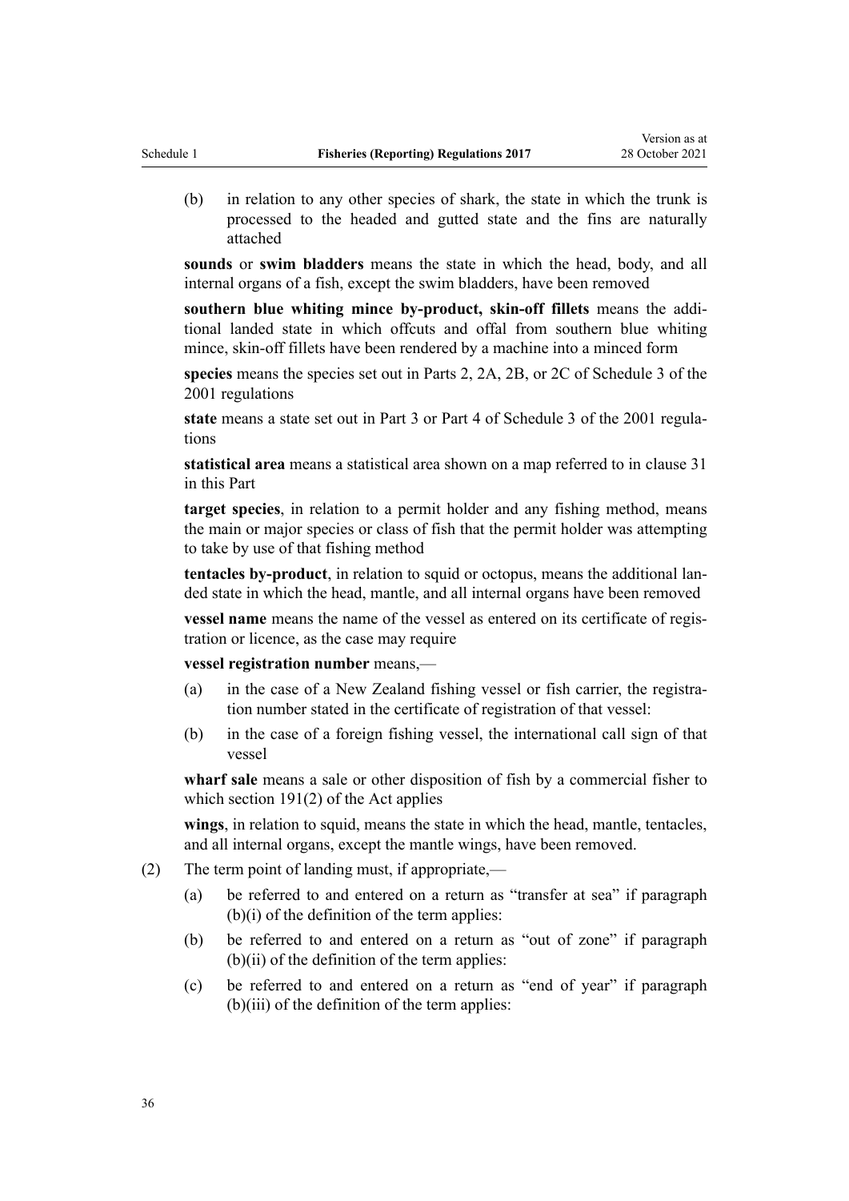(b) in relation to any other species of shark, the state in which the trunk is processed to the headed and gutted state and the fins are naturally attached

**sounds** or **swim bladders** means the state in which the head, body, and all internal organs of a fish, except the swim bladders, have been removed

**southern blue whiting mince by-product, skin-off fillets** means the additional landed state in which offcuts and offal from southern blue whiting mince, skin-off fillets have been rendered by a machine into a minced form

**species** means the species set out in Parts 2, 2A, 2B, or 2C of Schedule 3 of the 2001 regulations

**state** means a state set out in Part 3 or Part 4 of Schedule 3 of the 2001 regulations

**statistical area** means a statistical area shown on a map referred to in clause 31 in this Part

**target species**, in relation to a permit holder and any fishing method, means the main or major species or class of fish that the permit holder was attempting to take by use of that fishing method

**tentacles by-product**, in relation to squid or octopus, means the additional landed state in which the head, mantle, and all internal organs have been removed

**vessel name** means the name of the vessel as entered on its certificate of registration or licence, as the case may require

**vessel registration number** means,—

(a) in the case of a New Zealand fishing vessel or fish carrier, the registration number stated in the certificate of registration of that vessel:

(b) in the case of a foreign fishing vessel, the international call sign of that vessel

**wharf sale** means a sale or other disposition of fish by a commercial fisher to which section 191(2) of the Act applies

**wings**, in relation to squid, means the state in which the head, mantle, tentacles, and all internal organs, except the mantle wings, have been removed.

(2) The term point of landing must, if appropriate,—

(a) be referred to and entered on a return as "transfer at sea" if paragraph (b)(i) of the definition of the term applies:

(b) be referred to and entered on a return as "out of zone" if paragraph (b)(ii) of the definition of the term applies:

(c) be referred to and entered on a return as "end of year" if paragraph (b)(iii) of the definition of the term applies: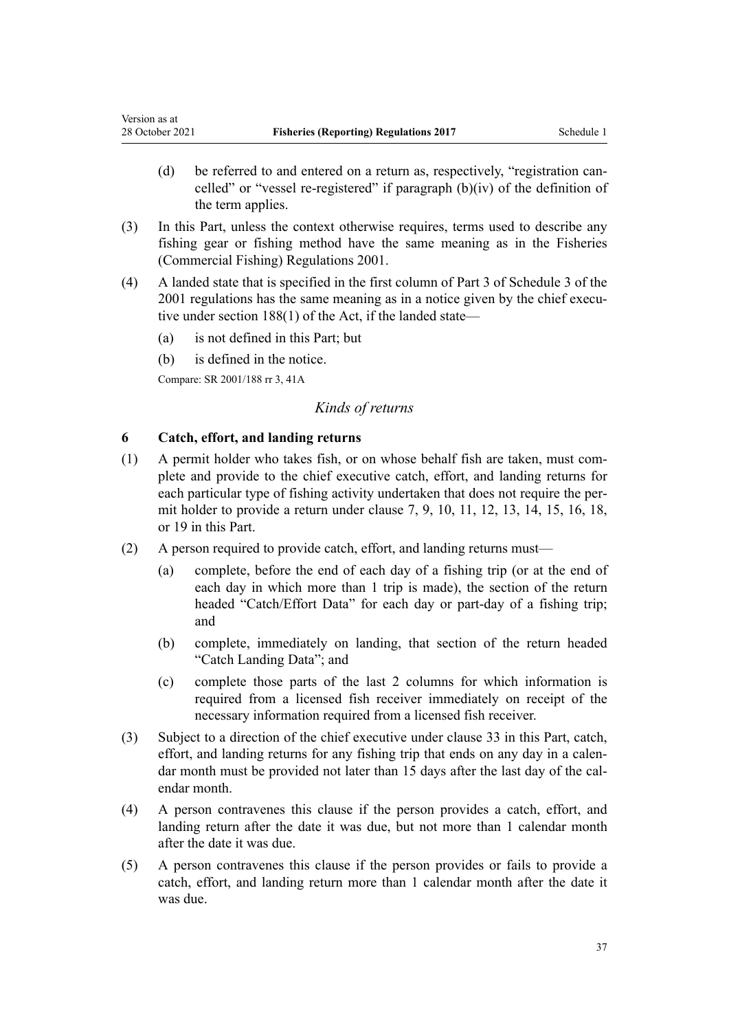(d) be referred to and entered on a return as, respectively, "registration cancelled" or "vessel re-registered" if paragraph (b)(iv) of the definition of the term applies.

(3) In this Part, unless the context otherwise requires, terms used to describe any fishing gear or fishing method have the same meaning as in the Fisheries (Commercial Fishing) Regulations 2001.

(4) A landed state that is specified in the first column of Part 3 of Schedule 3 of the 2001 regulations has the same meaning as in a notice given by the chief executive under section 188(1) of the Act, if the landed state—

(a) is not defined in this Part; but

(b) is defined in the notice.

Compare: SR 2001/188 rr 3, 41A

## *Kinds of returns*

### 6 Catch, effort, and landing returns

(1) A permit holder who takes fish, or on whose behalf fish are taken, must complete and provide to the chief executive catch, effort, and landing returns for each particular type of fishing activity undertaken that does not require the permit holder to provide a return under clause 7, 9, 10, 11, 12, 13, 14, 15, 16, 18, or 19 in this Part.

(2) A person required to provide catch, effort, and landing returns must—

(a) complete, before the end of each day of a fishing trip (or at the end of each day in which more than 1 trip is made), the section of the return headed "Catch/Effort Data" for each day or part-day of a fishing trip; and

(b) complete, immediately on landing, that section of the return headed "Catch Landing Data"; and

(c) complete those parts of the last 2 columns for which information is required from a licensed fish receiver immediately on receipt of the necessary information required from a licensed fish receiver.

(3) Subject to a direction of the chief executive under clause 33 in this Part, catch, effort, and landing returns for any fishing trip that ends on any day in a calendar month must be provided not later than 15 days after the last day of the calendar month.

(4) A person contravenes this clause if the person provides a catch, effort, and landing return after the date it was due, but not more than 1 calendar month after the date it was due.

(5) A person contravenes this clause if the person provides or fails to provide a catch, effort, and landing return more than 1 calendar month after the date it was due.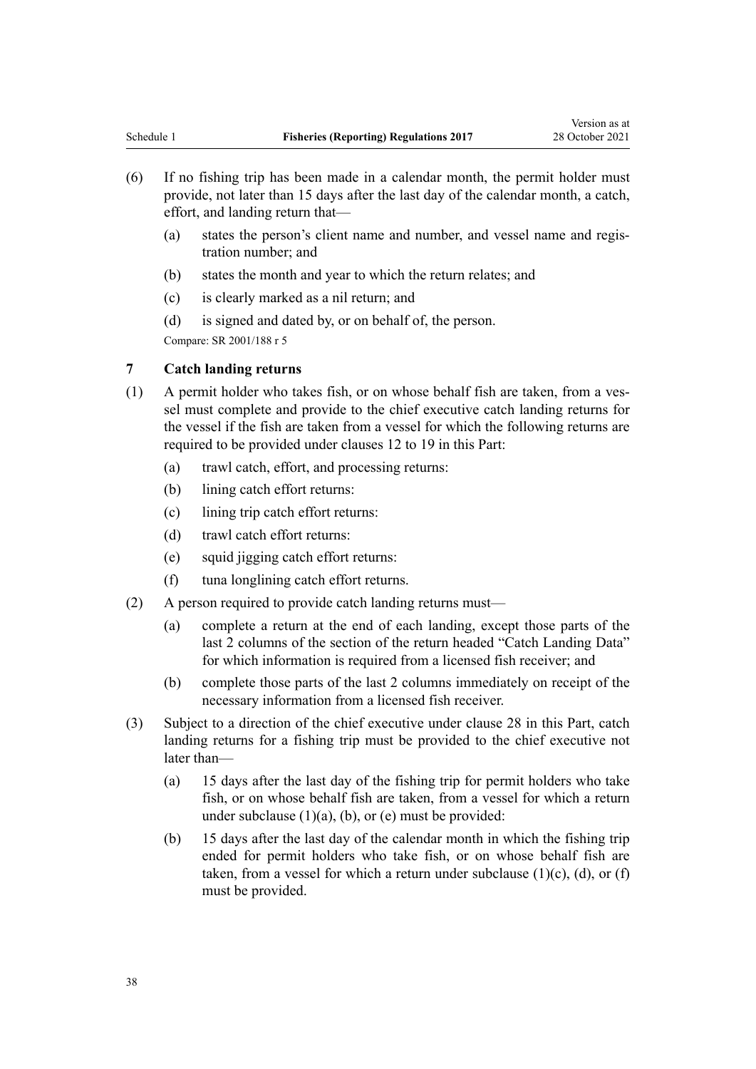(6) If no fishing trip has been made in a calendar month, the permit holder must provide, not later than 15 days after the last day of the calendar month, a catch, effort, and landing return that—

   (a) states the person's client name and number, and vessel name and registration number; and

   (b) states the month and year to which the return relates; and

   (c) is clearly marked as a nil return; and

   (d) is signed and dated by, or on behalf of, the person.

Compare: SR 2001/188 r 5

### 7 Catch landing returns

(1) A permit holder who takes fish, or on whose behalf fish are taken, from a vessel must complete and provide to the chief executive catch landing returns for the vessel if the fish are taken from a vessel for which the following returns are required to be provided under clauses 12 to 19 in this Part:

   (a) trawl catch, effort, and processing returns:

   (b) lining catch effort returns:

   (c) lining trip catch effort returns:

   (d) trawl catch effort returns:

   (e) squid jigging catch effort returns:

   (f) tuna longlining catch effort returns.

(2) A person required to provide catch landing returns must—

   (a) complete a return at the end of each landing, except those parts of the last 2 columns of the section of the return headed "Catch Landing Data" for which information is required from a licensed fish receiver; and

   (b) complete those parts of the last 2 columns immediately on receipt of the necessary information from a licensed fish receiver.

(3) Subject to a direction of the chief executive under clause 28 in this Part, catch landing returns for a fishing trip must be provided to the chief executive not later than—

   (a) 15 days after the last day of the fishing trip for permit holders who take fish, or on whose behalf fish are taken, from a vessel for which a return under subclause (1)(a), (b), or (e) must be provided:

   (b) 15 days after the last day of the calendar month in which the fishing trip ended for permit holders who take fish, or on whose behalf fish are taken, from a vessel for which a return under subclause (1)(c), (d), or (f) must be provided.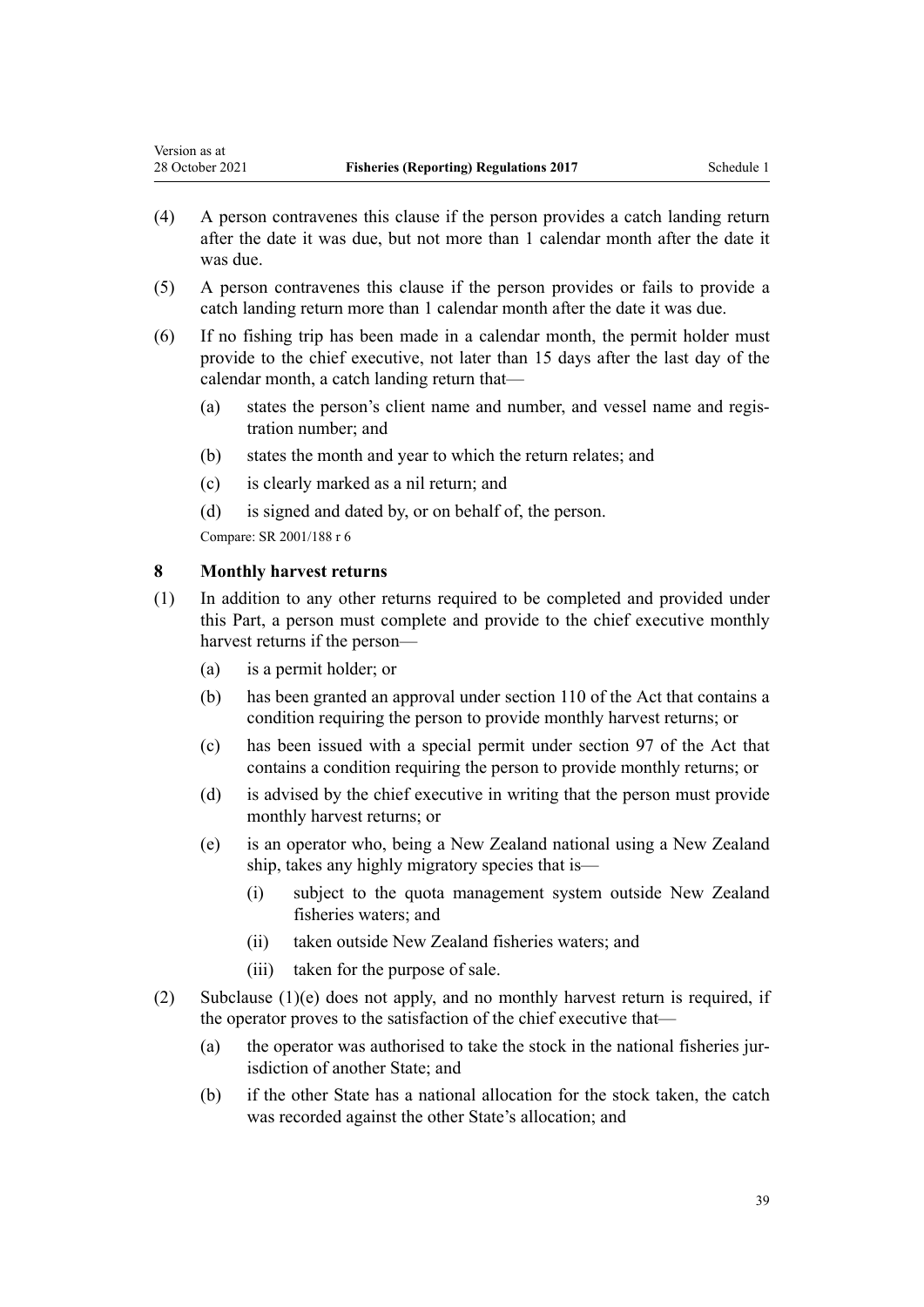(4) A person contravenes this clause if the person provides a catch landing return after the date it was due, but not more than 1 calendar month after the date it was due.

(5) A person contravenes this clause if the person provides or fails to provide a catch landing return more than 1 calendar month after the date it was due.

(6) If no fishing trip has been made in a calendar month, the permit holder must provide to the chief executive, not later than 15 days after the last day of the calendar month, a catch landing return that—

   (a) states the person's client name and number, and vessel name and registration number; and

   (b) states the month and year to which the return relates; and

   (c) is clearly marked as a nil return; and

   (d) is signed and dated by, or on behalf of, the person.

Compare: SR 2001/188 r 6

### 8 Monthly harvest returns

(1) In addition to any other returns required to be completed and provided under this Part, a person must complete and provide to the chief executive monthly harvest returns if the person—

   (a) is a permit holder; or

   (b) has been granted an approval under section 110 of the Act that contains a condition requiring the person to provide monthly harvest returns; or

   (c) has been issued with a special permit under section 97 of the Act that contains a condition requiring the person to provide monthly returns; or

   (d) is advised by the chief executive in writing that the person must provide monthly harvest returns; or

   (e) is an operator who, being a New Zealand national using a New Zealand ship, takes any highly migratory species that is—

      (i) subject to the quota management system outside New Zealand fisheries waters; and

      (ii) taken outside New Zealand fisheries waters; and

      (iii) taken for the purpose of sale.

(2) Subclause (1)(e) does not apply, and no monthly harvest return is required, if the operator proves to the satisfaction of the chief executive that—

   (a) the operator was authorised to take the stock in the national fisheries jurisdiction of another State; and

   (b) if the other State has a national allocation for the stock taken, the catch was recorded against the other State's allocation; and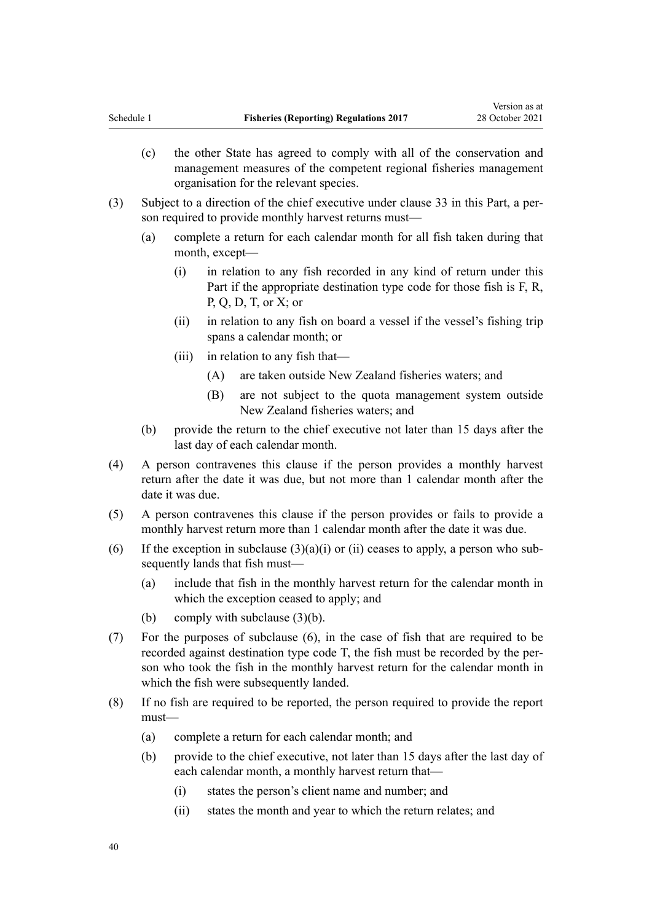(c) the other State has agreed to comply with all of the conservation and management measures of the competent regional fisheries management organisation for the relevant species.

(3) Subject to a direction of the chief executive under clause 33 in this Part, a person required to provide monthly harvest returns must—

(a) complete a return for each calendar month for all fish taken during that month, except—

(i) in relation to any fish recorded in any kind of return under this Part if the appropriate destination type code for those fish is F, R, P, Q, D, T, or X; or

(ii) in relation to any fish on board a vessel if the vessel's fishing trip spans a calendar month; or

(iii) in relation to any fish that—

(A) are taken outside New Zealand fisheries waters; and

(B) are not subject to the quota management system outside New Zealand fisheries waters; and

(b) provide the return to the chief executive not later than 15 days after the last day of each calendar month.

(4) A person contravenes this clause if the person provides a monthly harvest return after the date it was due, but not more than 1 calendar month after the date it was due.

(5) A person contravenes this clause if the person provides or fails to provide a monthly harvest return more than 1 calendar month after the date it was due.

(6) If the exception in subclause (3)(a)(i) or (ii) ceases to apply, a person who subsequently lands that fish must—

(a) include that fish in the monthly harvest return for the calendar month in which the exception ceased to apply; and

(b) comply with subclause (3)(b).

(7) For the purposes of subclause (6), in the case of fish that are required to be recorded against destination type code T, the fish must be recorded by the person who took the fish in the monthly harvest return for the calendar month in which the fish were subsequently landed.

(8) If no fish are required to be reported, the person required to provide the report must—

(a) complete a return for each calendar month; and

(b) provide to the chief executive, not later than 15 days after the last day of each calendar month, a monthly harvest return that—

(i) states the person's client name and number; and

(ii) states the month and year to which the return relates; and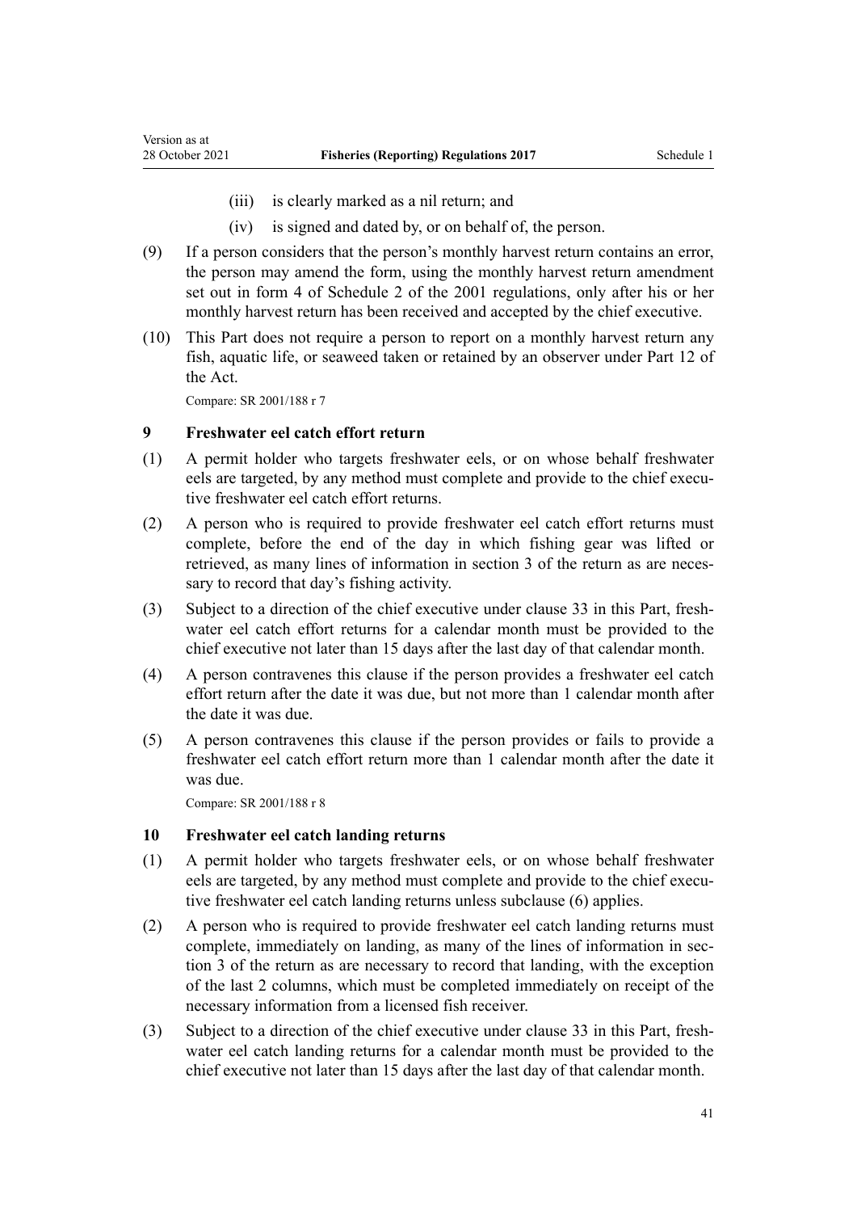(iii) is clearly marked as a nil return; and

(iv) is signed and dated by, or on behalf of, the person.

(9) If a person considers that the person's monthly harvest return contains an error, the person may amend the form, using the monthly harvest return amendment set out in form 4 of Schedule 2 of the 2001 regulations, only after his or her monthly harvest return has been received and accepted by the chief executive.

(10) This Part does not require a person to report on a monthly harvest return any fish, aquatic life, or seaweed taken or retained by an observer under Part 12 of the Act.

Compare: SR 2001/188 r 7

### 9 Freshwater eel catch effort return

(1) A permit holder who targets freshwater eels, or on whose behalf freshwater eels are targeted, by any method must complete and provide to the chief executive freshwater eel catch effort returns.

(2) A person who is required to provide freshwater eel catch effort returns must complete, before the end of the day in which fishing gear was lifted or retrieved, as many lines of information in section 3 of the return as are necessary to record that day's fishing activity.

(3) Subject to a direction of the chief executive under clause 33 in this Part, freshwater eel catch effort returns for a calendar month must be provided to the chief executive not later than 15 days after the last day of that calendar month.

(4) A person contravenes this clause if the person provides a freshwater eel catch effort return after the date it was due, but not more than 1 calendar month after the date it was due.

(5) A person contravenes this clause if the person provides or fails to provide a freshwater eel catch effort return more than 1 calendar month after the date it was due.

Compare: SR 2001/188 r 8

### 10 Freshwater eel catch landing returns

(1) A permit holder who targets freshwater eels, or on whose behalf freshwater eels are targeted, by any method must complete and provide to the chief executive freshwater eel catch landing returns unless subclause (6) applies.

(2) A person who is required to provide freshwater eel catch landing returns must complete, immediately on landing, as many of the lines of information in section 3 of the return as are necessary to record that landing, with the exception of the last 2 columns, which must be completed immediately on receipt of the necessary information from a licensed fish receiver.

(3) Subject to a direction of the chief executive under clause 33 in this Part, freshwater eel catch landing returns for a calendar month must be provided to the chief executive not later than 15 days after the last day of that calendar month.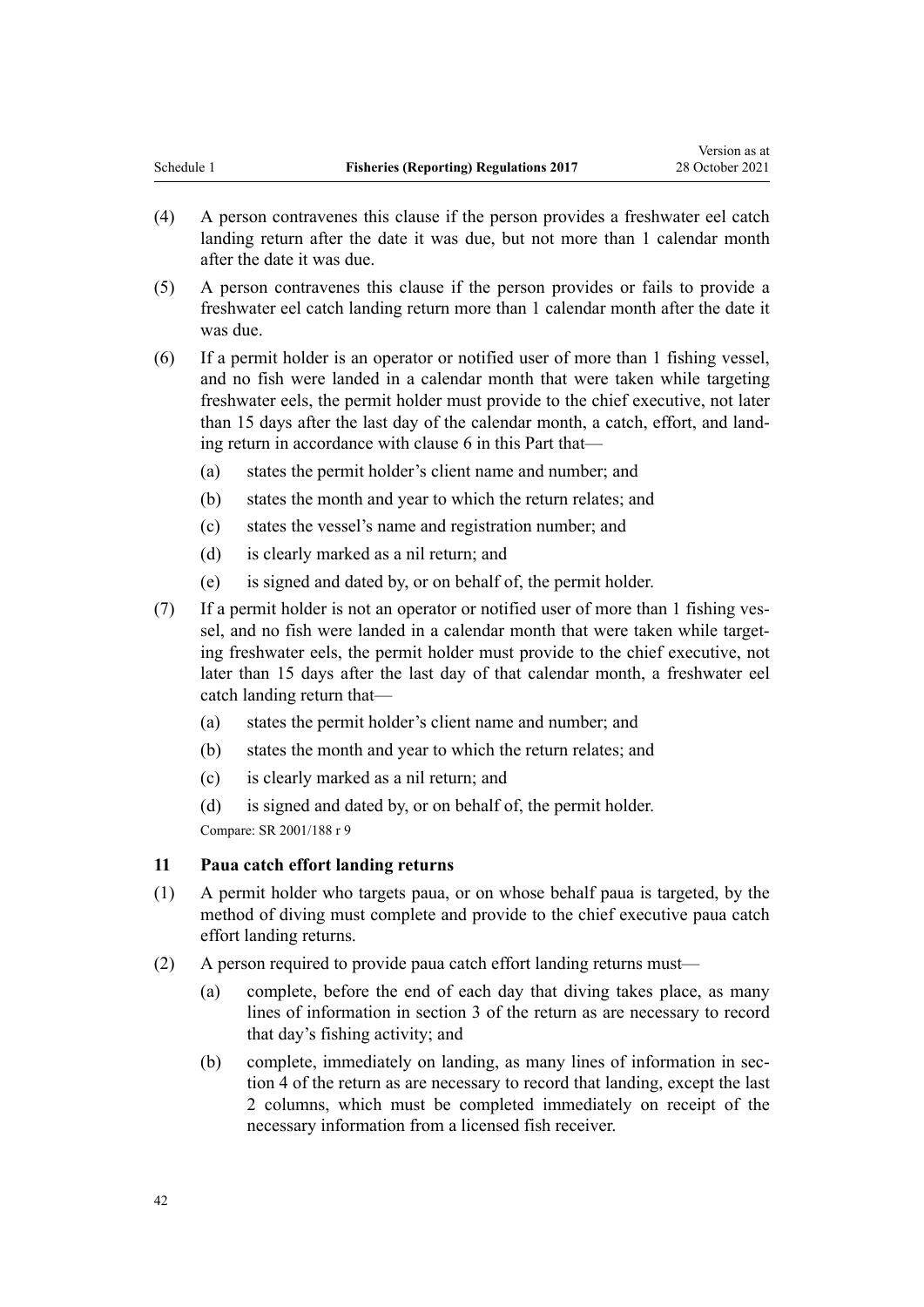(4) A person contravenes this clause if the person provides a freshwater eel catch landing return after the date it was due, but not more than 1 calendar month after the date it was due.

(5) A person contravenes this clause if the person provides or fails to provide a freshwater eel catch landing return more than 1 calendar month after the date it was due.

(6) If a permit holder is an operator or notified user of more than 1 fishing vessel, and no fish were landed in a calendar month that were taken while targeting freshwater eels, the permit holder must provide to the chief executive, not later than 15 days after the last day of the calendar month, a catch, effort, and landing return in accordance with clause 6 in this Part that—

- (a) states the permit holder's client name and number; and
- (b) states the month and year to which the return relates; and
- (c) states the vessel's name and registration number; and
- (d) is clearly marked as a nil return; and
- (e) is signed and dated by, or on behalf of, the permit holder.

(7) If a permit holder is not an operator or notified user of more than 1 fishing vessel, and no fish were landed in a calendar month that were taken while targeting freshwater eels, the permit holder must provide to the chief executive, not later than 15 days after the last day of that calendar month, a freshwater eel catch landing return that—

- (a) states the permit holder's client name and number; and
- (b) states the month and year to which the return relates; and
- (c) is clearly marked as a nil return; and
- (d) is signed and dated by, or on behalf of, the permit holder.

Compare: SR 2001/188 r 9

### 11 Paua catch effort landing returns

(1) A permit holder who targets paua, or on whose behalf paua is targeted, by the method of diving must complete and provide to the chief executive paua catch effort landing returns.

(2) A person required to provide paua catch effort landing returns must—

- (a) complete, before the end of each day that diving takes place, as many lines of information in section 3 of the return as are necessary to record that day's fishing activity; and
- (b) complete, immediately on landing, as many lines of information in section 4 of the return as are necessary to record that landing, except the last 2 columns, which must be completed immediately on receipt of the necessary information from a licensed fish receiver.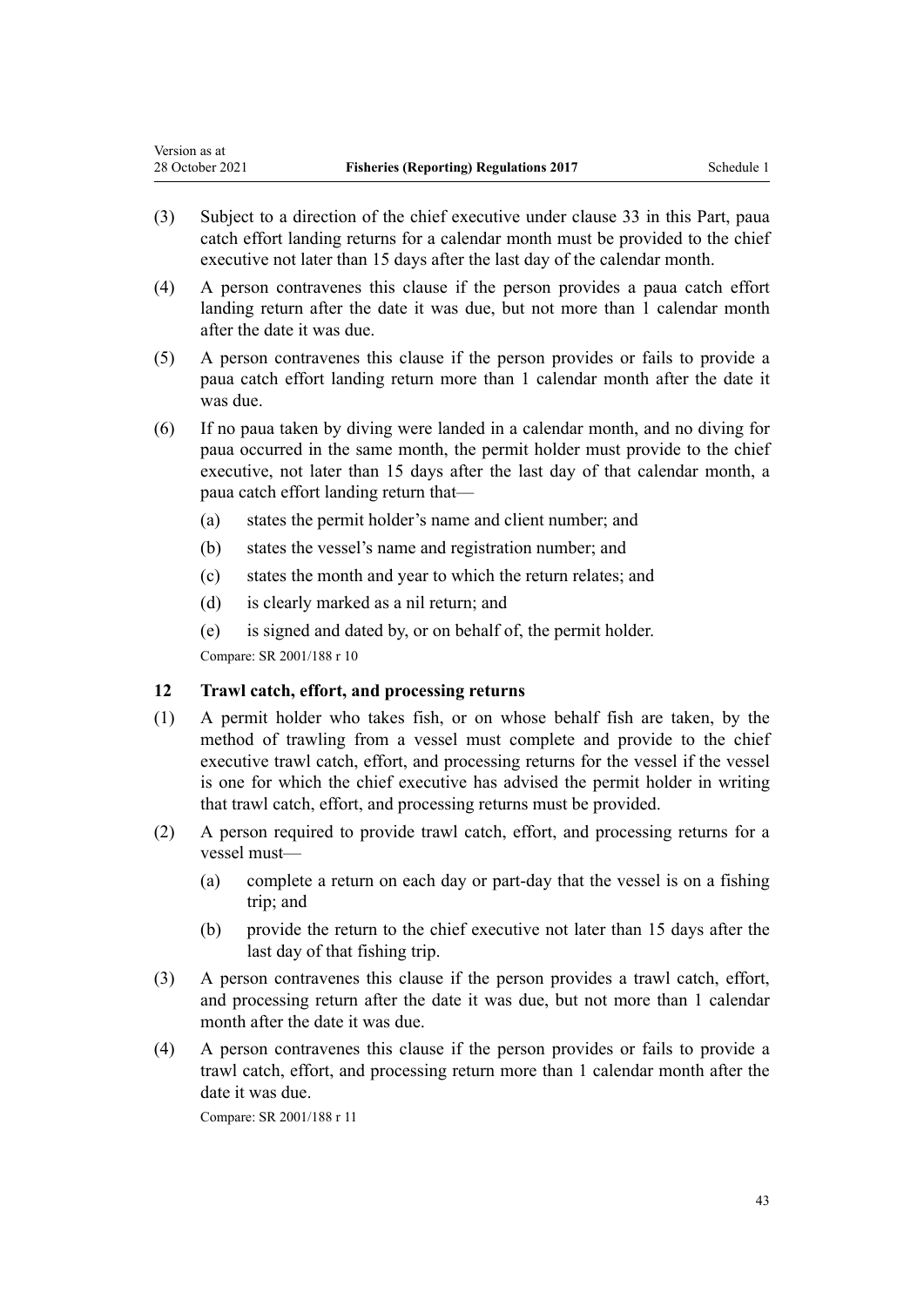(3) Subject to a direction of the chief executive under clause 33 in this Part, paua catch effort landing returns for a calendar month must be provided to the chief executive not later than 15 days after the last day of the calendar month.

(4) A person contravenes this clause if the person provides a paua catch effort landing return after the date it was due, but not more than 1 calendar month after the date it was due.

(5) A person contravenes this clause if the person provides or fails to provide a paua catch effort landing return more than 1 calendar month after the date it was due.

(6) If no paua taken by diving were landed in a calendar month, and no diving for paua occurred in the same month, the permit holder must provide to the chief executive, not later than 15 days after the last day of that calendar month, a paua catch effort landing return that—

- (a) states the permit holder's name and client number; and
- (b) states the vessel's name and registration number; and
- (c) states the month and year to which the return relates; and
- (d) is clearly marked as a nil return; and
- (e) is signed and dated by, or on behalf of, the permit holder.

Compare: SR 2001/188 r 10

### 12 Trawl catch, effort, and processing returns

(1) A permit holder who takes fish, or on whose behalf fish are taken, by the method of trawling from a vessel must complete and provide to the chief executive trawl catch, effort, and processing returns for the vessel if the vessel is one for which the chief executive has advised the permit holder in writing that trawl catch, effort, and processing returns must be provided.

(2) A person required to provide trawl catch, effort, and processing returns for a vessel must—

- (a) complete a return on each day or part-day that the vessel is on a fishing trip; and
- (b) provide the return to the chief executive not later than 15 days after the last day of that fishing trip.

(3) A person contravenes this clause if the person provides a trawl catch, effort, and processing return after the date it was due, but not more than 1 calendar month after the date it was due.

(4) A person contravenes this clause if the person provides or fails to provide a trawl catch, effort, and processing return more than 1 calendar month after the date it was due.

Compare: SR 2001/188 r 11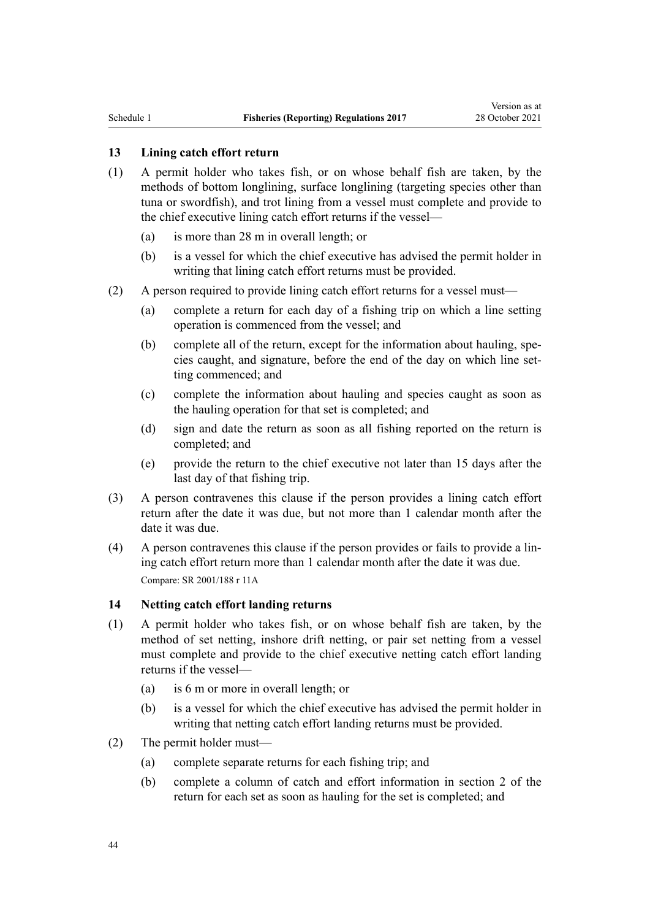### 13 Lining catch effort return

(1) A permit holder who takes fish, or on whose behalf fish are taken, by the methods of bottom longlining, surface longlining (targeting species other than tuna or swordfish), and trot lining from a vessel must complete and provide to the chief executive lining catch effort returns if the vessel—

  (a) is more than 28 m in overall length; or

  (b) is a vessel for which the chief executive has advised the permit holder in writing that lining catch effort returns must be provided.

(2) A person required to provide lining catch effort returns for a vessel must—

  (a) complete a return for each day of a fishing trip on which a line setting operation is commenced from the vessel; and

  (b) complete all of the return, except for the information about hauling, species caught, and signature, before the end of the day on which line setting commenced; and

  (c) complete the information about hauling and species caught as soon as the hauling operation for that set is completed; and

  (d) sign and date the return as soon as all fishing reported on the return is completed; and

  (e) provide the return to the chief executive not later than 15 days after the last day of that fishing trip.

(3) A person contravenes this clause if the person provides a lining catch effort return after the date it was due, but not more than 1 calendar month after the date it was due.

(4) A person contravenes this clause if the person provides or fails to provide a lining catch effort return more than 1 calendar month after the date it was due.

Compare: SR 2001/188 r 11A

### 14 Netting catch effort landing returns

(1) A permit holder who takes fish, or on whose behalf fish are taken, by the method of set netting, inshore drift netting, or pair set netting from a vessel must complete and provide to the chief executive netting catch effort landing returns if the vessel—

  (a) is 6 m or more in overall length; or

  (b) is a vessel for which the chief executive has advised the permit holder in writing that netting catch effort landing returns must be provided.

(2) The permit holder must—

  (a) complete separate returns for each fishing trip; and

  (b) complete a column of catch and effort information in section 2 of the return for each set as soon as hauling for the set is completed; and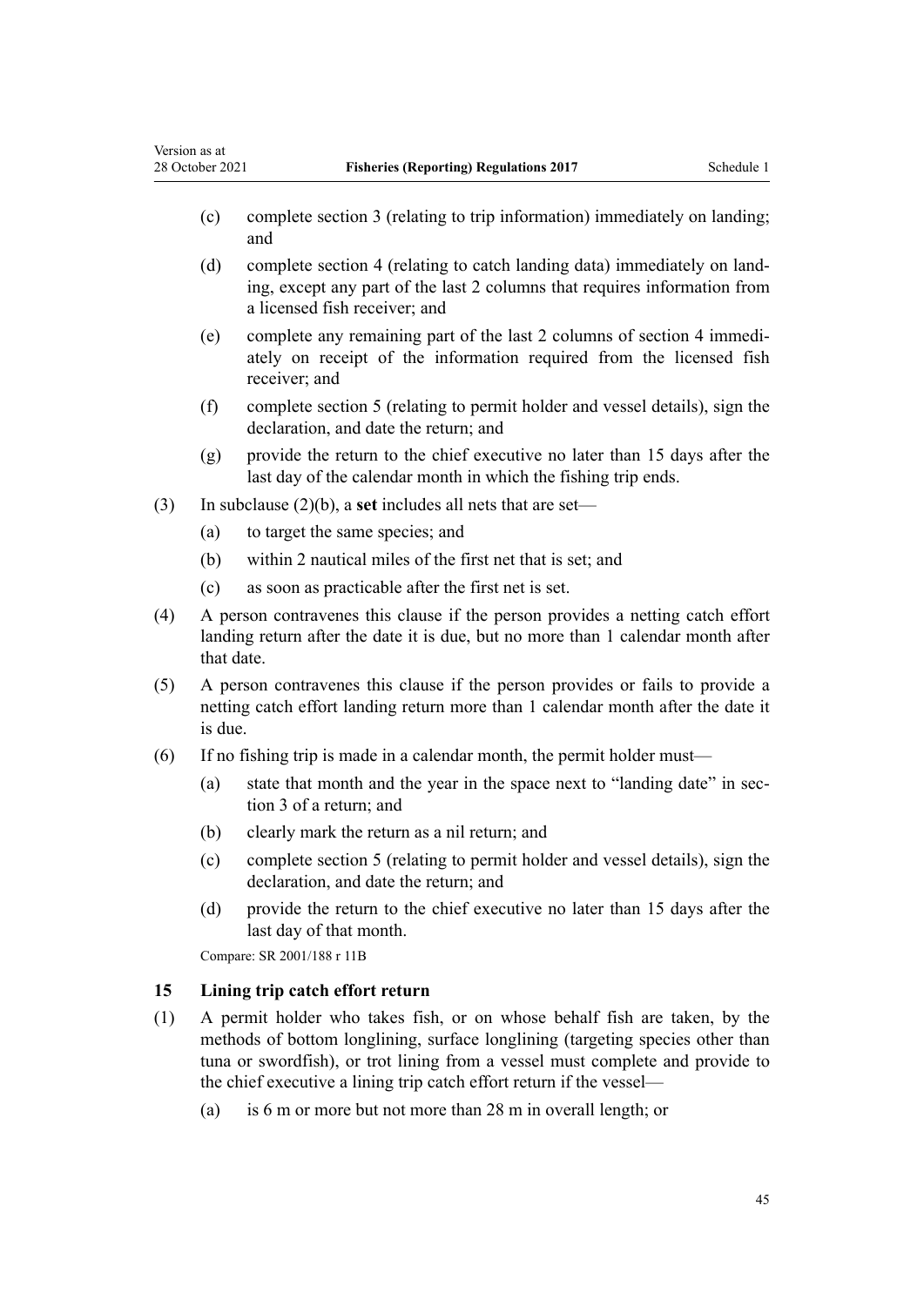(c) complete section 3 (relating to trip information) immediately on landing; and

(d) complete section 4 (relating to catch landing data) immediately on landing, except any part of the last 2 columns that requires information from a licensed fish receiver; and

(e) complete any remaining part of the last 2 columns of section 4 immediately on receipt of the information required from the licensed fish receiver; and

(f) complete section 5 (relating to permit holder and vessel details), sign the declaration, and date the return; and

(g) provide the return to the chief executive no later than 15 days after the last day of the calendar month in which the fishing trip ends.

(3) In subclause (2)(b), a **set** includes all nets that are set—

(a) to target the same species; and

(b) within 2 nautical miles of the first net that is set; and

(c) as soon as practicable after the first net is set.

(4) A person contravenes this clause if the person provides a netting catch effort landing return after the date it is due, but no more than 1 calendar month after that date.

(5) A person contravenes this clause if the person provides or fails to provide a netting catch effort landing return more than 1 calendar month after the date it is due.

(6) If no fishing trip is made in a calendar month, the permit holder must—

(a) state that month and the year in the space next to "landing date" in section 3 of a return; and

(b) clearly mark the return as a nil return; and

(c) complete section 5 (relating to permit holder and vessel details), sign the declaration, and date the return; and

(d) provide the return to the chief executive no later than 15 days after the last day of that month.

Compare: SR 2001/188 r 11B

### 15 Lining trip catch effort return

(1) A permit holder who takes fish, or on whose behalf fish are taken, by the methods of bottom longlining, surface longlining (targeting species other than tuna or swordfish), or trot lining from a vessel must complete and provide to the chief executive a lining trip catch effort return if the vessel—

(a) is 6 m or more but not more than 28 m in overall length; or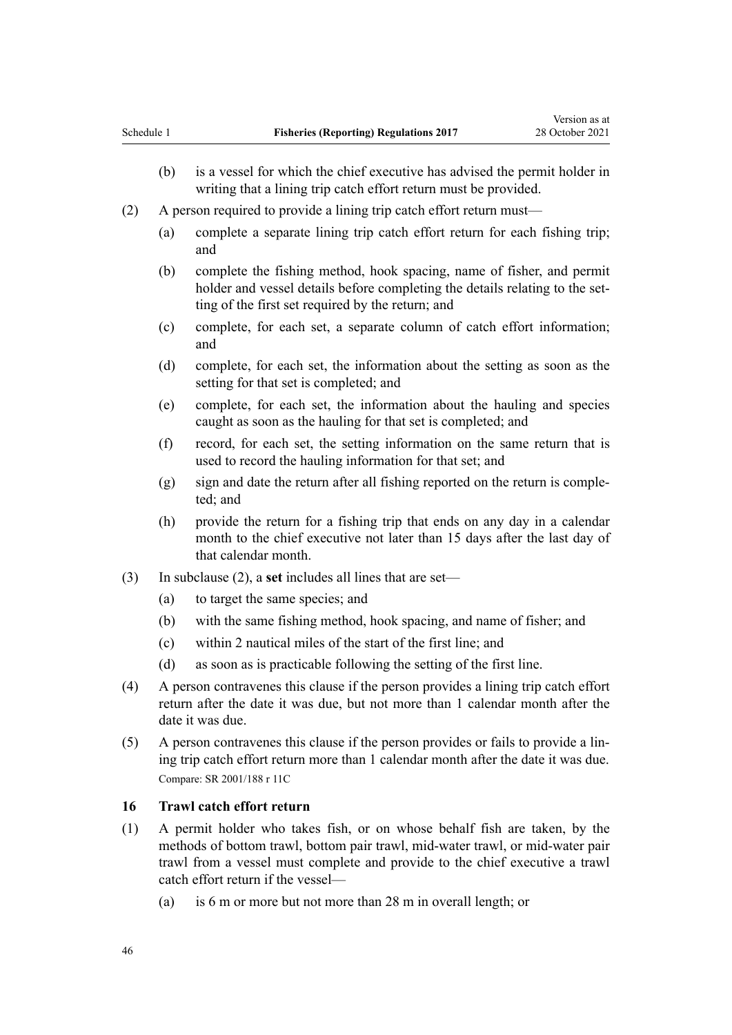(b) is a vessel for which the chief executive has advised the permit holder in writing that a lining trip catch effort return must be provided.

(2) A person required to provide a lining trip catch effort return must—

(a) complete a separate lining trip catch effort return for each fishing trip; and

(b) complete the fishing method, hook spacing, name of fisher, and permit holder and vessel details before completing the details relating to the setting of the first set required by the return; and

(c) complete, for each set, a separate column of catch effort information; and

(d) complete, for each set, the information about the setting as soon as the setting for that set is completed; and

(e) complete, for each set, the information about the hauling and species caught as soon as the hauling for that set is completed; and

(f) record, for each set, the setting information on the same return that is used to record the hauling information for that set; and

(g) sign and date the return after all fishing reported on the return is completed; and

(h) provide the return for a fishing trip that ends on any day in a calendar month to the chief executive not later than 15 days after the last day of that calendar month.

(3) In subclause (2), a **set** includes all lines that are set—

(a) to target the same species; and

(b) with the same fishing method, hook spacing, and name of fisher; and

(c) within 2 nautical miles of the start of the first line; and

(d) as soon as is practicable following the setting of the first line.

(4) A person contravenes this clause if the person provides a lining trip catch effort return after the date it was due, but not more than 1 calendar month after the date it was due.

(5) A person contravenes this clause if the person provides or fails to provide a lining trip catch effort return more than 1 calendar month after the date it was due.

Compare: SR 2001/188 r 11C

### 16 Trawl catch effort return

(1) A permit holder who takes fish, or on whose behalf fish are taken, by the methods of bottom trawl, bottom pair trawl, mid-water trawl, or mid-water pair trawl from a vessel must complete and provide to the chief executive a trawl catch effort return if the vessel—

(a) is 6 m or more but not more than 28 m in overall length; or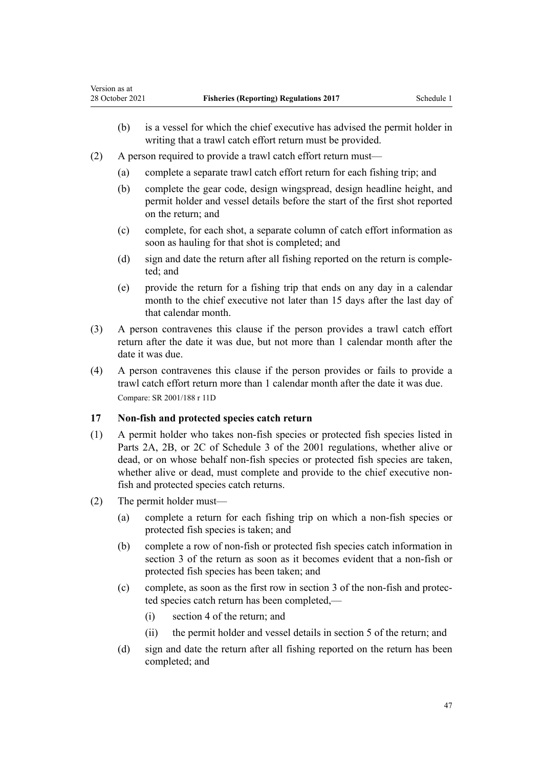(b) is a vessel for which the chief executive has advised the permit holder in writing that a trawl catch effort return must be provided.

(2) A person required to provide a trawl catch effort return must—

(a) complete a separate trawl catch effort return for each fishing trip; and

(b) complete the gear code, design wingspread, design headline height, and permit holder and vessel details before the start of the first shot reported on the return; and

(c) complete, for each shot, a separate column of catch effort information as soon as hauling for that shot is completed; and

(d) sign and date the return after all fishing reported on the return is completed; and

(e) provide the return for a fishing trip that ends on any day in a calendar month to the chief executive not later than 15 days after the last day of that calendar month.

(3) A person contravenes this clause if the person provides a trawl catch effort return after the date it was due, but not more than 1 calendar month after the date it was due.

(4) A person contravenes this clause if the person provides or fails to provide a trawl catch effort return more than 1 calendar month after the date it was due.

Compare: SR 2001/188 r 11D

### 17 Non-fish and protected species catch return

(1) A permit holder who takes non-fish species or protected fish species listed in Parts 2A, 2B, or 2C of Schedule 3 of the 2001 regulations, whether alive or dead, or on whose behalf non-fish species or protected fish species are taken, whether alive or dead, must complete and provide to the chief executive non-fish and protected species catch returns.

(2) The permit holder must—

(a) complete a return for each fishing trip on which a non-fish species or protected fish species is taken; and

(b) complete a row of non-fish or protected fish species catch information in section 3 of the return as soon as it becomes evident that a non-fish or protected fish species has been taken; and

(c) complete, as soon as the first row in section 3 of the non-fish and protected species catch return has been completed,—

(i) section 4 of the return; and

(ii) the permit holder and vessel details in section 5 of the return; and

(d) sign and date the return after all fishing reported on the return has been completed; and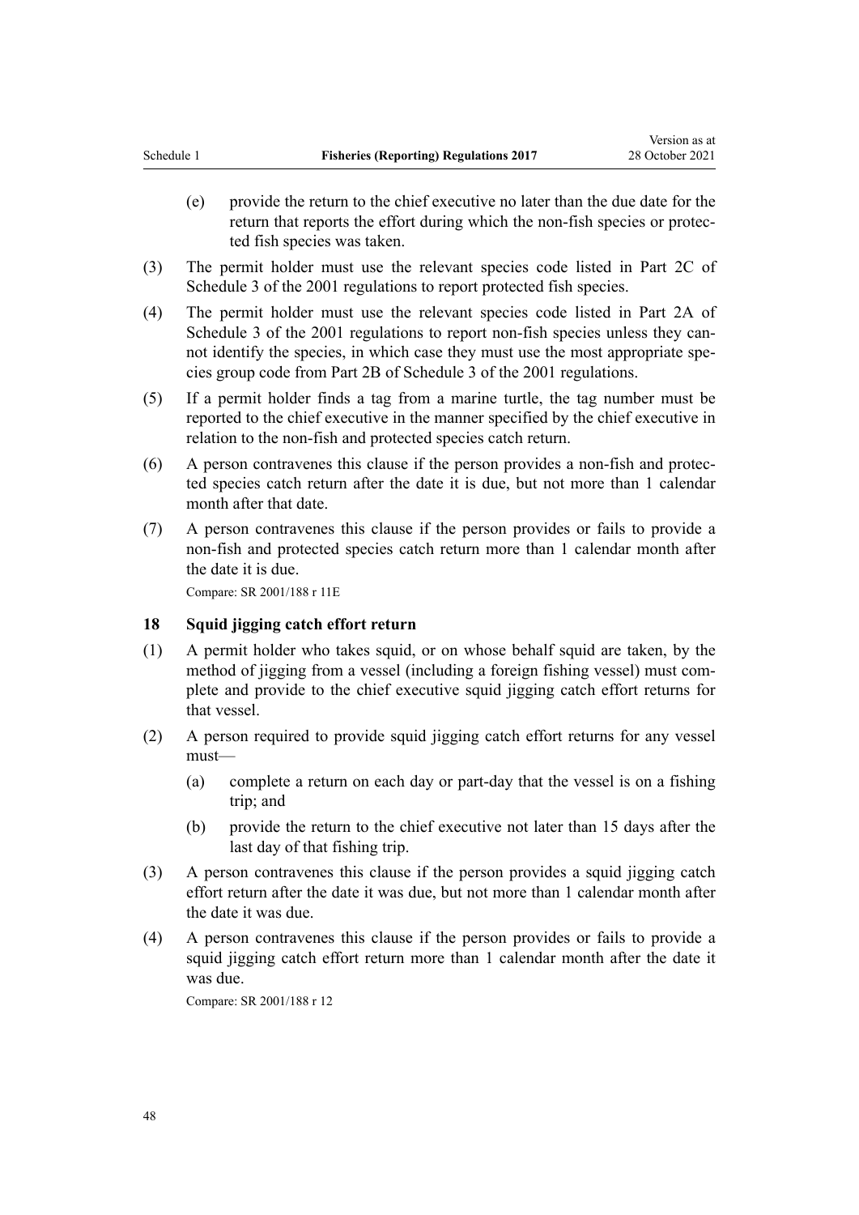(e) provide the return to the chief executive no later than the due date for the return that reports the effort during which the non-fish species or protected fish species was taken.

(3) The permit holder must use the relevant species code listed in Part 2C of Schedule 3 of the 2001 regulations to report protected fish species.

(4) The permit holder must use the relevant species code listed in Part 2A of Schedule 3 of the 2001 regulations to report non-fish species unless they cannot identify the species, in which case they must use the most appropriate species group code from Part 2B of Schedule 3 of the 2001 regulations.

(5) If a permit holder finds a tag from a marine turtle, the tag number must be reported to the chief executive in the manner specified by the chief executive in relation to the non-fish and protected species catch return.

(6) A person contravenes this clause if the person provides a non-fish and protected species catch return after the date it is due, but not more than 1 calendar month after that date.

(7) A person contravenes this clause if the person provides or fails to provide a non-fish and protected species catch return more than 1 calendar month after the date it is due.

Compare: SR 2001/188 r 11E

### 18 Squid jigging catch effort return

(1) A permit holder who takes squid, or on whose behalf squid are taken, by the method of jigging from a vessel (including a foreign fishing vessel) must complete and provide to the chief executive squid jigging catch effort returns for that vessel.

(2) A person required to provide squid jigging catch effort returns for any vessel must—

(a) complete a return on each day or part-day that the vessel is on a fishing trip; and

(b) provide the return to the chief executive not later than 15 days after the last day of that fishing trip.

(3) A person contravenes this clause if the person provides a squid jigging catch effort return after the date it was due, but not more than 1 calendar month after the date it was due.

(4) A person contravenes this clause if the person provides or fails to provide a squid jigging catch effort return more than 1 calendar month after the date it was due.

Compare: SR 2001/188 r 12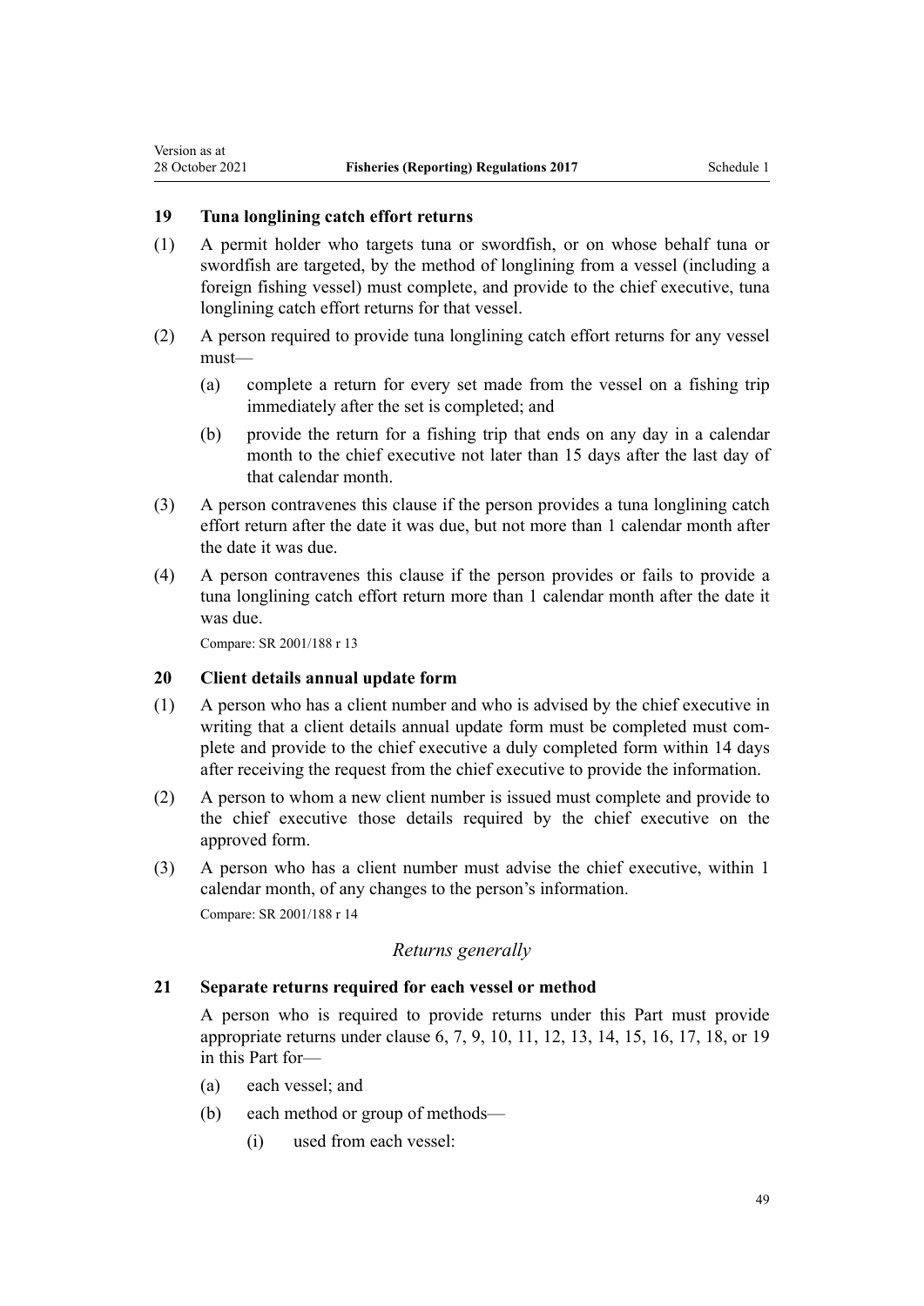### 19 Tuna longlining catch effort returns

(1) A permit holder who targets tuna or swordfish, or on whose behalf tuna or swordfish are targeted, by the method of longlining from a vessel (including a foreign fishing vessel) must complete, and provide to the chief executive, tuna longlining catch effort returns for that vessel.

(2) A person required to provide tuna longlining catch effort returns for any vessel must—

(a) complete a return for every set made from the vessel on a fishing trip immediately after the set is completed; and

(b) provide the return for a fishing trip that ends on any day in a calendar month to the chief executive not later than 15 days after the last day of that calendar month.

(3) A person contravenes this clause if the person provides a tuna longlining catch effort return after the date it was due, but not more than 1 calendar month after the date it was due.

(4) A person contravenes this clause if the person provides or fails to provide a tuna longlining catch effort return more than 1 calendar month after the date it was due.

Compare: SR 2001/188 r 13

### 20 Client details annual update form

(1) A person who has a client number and who is advised by the chief executive in writing that a client details annual update form must be completed must complete and provide to the chief executive a duly completed form within 14 days after receiving the request from the chief executive to provide the information.

(2) A person to whom a new client number is issued must complete and provide to the chief executive those details required by the chief executive on the approved form.

(3) A person who has a client number must advise the chief executive, within 1 calendar month, of any changes to the person's information.

Compare: SR 2001/188 r 14

*Returns generally*

### 21 Separate returns required for each vessel or method

A person who is required to provide returns under this Part must provide appropriate returns under clause 6, 7, 9, 10, 11, 12, 13, 14, 15, 16, 17, 18, or 19 in this Part for—

(a) each vessel; and

(b) each method or group of methods—

(i) used from each vessel: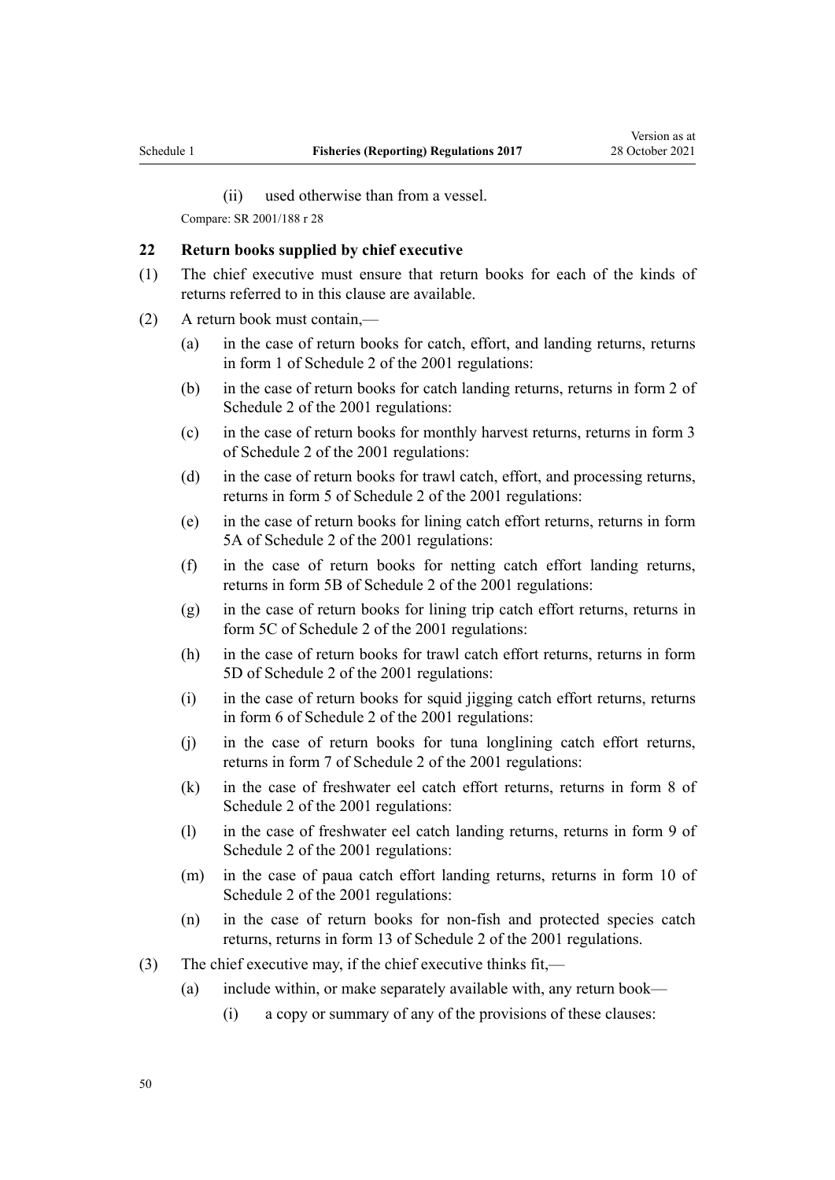(ii) used otherwise than from a vessel.

Compare: SR 2001/188 r 28

### 22 Return books supplied by chief executive

(1) The chief executive must ensure that return books for each of the kinds of returns referred to in this clause are available.

(2) A return book must contain,—

(a) in the case of return books for catch, effort, and landing returns, returns in form 1 of Schedule 2 of the 2001 regulations:

(b) in the case of return books for catch landing returns, returns in form 2 of Schedule 2 of the 2001 regulations:

(c) in the case of return books for monthly harvest returns, returns in form 3 of Schedule 2 of the 2001 regulations:

(d) in the case of return books for trawl catch, effort, and processing returns, returns in form 5 of Schedule 2 of the 2001 regulations:

(e) in the case of return books for lining catch effort returns, returns in form 5A of Schedule 2 of the 2001 regulations:

(f) in the case of return books for netting catch effort landing returns, returns in form 5B of Schedule 2 of the 2001 regulations:

(g) in the case of return books for lining trip catch effort returns, returns in form 5C of Schedule 2 of the 2001 regulations:

(h) in the case of return books for trawl catch effort returns, returns in form 5D of Schedule 2 of the 2001 regulations:

(i) in the case of return books for squid jigging catch effort returns, returns in form 6 of Schedule 2 of the 2001 regulations:

(j) in the case of return books for tuna longlining catch effort returns, returns in form 7 of Schedule 2 of the 2001 regulations:

(k) in the case of freshwater eel catch effort returns, returns in form 8 of Schedule 2 of the 2001 regulations:

(l) in the case of freshwater eel catch landing returns, returns in form 9 of Schedule 2 of the 2001 regulations:

(m) in the case of paua catch effort landing returns, returns in form 10 of Schedule 2 of the 2001 regulations:

(n) in the case of return books for non-fish and protected species catch returns, returns in form 13 of Schedule 2 of the 2001 regulations.

(3) The chief executive may, if the chief executive thinks fit,—

(a) include within, or make separately available with, any return book—

(i) a copy or summary of any of the provisions of these clauses: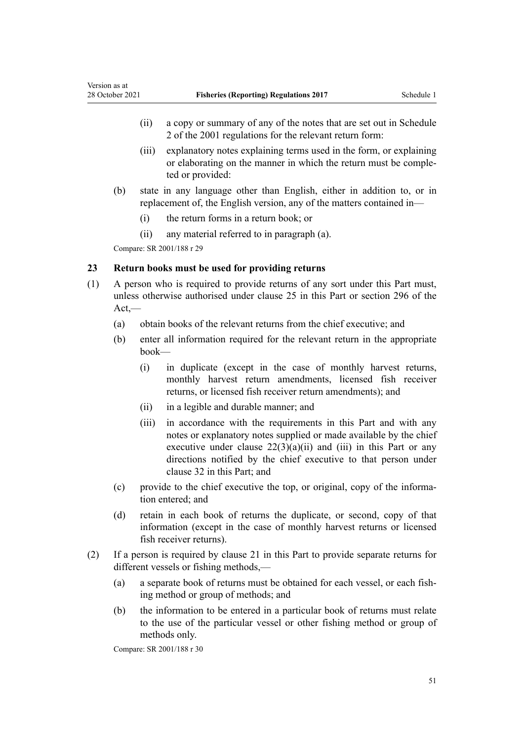(ii) a copy or summary of any of the notes that are set out in Schedule 2 of the 2001 regulations for the relevant return form:

(iii) explanatory notes explaining terms used in the form, or explaining or elaborating on the manner in which the return must be completed or provided:

(b) state in any language other than English, either in addition to, or in replacement of, the English version, any of the matters contained in—

(i) the return forms in a return book; or

(ii) any material referred to in paragraph (a).

Compare: SR 2001/188 r 29

### 23 Return books must be used for providing returns

(1) A person who is required to provide returns of any sort under this Part must, unless otherwise authorised under clause 25 in this Part or section 296 of the Act,—

(a) obtain books of the relevant returns from the chief executive; and

(b) enter all information required for the relevant return in the appropriate book—

(i) in duplicate (except in the case of monthly harvest returns, monthly harvest return amendments, licensed fish receiver returns, or licensed fish receiver return amendments); and

(ii) in a legible and durable manner; and

(iii) in accordance with the requirements in this Part and with any notes or explanatory notes supplied or made available by the chief executive under clause 22(3)(a)(ii) and (iii) in this Part or any directions notified by the chief executive to that person under clause 32 in this Part; and

(c) provide to the chief executive the top, or original, copy of the information entered; and

(d) retain in each book of returns the duplicate, or second, copy of that information (except in the case of monthly harvest returns or licensed fish receiver returns).

(2) If a person is required by clause 21 in this Part to provide separate returns for different vessels or fishing methods,—

(a) a separate book of returns must be obtained for each vessel, or each fishing method or group of methods; and

(b) the information to be entered in a particular book of returns must relate to the use of the particular vessel or other fishing method or group of methods only.

Compare: SR 2001/188 r 30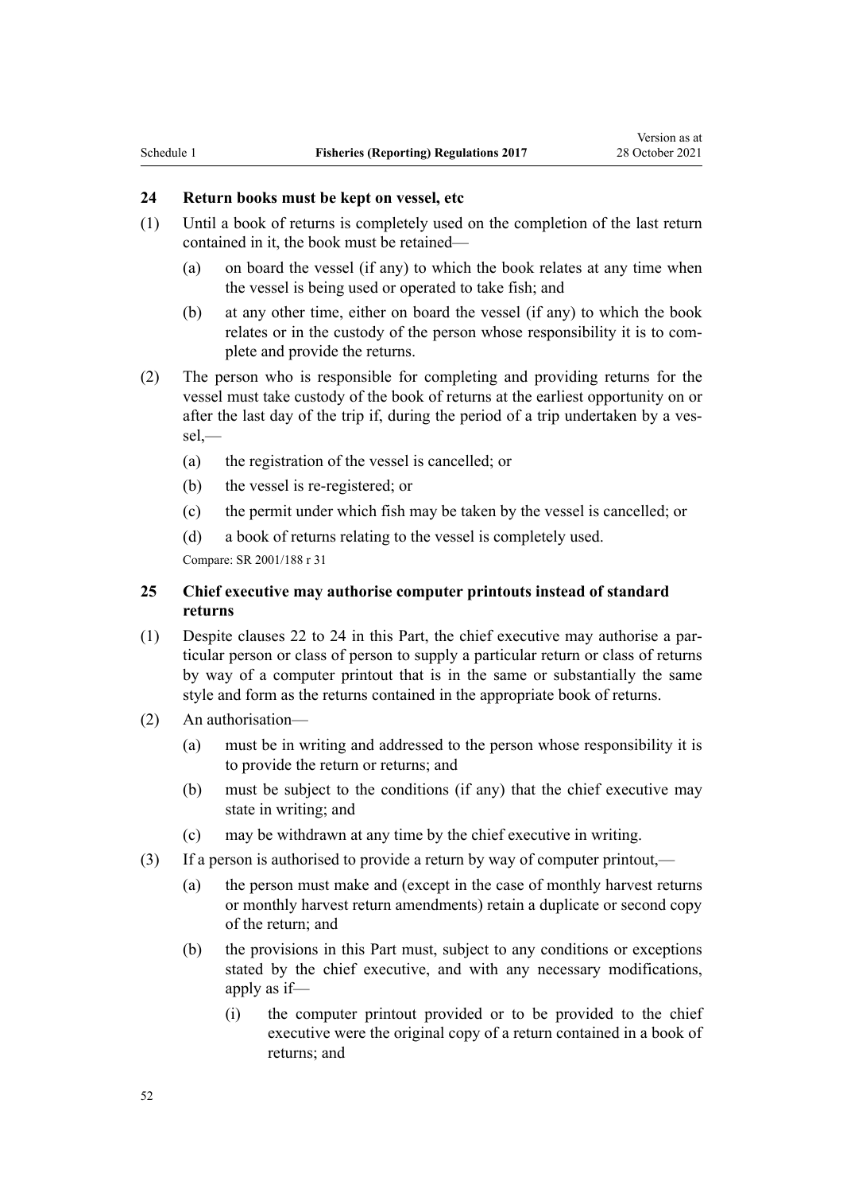### 24 Return books must be kept on vessel, etc

(1) Until a book of returns is completely used on the completion of the last return contained in it, the book must be retained—

(a) on board the vessel (if any) to which the book relates at any time when the vessel is being used or operated to take fish; and

(b) at any other time, either on board the vessel (if any) to which the book relates or in the custody of the person whose responsibility it is to complete and provide the returns.

(2) The person who is responsible for completing and providing returns for the vessel must take custody of the book of returns at the earliest opportunity on or after the last day of the trip if, during the period of a trip undertaken by a vessel,—

(a) the registration of the vessel is cancelled; or

(b) the vessel is re-registered; or

(c) the permit under which fish may be taken by the vessel is cancelled; or

(d) a book of returns relating to the vessel is completely used.

Compare: SR 2001/188 r 31

### 25 Chief executive may authorise computer printouts instead of standard returns

(1) Despite clauses 22 to 24 in this Part, the chief executive may authorise a particular person or class of person to supply a particular return or class of returns by way of a computer printout that is in the same or substantially the same style and form as the returns contained in the appropriate book of returns.

(2) An authorisation—

(a) must be in writing and addressed to the person whose responsibility it is to provide the return or returns; and

(b) must be subject to the conditions (if any) that the chief executive may state in writing; and

(c) may be withdrawn at any time by the chief executive in writing.

(3) If a person is authorised to provide a return by way of computer printout,—

(a) the person must make and (except in the case of monthly harvest returns or monthly harvest return amendments) retain a duplicate or second copy of the return; and

(b) the provisions in this Part must, subject to any conditions or exceptions stated by the chief executive, and with any necessary modifications, apply as if—

(i) the computer printout provided or to be provided to the chief executive were the original copy of a return contained in a book of returns; and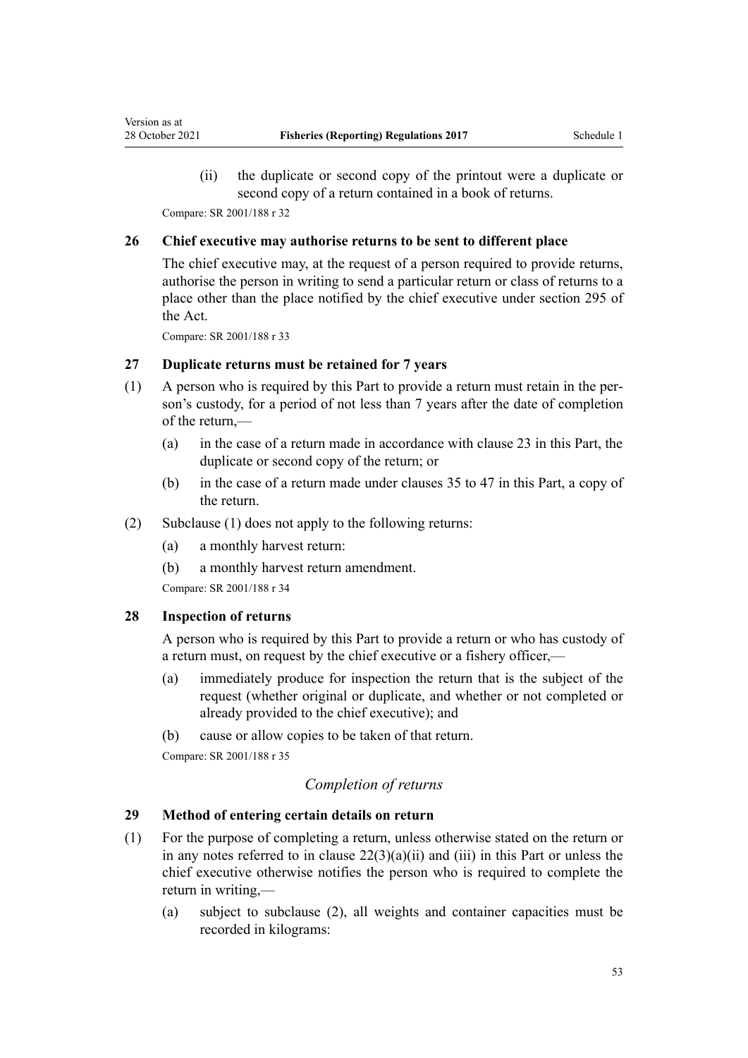(ii) the duplicate or second copy of the printout were a duplicate or second copy of a return contained in a book of returns.

Compare: SR 2001/188 r 32

### 26 Chief executive may authorise returns to be sent to different place

The chief executive may, at the request of a person required to provide returns, authorise the person in writing to send a particular return or class of returns to a place other than the place notified by the chief executive under section 295 of the Act.

Compare: SR 2001/188 r 33

### 27 Duplicate returns must be retained for 7 years

(1) A person who is required by this Part to provide a return must retain in the person's custody, for a period of not less than 7 years after the date of completion of the return,—

(a) in the case of a return made in accordance with clause 23 in this Part, the duplicate or second copy of the return; or

(b) in the case of a return made under clauses 35 to 47 in this Part, a copy of the return.

(2) Subclause (1) does not apply to the following returns:

(a) a monthly harvest return:

(b) a monthly harvest return amendment.

Compare: SR 2001/188 r 34

### 28 Inspection of returns

A person who is required by this Part to provide a return or who has custody of a return must, on request by the chief executive or a fishery officer,—

(a) immediately produce for inspection the return that is the subject of the request (whether original or duplicate, and whether or not completed or already provided to the chief executive); and

(b) cause or allow copies to be taken of that return.

Compare: SR 2001/188 r 35

*Completion of returns*

### 29 Method of entering certain details on return

(1) For the purpose of completing a return, unless otherwise stated on the return or in any notes referred to in clause 22(3)(a)(ii) and (iii) in this Part or unless the chief executive otherwise notifies the person who is required to complete the return in writing,—

(a) subject to subclause (2), all weights and container capacities must be recorded in kilograms: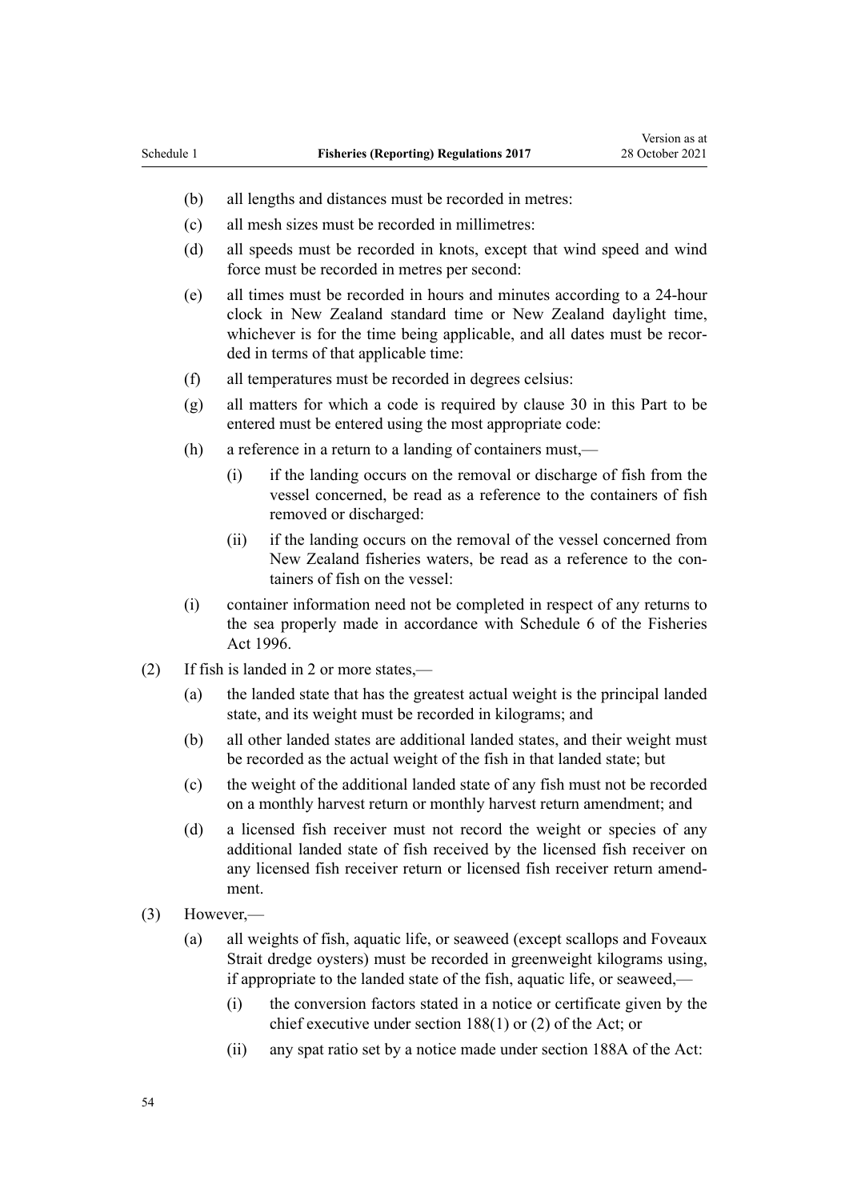(b) all lengths and distances must be recorded in metres:

(c) all mesh sizes must be recorded in millimetres:

(d) all speeds must be recorded in knots, except that wind speed and wind force must be recorded in metres per second:

(e) all times must be recorded in hours and minutes according to a 24-hour clock in New Zealand standard time or New Zealand daylight time, whichever is for the time being applicable, and all dates must be recorded in terms of that applicable time:

(f) all temperatures must be recorded in degrees celsius:

(g) all matters for which a code is required by clause 30 in this Part to be entered must be entered using the most appropriate code:

(h) a reference in a return to a landing of containers must,—

   (i) if the landing occurs on the removal or discharge of fish from the vessel concerned, be read as a reference to the containers of fish removed or discharged:

   (ii) if the landing occurs on the removal of the vessel concerned from New Zealand fisheries waters, be read as a reference to the containers of fish on the vessel:

(i) container information need not be completed in respect of any returns to the sea properly made in accordance with Schedule 6 of the Fisheries Act 1996.

(2) If fish is landed in 2 or more states,—

(a) the landed state that has the greatest actual weight is the principal landed state, and its weight must be recorded in kilograms; and

(b) all other landed states are additional landed states, and their weight must be recorded as the actual weight of the fish in that landed state; but

(c) the weight of the additional landed state of any fish must not be recorded on a monthly harvest return or monthly harvest return amendment; and

(d) a licensed fish receiver must not record the weight or species of any additional landed state of fish received by the licensed fish receiver on any licensed fish receiver return or licensed fish receiver return amendment.

(3) However,—

(a) all weights of fish, aquatic life, or seaweed (except scallops and Foveaux Strait dredge oysters) must be recorded in greenweight kilograms using, if appropriate to the landed state of the fish, aquatic life, or seaweed,—

   (i) the conversion factors stated in a notice or certificate given by the chief executive under section 188(1) or (2) of the Act; or

   (ii) any spat ratio set by a notice made under section 188A of the Act: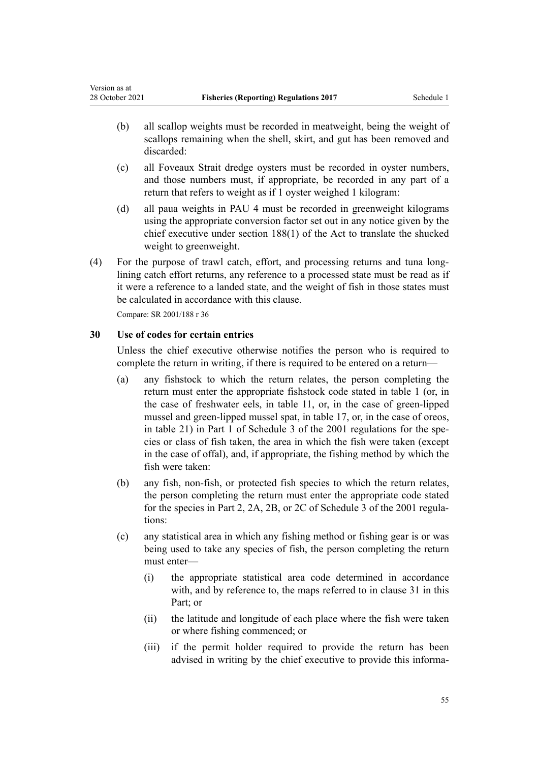(b) all scallop weights must be recorded in meatweight, being the weight of scallops remaining when the shell, skirt, and gut has been removed and discarded:

(c) all Foveaux Strait dredge oysters must be recorded in oyster numbers, and those numbers must, if appropriate, be recorded in any part of a return that refers to weight as if 1 oyster weighed 1 kilogram:

(d) all paua weights in PAU 4 must be recorded in greenweight kilograms using the appropriate conversion factor set out in any notice given by the chief executive under section 188(1) of the Act to translate the shucked weight to greenweight.

(4) For the purpose of trawl catch, effort, and processing returns and tuna long-lining catch effort returns, any reference to a processed state must be read as if it were a reference to a landed state, and the weight of fish in those states must be calculated in accordance with this clause.

Compare: SR 2001/188 r 36

### 30 Use of codes for certain entries

Unless the chief executive otherwise notifies the person who is required to complete the return in writing, if there is required to be entered on a return—

(a) any fishstock to which the return relates, the person completing the return must enter the appropriate fishstock code stated in table 1 (or, in the case of freshwater eels, in table 11, or, in the case of green-lipped mussel and green-lipped mussel spat, in table 17, or, in the case of oreos, in table 21) in Part 1 of Schedule 3 of the 2001 regulations for the species or class of fish taken, the area in which the fish were taken (except in the case of offal), and, if appropriate, the fishing method by which the fish were taken:

(b) any fish, non-fish, or protected fish species to which the return relates, the person completing the return must enter the appropriate code stated for the species in Part 2, 2A, 2B, or 2C of Schedule 3 of the 2001 regulations:

(c) any statistical area in which any fishing method or fishing gear is or was being used to take any species of fish, the person completing the return must enter—

(i) the appropriate statistical area code determined in accordance with, and by reference to, the maps referred to in clause 31 in this Part; or

(ii) the latitude and longitude of each place where the fish were taken or where fishing commenced; or

(iii) if the permit holder required to provide the return has been advised in writing by the chief executive to provide this informa-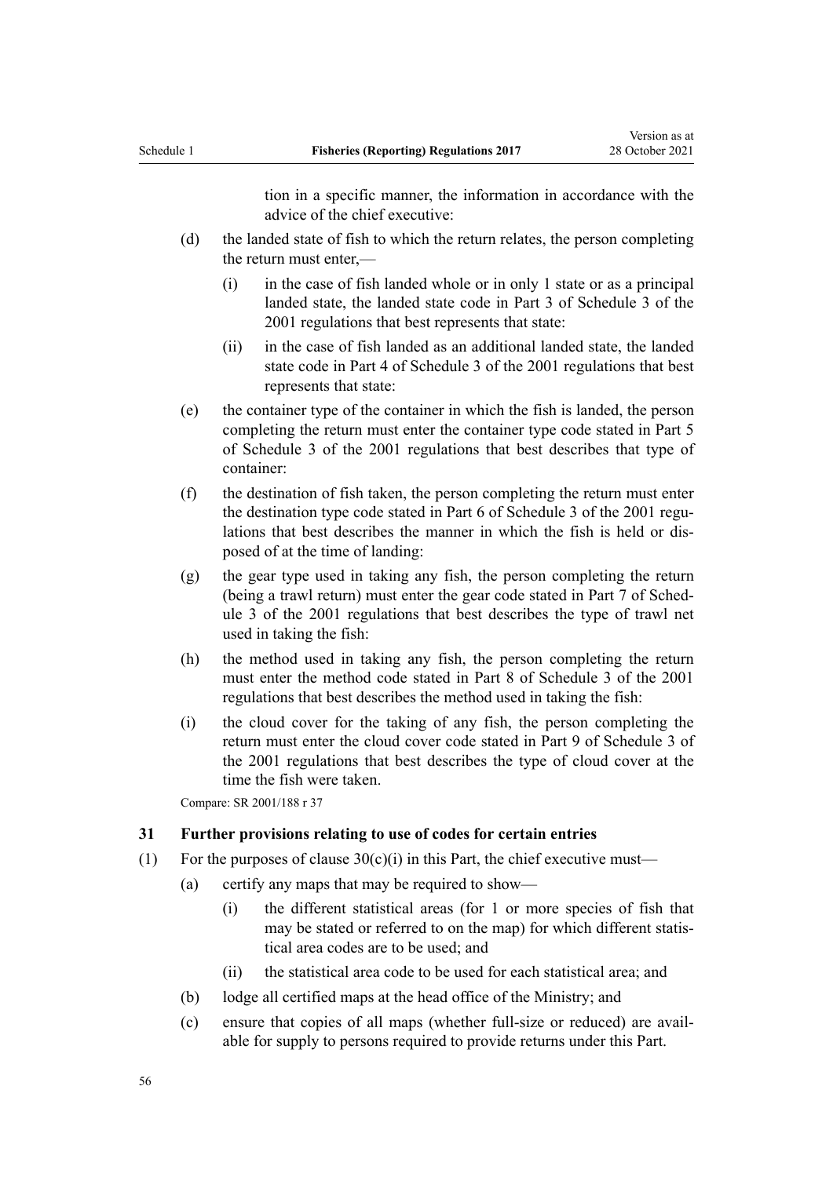tion in a specific manner, the information in accordance with the advice of the chief executive:

(d) the landed state of fish to which the return relates, the person completing the return must enter,—

  (i) in the case of fish landed whole or in only 1 state or as a principal landed state, the landed state code in Part 3 of Schedule 3 of the 2001 regulations that best represents that state:

  (ii) in the case of fish landed as an additional landed state, the landed state code in Part 4 of Schedule 3 of the 2001 regulations that best represents that state:

(e) the container type of the container in which the fish is landed, the person completing the return must enter the container type code stated in Part 5 of Schedule 3 of the 2001 regulations that best describes that type of container:

(f) the destination of fish taken, the person completing the return must enter the destination type code stated in Part 6 of Schedule 3 of the 2001 regulations that best describes the manner in which the fish is held or disposed of at the time of landing:

(g) the gear type used in taking any fish, the person completing the return (being a trawl return) must enter the gear code stated in Part 7 of Schedule 3 of the 2001 regulations that best describes the type of trawl net used in taking the fish:

(h) the method used in taking any fish, the person completing the return must enter the method code stated in Part 8 of Schedule 3 of the 2001 regulations that best describes the method used in taking the fish:

(i) the cloud cover for the taking of any fish, the person completing the return must enter the cloud cover code stated in Part 9 of Schedule 3 of the 2001 regulations that best describes the type of cloud cover at the time the fish were taken.

Compare: SR 2001/188 r 37

### 31 Further provisions relating to use of codes for certain entries

(1) For the purposes of clause 30(c)(i) in this Part, the chief executive must—

  (a) certify any maps that may be required to show—

    (i) the different statistical areas (for 1 or more species of fish that may be stated or referred to on the map) for which different statistical area codes are to be used; and

    (ii) the statistical area code to be used for each statistical area; and

  (b) lodge all certified maps at the head office of the Ministry; and

  (c) ensure that copies of all maps (whether full-size or reduced) are available for supply to persons required to provide returns under this Part.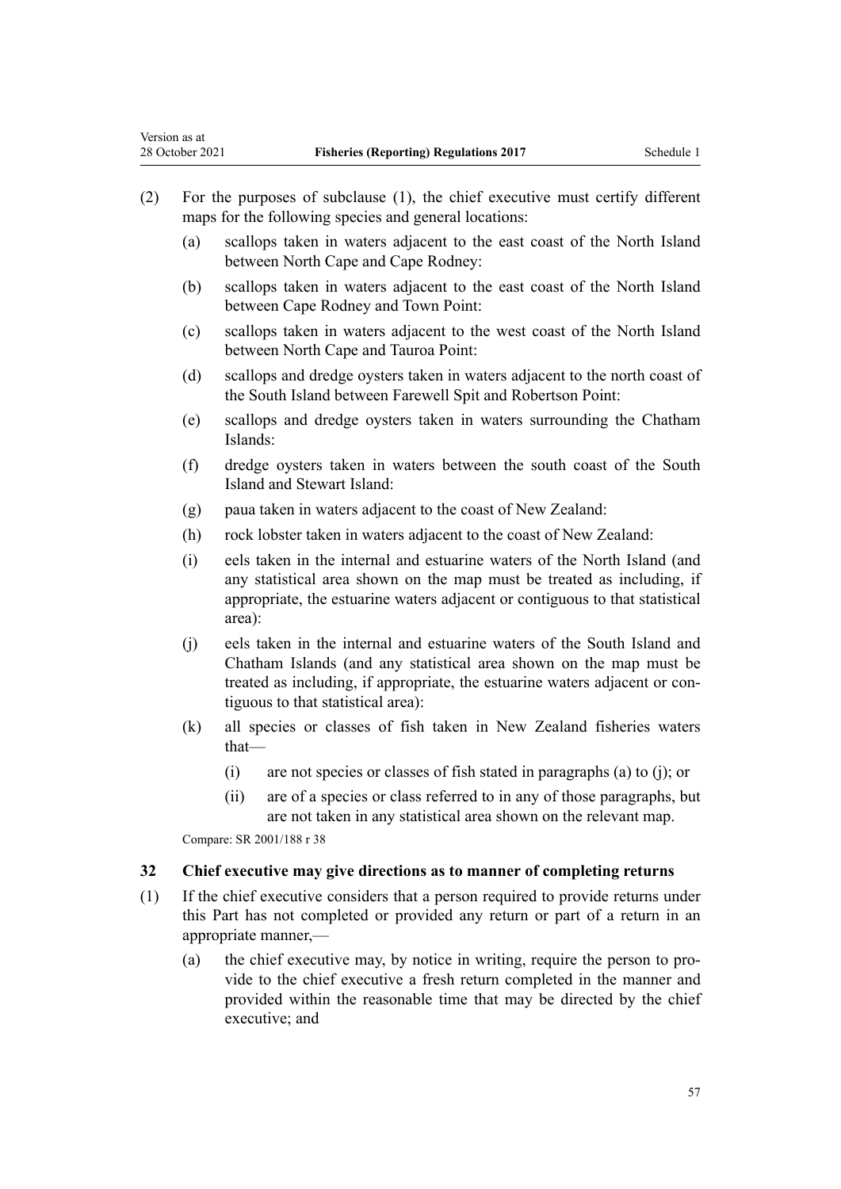(2) For the purposes of subclause (1), the chief executive must certify different maps for the following species and general locations:

(a) scallops taken in waters adjacent to the east coast of the North Island between North Cape and Cape Rodney:

(b) scallops taken in waters adjacent to the east coast of the North Island between Cape Rodney and Town Point:

(c) scallops taken in waters adjacent to the west coast of the North Island between North Cape and Tauroa Point:

(d) scallops and dredge oysters taken in waters adjacent to the north coast of the South Island between Farewell Spit and Robertson Point:

(e) scallops and dredge oysters taken in waters surrounding the Chatham Islands:

(f) dredge oysters taken in waters between the south coast of the South Island and Stewart Island:

(g) paua taken in waters adjacent to the coast of New Zealand:

(h) rock lobster taken in waters adjacent to the coast of New Zealand:

(i) eels taken in the internal and estuarine waters of the North Island (and any statistical area shown on the map must be treated as including, if appropriate, the estuarine waters adjacent or contiguous to that statistical area):

(j) eels taken in the internal and estuarine waters of the South Island and Chatham Islands (and any statistical area shown on the map must be treated as including, if appropriate, the estuarine waters adjacent or contiguous to that statistical area):

(k) all species or classes of fish taken in New Zealand fisheries waters that—

(i) are not species or classes of fish stated in paragraphs (a) to (j); or

(ii) are of a species or class referred to in any of those paragraphs, but are not taken in any statistical area shown on the relevant map.

Compare: SR 2001/188 r 38

### 32 Chief executive may give directions as to manner of completing returns

(1) If the chief executive considers that a person required to provide returns under this Part has not completed or provided any return or part of a return in an appropriate manner,—

(a) the chief executive may, by notice in writing, require the person to provide to the chief executive a fresh return completed in the manner and provided within the reasonable time that may be directed by the chief executive; and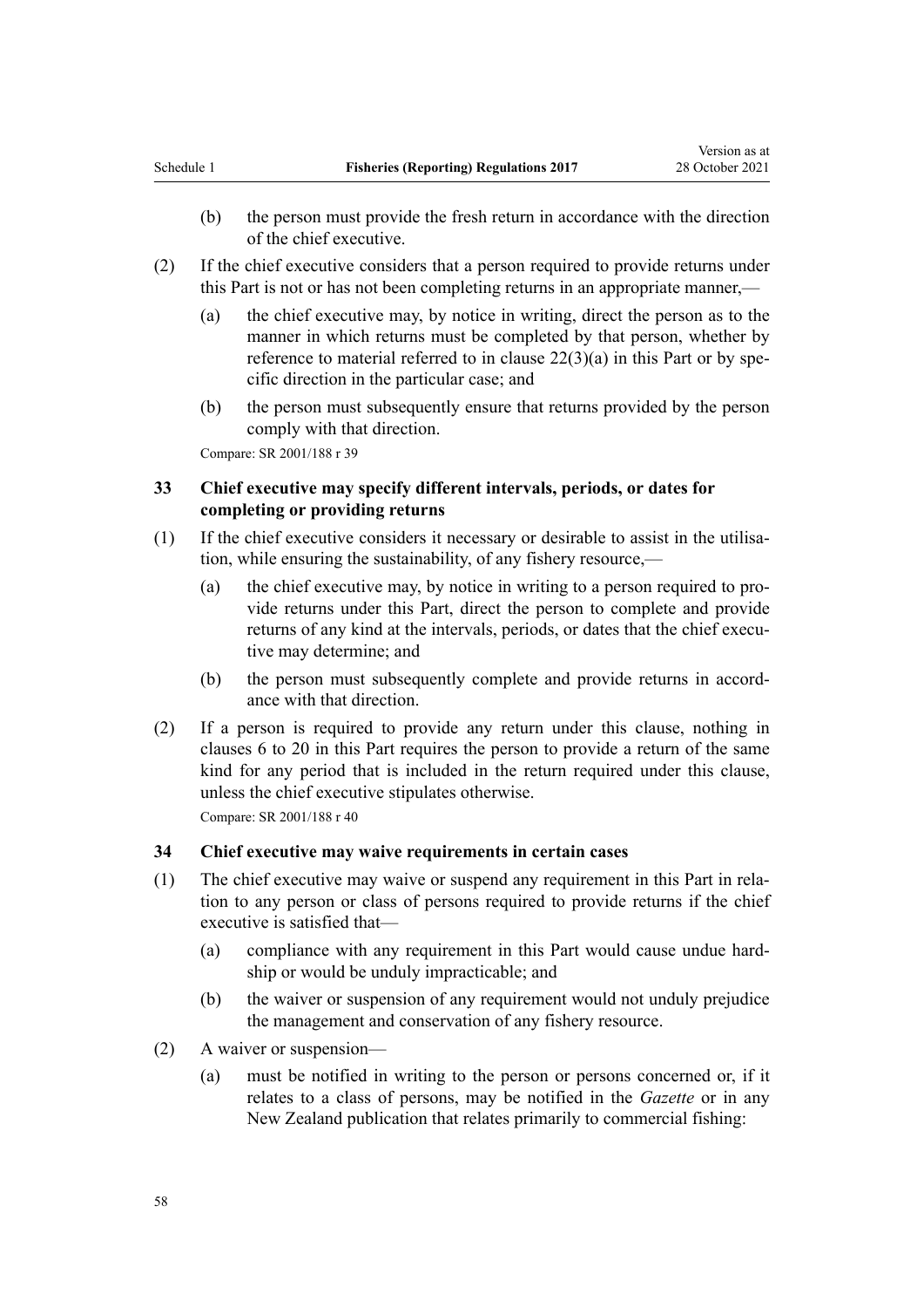(b) the person must provide the fresh return in accordance with the direction of the chief executive.

(2) If the chief executive considers that a person required to provide returns under this Part is not or has not been completing returns in an appropriate manner,—

(a) the chief executive may, by notice in writing, direct the person as to the manner in which returns must be completed by that person, whether by reference to material referred to in clause 22(3)(a) in this Part or by specific direction in the particular case; and

(b) the person must subsequently ensure that returns provided by the person comply with that direction.

Compare: SR 2001/188 r 39

### 33 Chief executive may specify different intervals, periods, or dates for completing or providing returns

(1) If the chief executive considers it necessary or desirable to assist in the utilisation, while ensuring the sustainability, of any fishery resource,—

(a) the chief executive may, by notice in writing to a person required to provide returns under this Part, direct the person to complete and provide returns of any kind at the intervals, periods, or dates that the chief executive may determine; and

(b) the person must subsequently complete and provide returns in accordance with that direction.

(2) If a person is required to provide any return under this clause, nothing in clauses 6 to 20 in this Part requires the person to provide a return of the same kind for any period that is included in the return required under this clause, unless the chief executive stipulates otherwise.

Compare: SR 2001/188 r 40

### 34 Chief executive may waive requirements in certain cases

(1) The chief executive may waive or suspend any requirement in this Part in relation to any person or class of persons required to provide returns if the chief executive is satisfied that—

(a) compliance with any requirement in this Part would cause undue hardship or would be unduly impracticable; and

(b) the waiver or suspension of any requirement would not unduly prejudice the management and conservation of any fishery resource.

(2) A waiver or suspension—

(a) must be notified in writing to the person or persons concerned or, if it relates to a class of persons, may be notified in the *Gazette* or in any New Zealand publication that relates primarily to commercial fishing: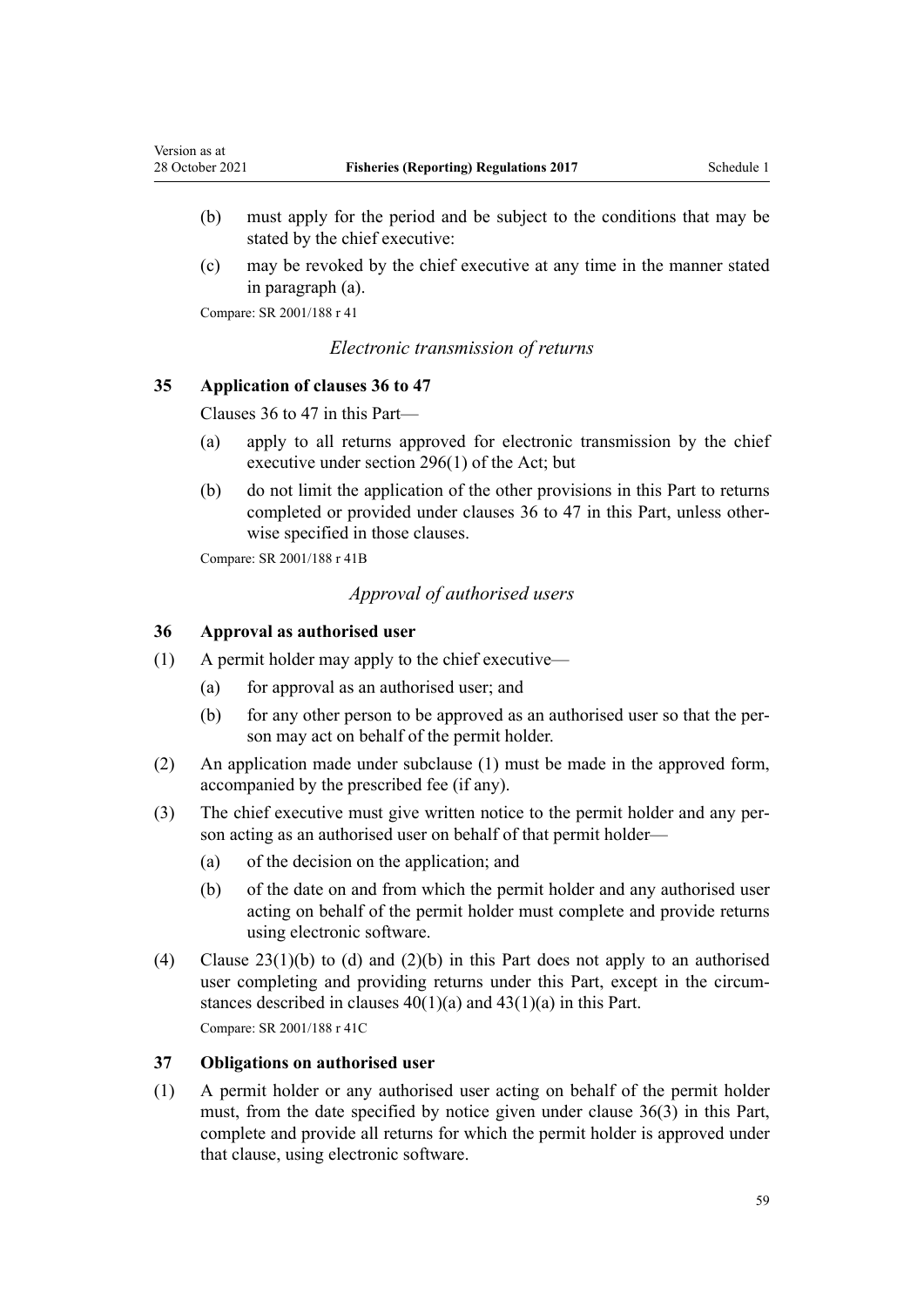(b) must apply for the period and be subject to the conditions that may be stated by the chief executive:

(c) may be revoked by the chief executive at any time in the manner stated in paragraph (a).

Compare: SR 2001/188 r 41

*Electronic transmission of returns*

**35 Application of clauses 36 to 47**

Clauses 36 to 47 in this Part—

(a) apply to all returns approved for electronic transmission by the chief executive under section 296(1) of the Act; but

(b) do not limit the application of the other provisions in this Part to returns completed or provided under clauses 36 to 47 in this Part, unless otherwise specified in those clauses.

Compare: SR 2001/188 r 41B

*Approval of authorised users*

**36 Approval as authorised user**

(1) A permit holder may apply to the chief executive—

(a) for approval as an authorised user; and

(b) for any other person to be approved as an authorised user so that the person may act on behalf of the permit holder.

(2) An application made under subclause (1) must be made in the approved form, accompanied by the prescribed fee (if any).

(3) The chief executive must give written notice to the permit holder and any person acting as an authorised user on behalf of that permit holder—

(a) of the decision on the application; and

(b) of the date on and from which the permit holder and any authorised user acting on behalf of the permit holder must complete and provide returns using electronic software.

(4) Clause 23(1)(b) to (d) and (2)(b) in this Part does not apply to an authorised user completing and providing returns under this Part, except in the circumstances described in clauses 40(1)(a) and 43(1)(a) in this Part.

Compare: SR 2001/188 r 41C

**37 Obligations on authorised user**

(1) A permit holder or any authorised user acting on behalf of the permit holder must, from the date specified by notice given under clause 36(3) in this Part, complete and provide all returns for which the permit holder is approved under that clause, using electronic software.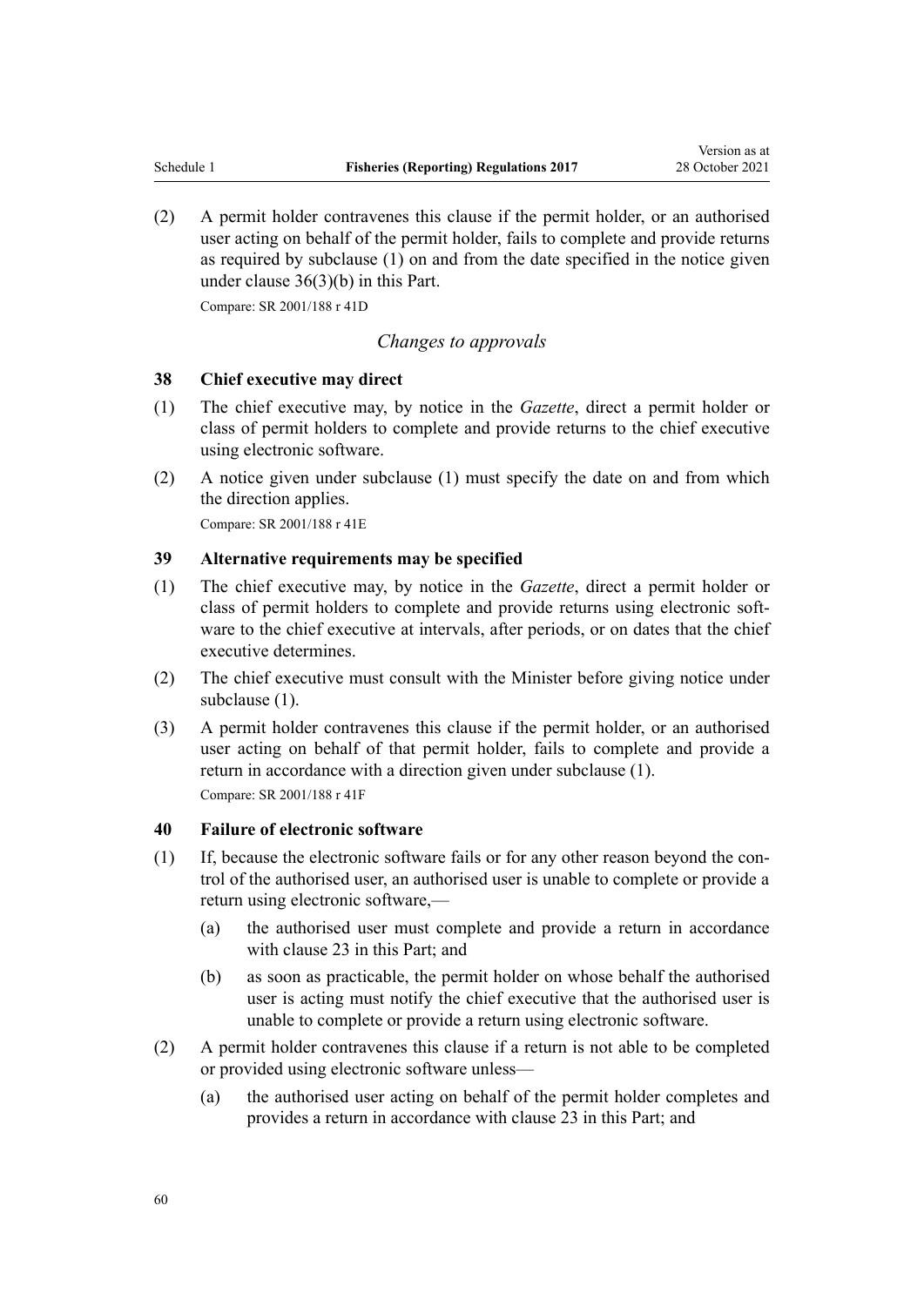(2) A permit holder contravenes this clause if the permit holder, or an authorised user acting on behalf of the permit holder, fails to complete and provide returns as required by subclause (1) on and from the date specified in the notice given under clause 36(3)(b) in this Part.

Compare: SR 2001/188 r 41D

*Changes to approvals*

### 38 Chief executive may direct

(1) The chief executive may, by notice in the *Gazette*, direct a permit holder or class of permit holders to complete and provide returns to the chief executive using electronic software.

(2) A notice given under subclause (1) must specify the date on and from which the direction applies.

Compare: SR 2001/188 r 41E

### 39 Alternative requirements may be specified

(1) The chief executive may, by notice in the *Gazette*, direct a permit holder or class of permit holders to complete and provide returns using electronic software to the chief executive at intervals, after periods, or on dates that the chief executive determines.

(2) The chief executive must consult with the Minister before giving notice under subclause (1).

(3) A permit holder contravenes this clause if the permit holder, or an authorised user acting on behalf of that permit holder, fails to complete and provide a return in accordance with a direction given under subclause (1).

Compare: SR 2001/188 r 41F

### 40 Failure of electronic software

(1) If, because the electronic software fails or for any other reason beyond the control of the authorised user, an authorised user is unable to complete or provide a return using electronic software,—

   (a) the authorised user must complete and provide a return in accordance with clause 23 in this Part; and

   (b) as soon as practicable, the permit holder on whose behalf the authorised user is acting must notify the chief executive that the authorised user is unable to complete or provide a return using electronic software.

(2) A permit holder contravenes this clause if a return is not able to be completed or provided using electronic software unless—

   (a) the authorised user acting on behalf of the permit holder completes and provides a return in accordance with clause 23 in this Part; and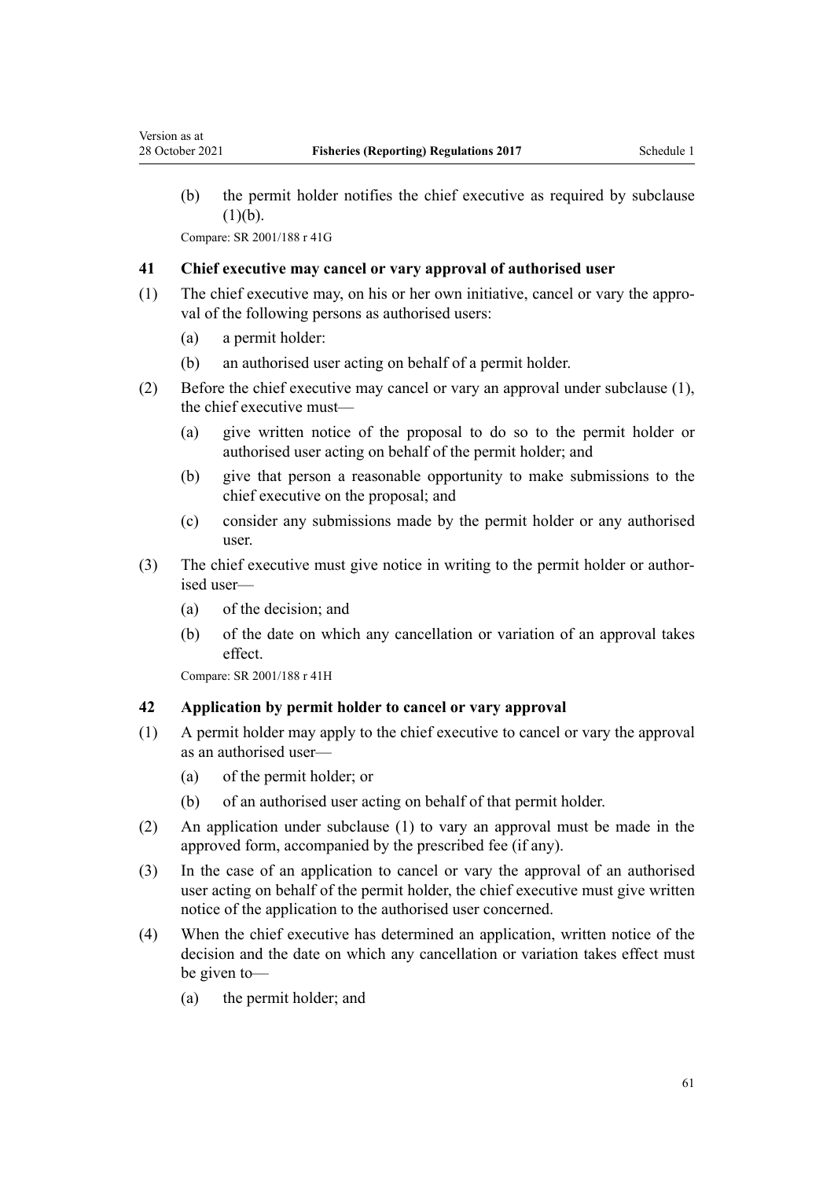(b) the permit holder notifies the chief executive as required by subclause (1)(b).

Compare: SR 2001/188 r 41G

### 41 Chief executive may cancel or vary approval of authorised user

(1) The chief executive may, on his or her own initiative, cancel or vary the approval of the following persons as authorised users:

(a) a permit holder:

(b) an authorised user acting on behalf of a permit holder.

(2) Before the chief executive may cancel or vary an approval under subclause (1), the chief executive must—

(a) give written notice of the proposal to do so to the permit holder or authorised user acting on behalf of the permit holder; and

(b) give that person a reasonable opportunity to make submissions to the chief executive on the proposal; and

(c) consider any submissions made by the permit holder or any authorised user.

(3) The chief executive must give notice in writing to the permit holder or authorised user—

(a) of the decision; and

(b) of the date on which any cancellation or variation of an approval takes effect.

Compare: SR 2001/188 r 41H

### 42 Application by permit holder to cancel or vary approval

(1) A permit holder may apply to the chief executive to cancel or vary the approval as an authorised user—

(a) of the permit holder; or

(b) of an authorised user acting on behalf of that permit holder.

(2) An application under subclause (1) to vary an approval must be made in the approved form, accompanied by the prescribed fee (if any).

(3) In the case of an application to cancel or vary the approval of an authorised user acting on behalf of the permit holder, the chief executive must give written notice of the application to the authorised user concerned.

(4) When the chief executive has determined an application, written notice of the decision and the date on which any cancellation or variation takes effect must be given to—

(a) the permit holder; and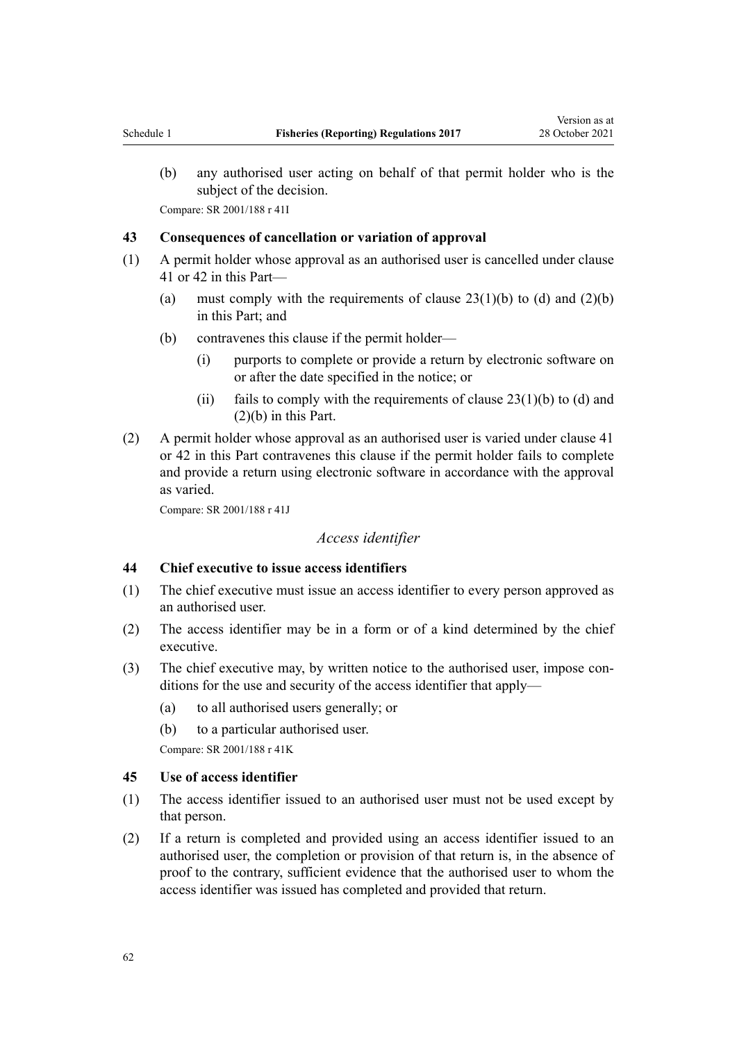(b) any authorised user acting on behalf of that permit holder who is the subject of the decision.

Compare: SR 2001/188 r 41I

### 43 Consequences of cancellation or variation of approval

(1) A permit holder whose approval as an authorised user is cancelled under clause 41 or 42 in this Part—

(a) must comply with the requirements of clause 23(1)(b) to (d) and (2)(b) in this Part; and

(b) contravenes this clause if the permit holder—

(i) purports to complete or provide a return by electronic software on or after the date specified in the notice; or

(ii) fails to comply with the requirements of clause 23(1)(b) to (d) and (2)(b) in this Part.

(2) A permit holder whose approval as an authorised user is varied under clause 41 or 42 in this Part contravenes this clause if the permit holder fails to complete and provide a return using electronic software in accordance with the approval as varied.

Compare: SR 2001/188 r 41J

*Access identifier*

### 44 Chief executive to issue access identifiers

(1) The chief executive must issue an access identifier to every person approved as an authorised user.

(2) The access identifier may be in a form or of a kind determined by the chief executive.

(3) The chief executive may, by written notice to the authorised user, impose conditions for the use and security of the access identifier that apply—

(a) to all authorised users generally; or

(b) to a particular authorised user.

Compare: SR 2001/188 r 41K

### 45 Use of access identifier

(1) The access identifier issued to an authorised user must not be used except by that person.

(2) If a return is completed and provided using an access identifier issued to an authorised user, the completion or provision of that return is, in the absence of proof to the contrary, sufficient evidence that the authorised user to whom the access identifier was issued has completed and provided that return.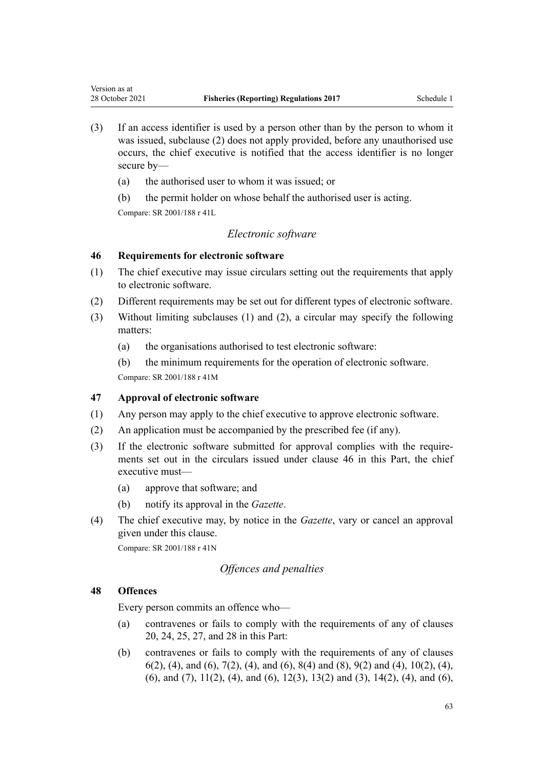(3) If an access identifier is used by a person other than by the person to whom it was issued, subclause (2) does not apply provided, before any unauthorised use occurs, the chief executive is notified that the access identifier is no longer secure by—

(a) the authorised user to whom it was issued; or

(b) the permit holder on whose behalf the authorised user is acting.

Compare: SR 2001/188 r 41L

*Electronic software*

**46 Requirements for electronic software**

(1) The chief executive may issue circulars setting out the requirements that apply to electronic software.

(2) Different requirements may be set out for different types of electronic software.

(3) Without limiting subclauses (1) and (2), a circular may specify the following matters:

(a) the organisations authorised to test electronic software:

(b) the minimum requirements for the operation of electronic software.

Compare: SR 2001/188 r 41M

**47 Approval of electronic software**

(1) Any person may apply to the chief executive to approve electronic software.

(2) An application must be accompanied by the prescribed fee (if any).

(3) If the electronic software submitted for approval complies with the requirements set out in the circulars issued under clause 46 in this Part, the chief executive must—

(a) approve that software; and

(b) notify its approval in the *Gazette*.

(4) The chief executive may, by notice in the *Gazette*, vary or cancel an approval given under this clause.

Compare: SR 2001/188 r 41N

*Offences and penalties*

**48 Offences**

Every person commits an offence who—

(a) contravenes or fails to comply with the requirements of any of clauses 20, 24, 25, 27, and 28 in this Part:

(b) contravenes or fails to comply with the requirements of any of clauses 6(2), (4), and (6), 7(2), (4), and (6), 8(4) and (8), 9(2) and (4), 10(2), (4), (6), and (7), 11(2), (4), and (6), 12(3), 13(2) and (3), 14(2), (4), and (6),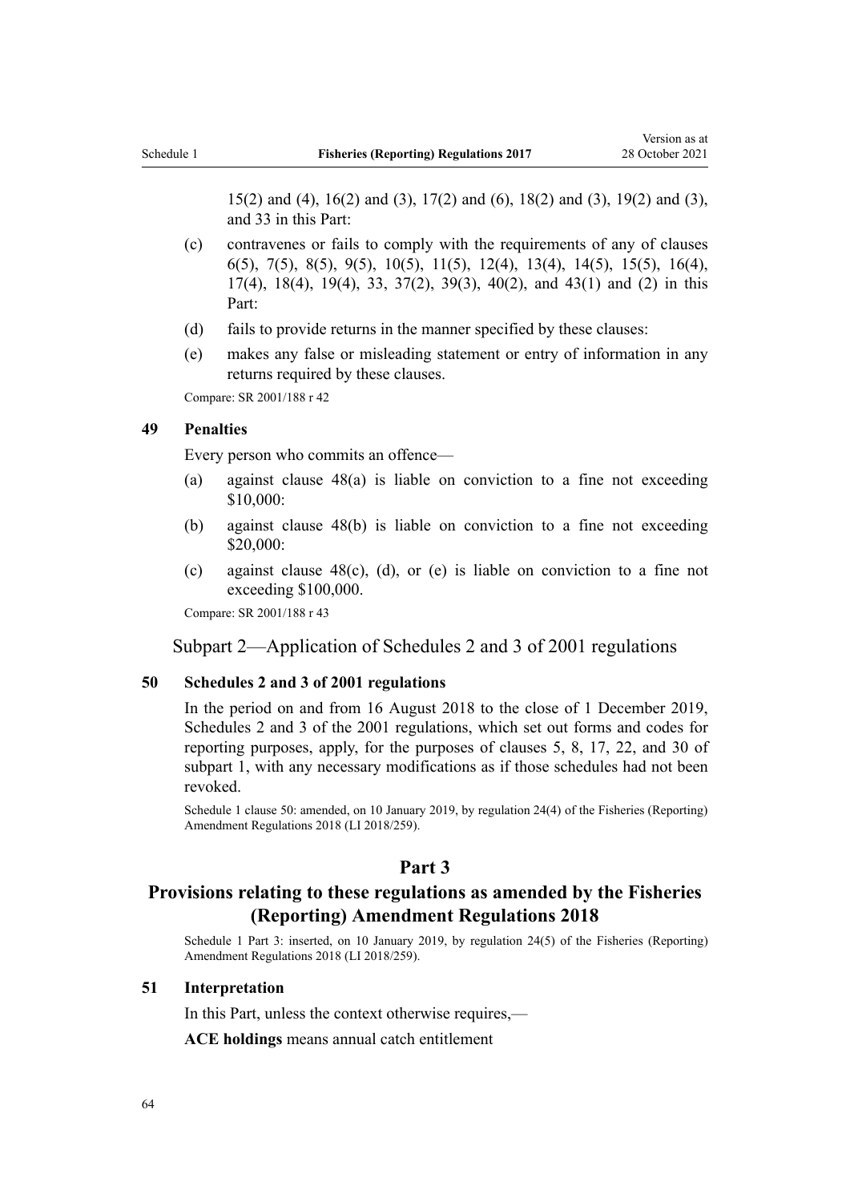15(2) and (4), 16(2) and (3), 17(2) and (6), 18(2) and (3), 19(2) and (3), and 33 in this Part:

(c) contravenes or fails to comply with the requirements of any of clauses 6(5), 7(5), 8(5), 9(5), 10(5), 11(5), 12(4), 13(4), 14(5), 15(5), 16(4), 17(4), 18(4), 19(4), 33, 37(2), 39(3), 40(2), and 43(1) and (2) in this Part:

(d) fails to provide returns in the manner specified by these clauses:

(e) makes any false or misleading statement or entry of information in any returns required by these clauses.

Compare: SR 2001/188 r 42

### 49 Penalties

Every person who commits an offence—

(a) against clause 48(a) is liable on conviction to a fine not exceeding $10,000:

(b) against clause 48(b) is liable on conviction to a fine not exceeding $20,000:

(c) against clause 48(c), (d), or (e) is liable on conviction to a fine not exceeding $100,000.

Compare: SR 2001/188 r 43

## Subpart 2—Application of Schedules 2 and 3 of 2001 regulations

### 50 Schedules 2 and 3 of 2001 regulations

In the period on and from 16 August 2018 to the close of 1 December 2019, Schedules 2 and 3 of the 2001 regulations, which set out forms and codes for reporting purposes, apply, for the purposes of clauses 5, 8, 17, 22, and 30 of subpart 1, with any necessary modifications as if those schedules had not been revoked.

Schedule 1 clause 50: amended, on 10 January 2019, by regulation 24(4) of the Fisheries (Reporting) Amendment Regulations 2018 (LI 2018/259).

# Part 3

# Provisions relating to these regulations as amended by the Fisheries (Reporting) Amendment Regulations 2018

Schedule 1 Part 3: inserted, on 10 January 2019, by regulation 24(5) of the Fisheries (Reporting) Amendment Regulations 2018 (LI 2018/259).

### 51 Interpretation

In this Part, unless the context otherwise requires,—

**ACE holdings** means annual catch entitlement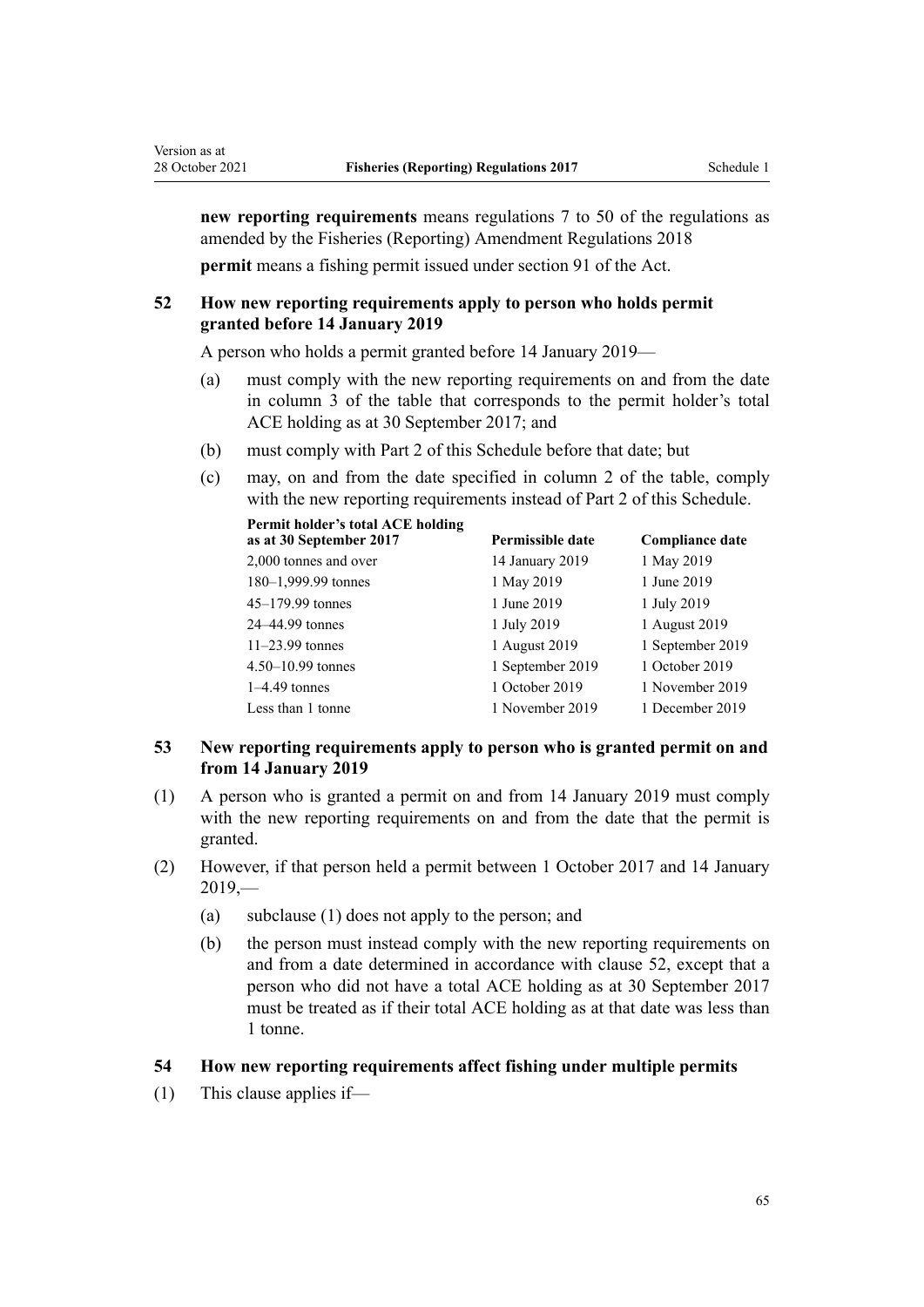**new reporting requirements** means regulations 7 to 50 of the regulations as amended by the Fisheries (Reporting) Amendment Regulations 2018

**permit** means a fishing permit issued under section 91 of the Act.

### 52 How new reporting requirements apply to person who holds permit granted before 14 January 2019

A person who holds a permit granted before 14 January 2019—

(a) must comply with the new reporting requirements on and from the date in column 3 of the table that corresponds to the permit holder's total ACE holding as at 30 September 2017; and

(b) must comply with Part 2 of this Schedule before that date; but

(c) may, on and from the date specified in column 2 of the table, comply with the new reporting requirements instead of Part 2 of this Schedule.

| Permit holder's total ACE holding as at 30 September 2017 | Permissible date | Compliance date |
|---|---|---|
| 2,000 tonnes and over | 14 January 2019 | 1 May 2019 |
| 180–1,999.99 tonnes | 1 May 2019 | 1 June 2019 |
| 45–179.99 tonnes | 1 June 2019 | 1 July 2019 |
| 24–44.99 tonnes | 1 July 2019 | 1 August 2019 |
| 11–23.99 tonnes | 1 August 2019 | 1 September 2019 |
| 4.50–10.99 tonnes | 1 September 2019 | 1 October 2019 |
| 1–4.49 tonnes | 1 October 2019 | 1 November 2019 |
| Less than 1 tonne | 1 November 2019 | 1 December 2019 |

### 53 New reporting requirements apply to person who is granted permit on and from 14 January 2019

(1) A person who is granted a permit on and from 14 January 2019 must comply with the new reporting requirements on and from the date that the permit is granted.

(2) However, if that person held a permit between 1 October 2017 and 14 January 2019,—

(a) subclause (1) does not apply to the person; and

(b) the person must instead comply with the new reporting requirements on and from a date determined in accordance with clause 52, except that a person who did not have a total ACE holding as at 30 September 2017 must be treated as if their total ACE holding as at that date was less than 1 tonne.

### 54 How new reporting requirements affect fishing under multiple permits

(1) This clause applies if—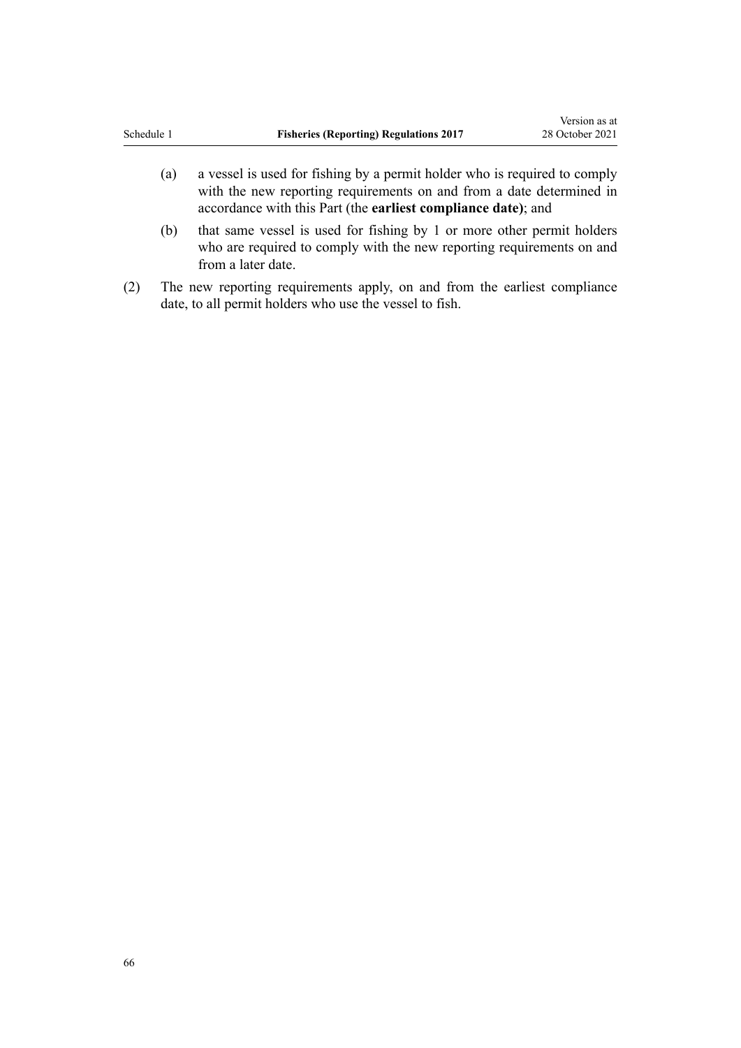(a) a vessel is used for fishing by a permit holder who is required to comply with the new reporting requirements on and from a date determined in accordance with this Part (the **earliest compliance date)**; and

(b) that same vessel is used for fishing by 1 or more other permit holders who are required to comply with the new reporting requirements on and from a later date.

(2) The new reporting requirements apply, on and from the earliest compliance date, to all permit holders who use the vessel to fish.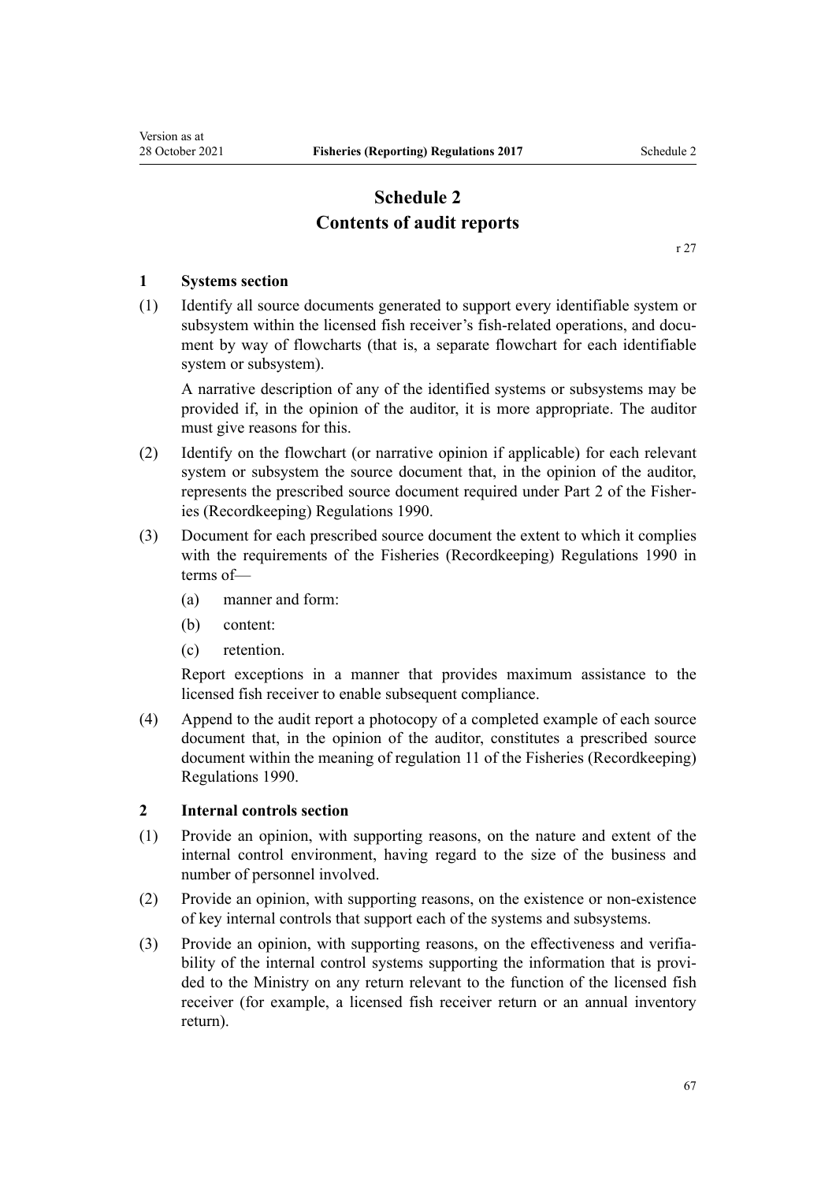# Schedule 2
# Contents of audit reports

r 27

### 1 Systems section

(1) Identify all source documents generated to support every identifiable system or subsystem within the licensed fish receiver's fish-related operations, and document by way of flowcharts (that is, a separate flowchart for each identifiable system or subsystem).

A narrative description of any of the identified systems or subsystems may be provided if, in the opinion of the auditor, it is more appropriate. The auditor must give reasons for this.

(2) Identify on the flowchart (or narrative opinion if applicable) for each relevant system or subsystem the source document that, in the opinion of the auditor, represents the prescribed source document required under Part 2 of the Fisheries (Recordkeeping) Regulations 1990.

(3) Document for each prescribed source document the extent to which it complies with the requirements of the Fisheries (Recordkeeping) Regulations 1990 in terms of—

(a) manner and form:

(b) content:

(c) retention.

Report exceptions in a manner that provides maximum assistance to the licensed fish receiver to enable subsequent compliance.

(4) Append to the audit report a photocopy of a completed example of each source document that, in the opinion of the auditor, constitutes a prescribed source document within the meaning of regulation 11 of the Fisheries (Recordkeeping) Regulations 1990.

### 2 Internal controls section

(1) Provide an opinion, with supporting reasons, on the nature and extent of the internal control environment, having regard to the size of the business and number of personnel involved.

(2) Provide an opinion, with supporting reasons, on the existence or non-existence of key internal controls that support each of the systems and subsystems.

(3) Provide an opinion, with supporting reasons, on the effectiveness and verifiability of the internal control systems supporting the information that is provided to the Ministry on any return relevant to the function of the licensed fish receiver (for example, a licensed fish receiver return or an annual inventory return).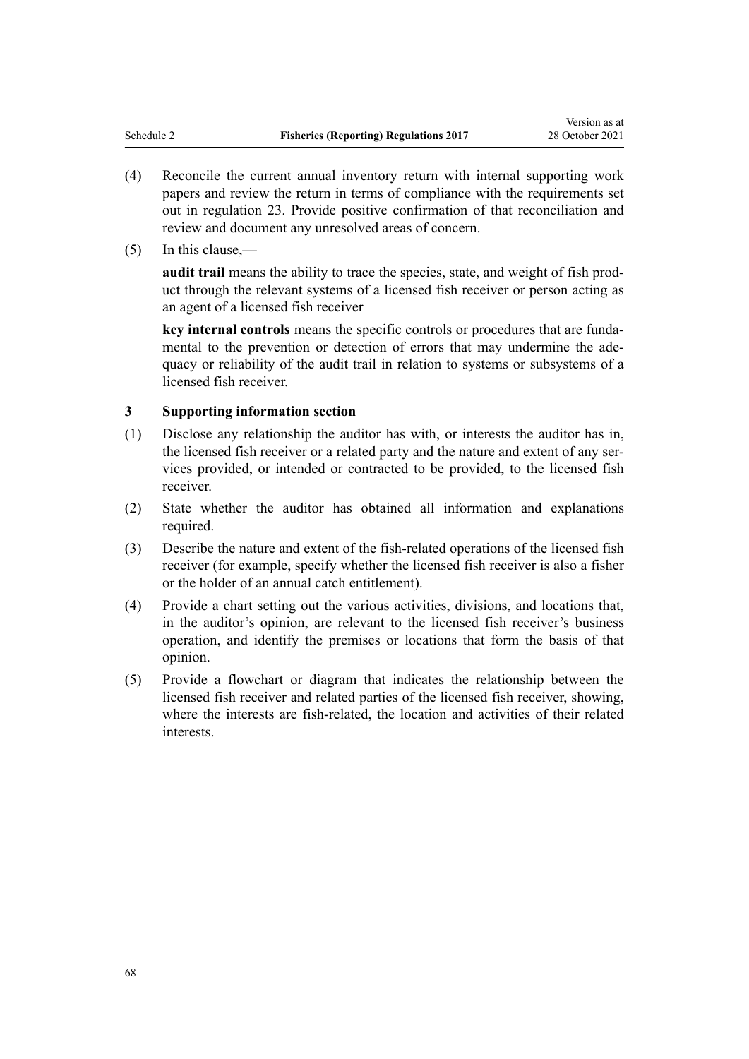(4) Reconcile the current annual inventory return with internal supporting work papers and review the return in terms of compliance with the requirements set out in regulation 23. Provide positive confirmation of that reconciliation and review and document any unresolved areas of concern.

(5) In this clause,—

**audit trail** means the ability to trace the species, state, and weight of fish product through the relevant systems of a licensed fish receiver or person acting as an agent of a licensed fish receiver

**key internal controls** means the specific controls or procedures that are fundamental to the prevention or detection of errors that may undermine the adequacy or reliability of the audit trail in relation to systems or subsystems of a licensed fish receiver.

### 3 Supporting information section

(1) Disclose any relationship the auditor has with, or interests the auditor has in, the licensed fish receiver or a related party and the nature and extent of any services provided, or intended or contracted to be provided, to the licensed fish receiver.

(2) State whether the auditor has obtained all information and explanations required.

(3) Describe the nature and extent of the fish-related operations of the licensed fish receiver (for example, specify whether the licensed fish receiver is also a fisher or the holder of an annual catch entitlement).

(4) Provide a chart setting out the various activities, divisions, and locations that, in the auditor's opinion, are relevant to the licensed fish receiver's business operation, and identify the premises or locations that form the basis of that opinion.

(5) Provide a flowchart or diagram that indicates the relationship between the licensed fish receiver and related parties of the licensed fish receiver, showing, where the interests are fish-related, the location and activities of their related interests.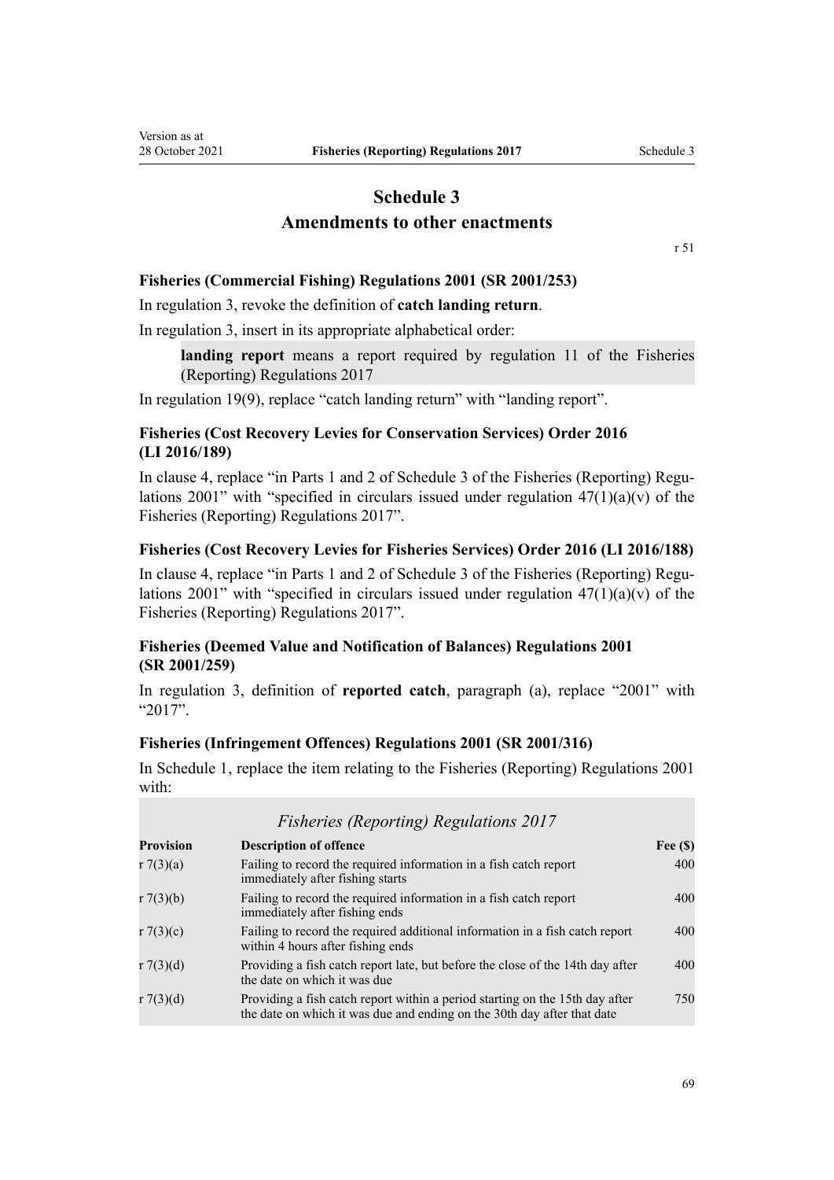# Schedule 3
# Amendments to other enactments

r 51

### Fisheries (Commercial Fishing) Regulations 2001 (SR 2001/253)

In regulation 3, revoke the definition of **catch landing return**.

In regulation 3, insert in its appropriate alphabetical order:

> **landing report** means a report required by regulation 11 of the Fisheries (Reporting) Regulations 2017

In regulation 19(9), replace "catch landing return" with "landing report".

### Fisheries (Cost Recovery Levies for Conservation Services) Order 2016 (LI 2016/189)

In clause 4, replace "in Parts 1 and 2 of Schedule 3 of the Fisheries (Reporting) Regulations 2001" with "specified in circulars issued under regulation 47(1)(a)(v) of the Fisheries (Reporting) Regulations 2017".

### Fisheries (Cost Recovery Levies for Fisheries Services) Order 2016 (LI 2016/188)

In clause 4, replace "in Parts 1 and 2 of Schedule 3 of the Fisheries (Reporting) Regulations 2001" with "specified in circulars issued under regulation 47(1)(a)(v) of the Fisheries (Reporting) Regulations 2017".

### Fisheries (Deemed Value and Notification of Balances) Regulations 2001 (SR 2001/259)

In regulation 3, definition of **reported catch**, paragraph (a), replace "2001" with "2017".

### Fisheries (Infringement Offences) Regulations 2001 (SR 2001/316)

In Schedule 1, replace the item relating to the Fisheries (Reporting) Regulations 2001 with:

*Fisheries (Reporting) Regulations 2017*

| Provision | Description of offence | Fee ($) |
|---|---|---|
| r 7(3)(a) | Failing to record the required information in a fish catch report immediately after fishing starts | 400 |
| r 7(3)(b) | Failing to record the required information in a fish catch report immediately after fishing ends | 400 |
| r 7(3)(c) | Failing to record the required additional information in a fish catch report within 4 hours after fishing ends | 400 |
| r 7(3)(d) | Providing a fish catch report late, but before the close of the 14th day after the date on which it was due | 400 |
| r 7(3)(d) | Providing a fish catch report within a period starting on the 15th day after the date on which it was due and ending on the 30th day after that date | 750 |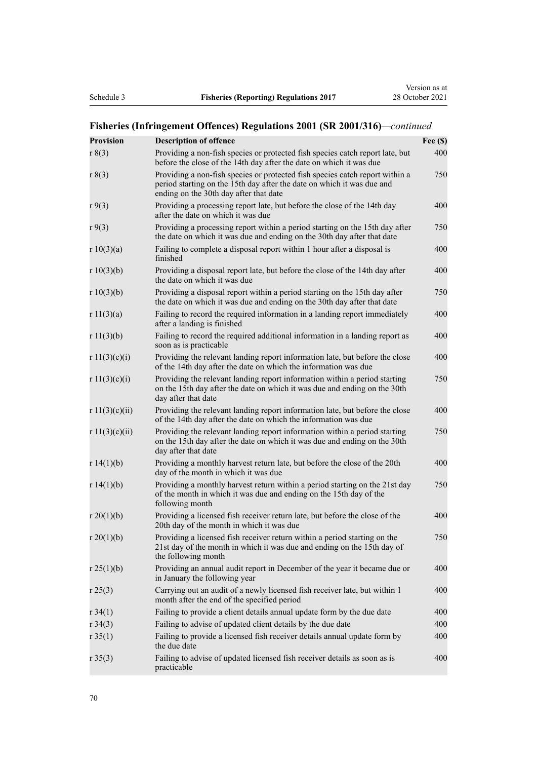## Fisheries (Infringement Offences) Regulations 2001 (SR 2001/316)—*continued*

| Provision | Description of offence | Fee ($) |
|---|---|---|
| r 8(3) | Providing a non-fish species or protected fish species catch report late, but before the close of the 14th day after the date on which it was due | 400 |
| r 8(3) | Providing a non-fish species or protected fish species catch report within a period starting on the 15th day after the date on which it was due and ending on the 30th day after that date | 750 |
| r 9(3) | Providing a processing report late, but before the close of the 14th day after the date on which it was due | 400 |
| r 9(3) | Providing a processing report within a period starting on the 15th day after the date on which it was due and ending on the 30th day after that date | 750 |
| r 10(3)(a) | Failing to complete a disposal report within 1 hour after a disposal is finished | 400 |
| r 10(3)(b) | Providing a disposal report late, but before the close of the 14th day after the date on which it was due | 400 |
| r 10(3)(b) | Providing a disposal report within a period starting on the 15th day after the date on which it was due and ending on the 30th day after that date | 750 |
| r 11(3)(a) | Failing to record the required information in a landing report immediately after a landing is finished | 400 |
| r 11(3)(b) | Failing to record the required additional information in a landing report as soon as is practicable | 400 |
| r 11(3)(c)(i) | Providing the relevant landing report information late, but before the close of the 14th day after the date on which the information was due | 400 |
| r 11(3)(c)(i) | Providing the relevant landing report information within a period starting on the 15th day after the date on which it was due and ending on the 30th day after that date | 750 |
| r 11(3)(c)(ii) | Providing the relevant landing report information late, but before the close of the 14th day after the date on which the information was due | 400 |
| r 11(3)(c)(ii) | Providing the relevant landing report information within a period starting on the 15th day after the date on which it was due and ending on the 30th day after that date | 750 |
| r 14(1)(b) | Providing a monthly harvest return late, but before the close of the 20th day of the month in which it was due | 400 |
| r 14(1)(b) | Providing a monthly harvest return within a period starting on the 21st day of the month in which it was due and ending on the 15th day of the following month | 750 |
| r 20(1)(b) | Providing a licensed fish receiver return late, but before the close of the 20th day of the month in which it was due | 400 |
| r 20(1)(b) | Providing a licensed fish receiver return within a period starting on the 21st day of the month in which it was due and ending on the 15th day of the following month | 750 |
| r 25(1)(b) | Providing an annual audit report in December of the year it became due or in January the following year | 400 |
| r 25(3) | Carrying out an audit of a newly licensed fish receiver late, but within 1 month after the end of the specified period | 400 |
| r 34(1) | Failing to provide a client details annual update form by the due date | 400 |
| r 34(3) | Failing to advise of updated client details by the due date | 400 |
| r 35(1) | Failing to provide a licensed fish receiver details annual update form by the due date | 400 |
| r 35(3) | Failing to advise of updated licensed fish receiver details as soon as is practicable | 400 |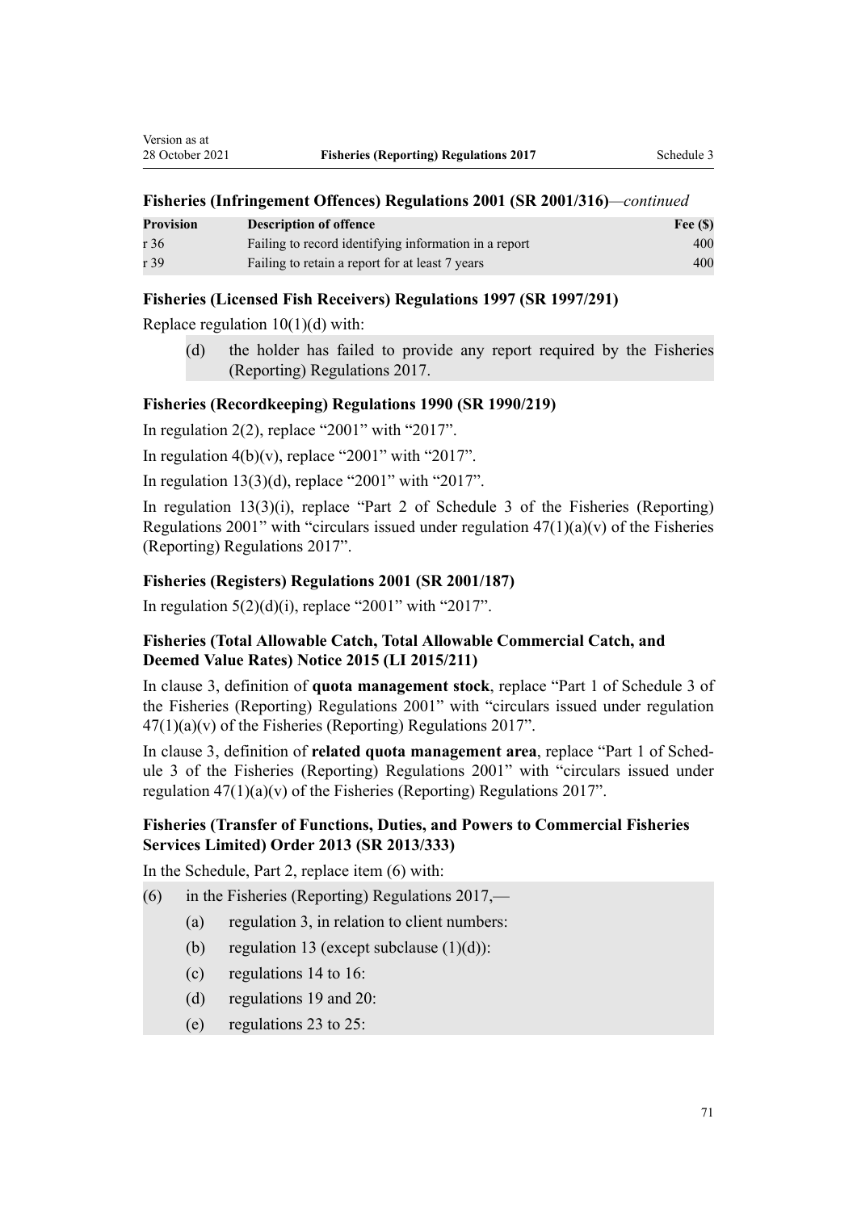### Fisheries (Infringement Offences) Regulations 2001 (SR 2001/316)—*continued*

| Provision | Description of offence | Fee ($) |
|---|---|---|
| r 36 | Failing to record identifying information in a report | 400 |
| r 39 | Failing to retain a report for at least 7 years | 400 |

### Fisheries (Licensed Fish Receivers) Regulations 1997 (SR 1997/291)

Replace regulation 10(1)(d) with:

> (d) the holder has failed to provide any report required by the Fisheries (Reporting) Regulations 2017.

### Fisheries (Recordkeeping) Regulations 1990 (SR 1990/219)

In regulation 2(2), replace "2001" with "2017".

In regulation 4(b)(v), replace "2001" with "2017".

In regulation 13(3)(d), replace "2001" with "2017".

In regulation 13(3)(i), replace "Part 2 of Schedule 3 of the Fisheries (Reporting) Regulations 2001" with "circulars issued under regulation 47(1)(a)(v) of the Fisheries (Reporting) Regulations 2017".

### Fisheries (Registers) Regulations 2001 (SR 2001/187)

In regulation 5(2)(d)(i), replace "2001" with "2017".

### Fisheries (Total Allowable Catch, Total Allowable Commercial Catch, and Deemed Value Rates) Notice 2015 (LI 2015/211)

In clause 3, definition of **quota management stock**, replace "Part 1 of Schedule 3 of the Fisheries (Reporting) Regulations 2001" with "circulars issued under regulation 47(1)(a)(v) of the Fisheries (Reporting) Regulations 2017".

In clause 3, definition of **related quota management area**, replace "Part 1 of Schedule 3 of the Fisheries (Reporting) Regulations 2001" with "circulars issued under regulation 47(1)(a)(v) of the Fisheries (Reporting) Regulations 2017".

### Fisheries (Transfer of Functions, Duties, and Powers to Commercial Fisheries Services Limited) Order 2013 (SR 2013/333)

In the Schedule, Part 2, replace item (6) with:

> (6) in the Fisheries (Reporting) Regulations 2017,—
>
> (a) regulation 3, in relation to client numbers:
>
> (b) regulation 13 (except subclause (1)(d)):
>
> (c) regulations 14 to 16:
>
> (d) regulations 19 and 20:
>
> (e) regulations 23 to 25: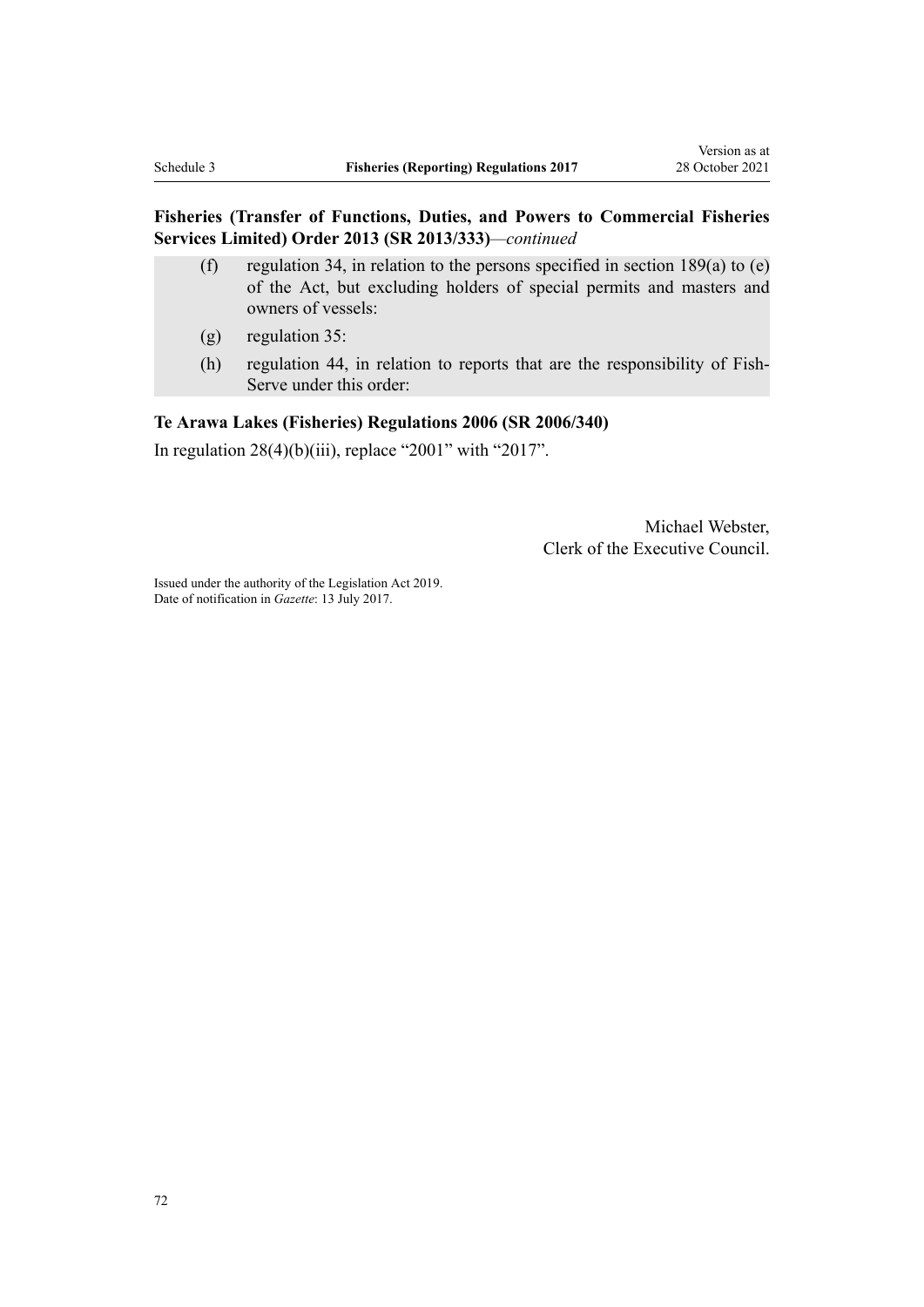**Fisheries (Transfer of Functions, Duties, and Powers to Commercial Fisheries Services Limited) Order 2013 (SR 2013/333)**—*continued*

(f) regulation 34, in relation to the persons specified in section 189(a) to (e) of the Act, but excluding holders of special permits and masters and owners of vessels:

(g) regulation 35:

(h) regulation 44, in relation to reports that are the responsibility of Fish-Serve under this order:

**Te Arawa Lakes (Fisheries) Regulations 2006 (SR 2006/340)**

In regulation 28(4)(b)(iii), replace "2001" with "2017".

Michael Webster,
Clerk of the Executive Council.

Issued under the authority of the Legislation Act 2019.
Date of notification in *Gazette*: 13 July 2017.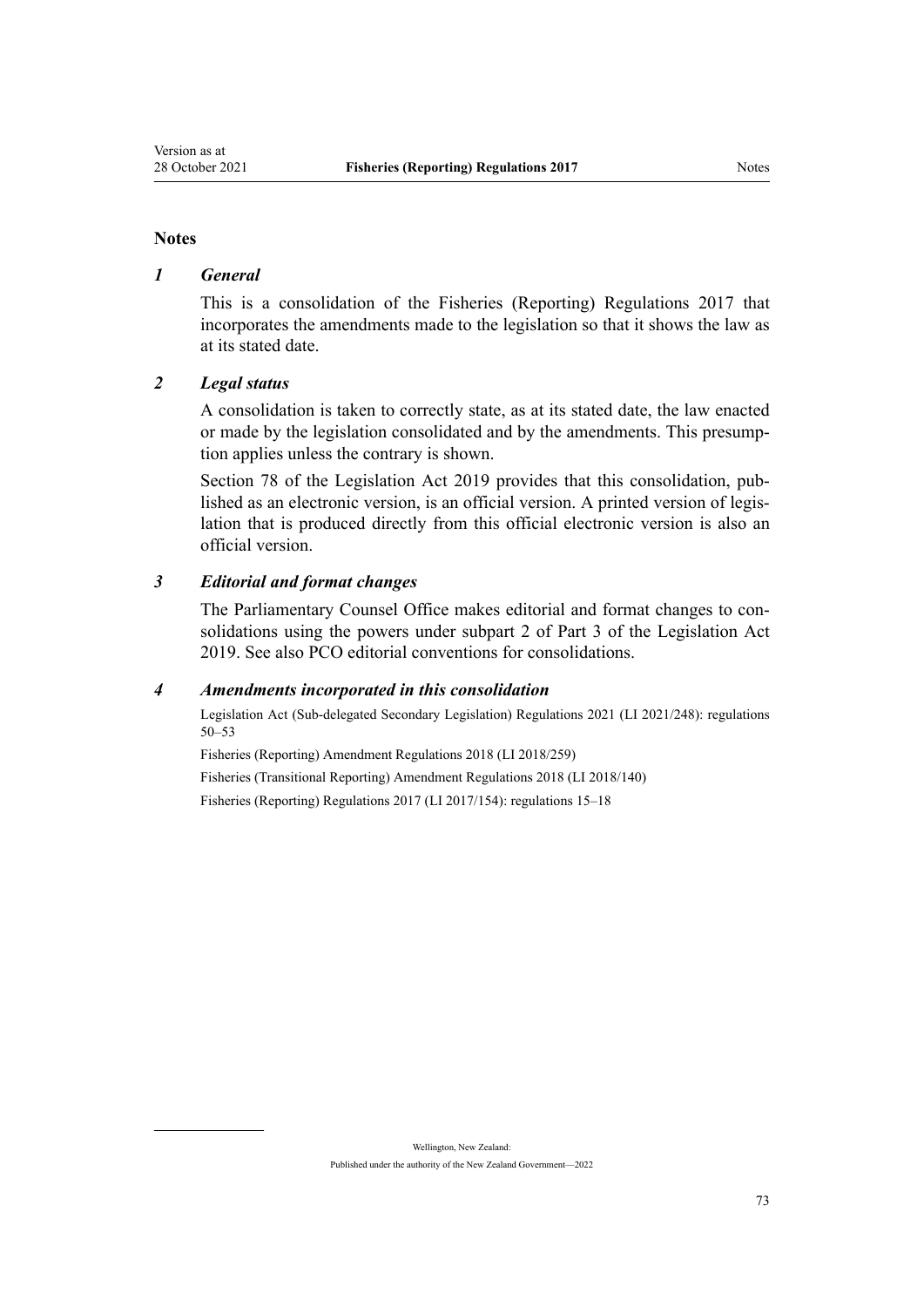## Notes

### *1 General*

This is a consolidation of the Fisheries (Reporting) Regulations 2017 that incorporates the amendments made to the legislation so that it shows the law as at its stated date.

### *2 Legal status*

A consolidation is taken to correctly state, as at its stated date, the law enacted or made by the legislation consolidated and by the amendments. This presumption applies unless the contrary is shown.

Section 78 of the Legislation Act 2019 provides that this consolidation, published as an electronic version, is an official version. A printed version of legislation that is produced directly from this official electronic version is also an official version.

### *3 Editorial and format changes*

The Parliamentary Counsel Office makes editorial and format changes to consolidations using the powers under subpart 2 of Part 3 of the Legislation Act 2019. See also PCO editorial conventions for consolidations.

### *4 Amendments incorporated in this consolidation*

Legislation Act (Sub-delegated Secondary Legislation) Regulations 2021 (LI 2021/248): regulations 50–53

Fisheries (Reporting) Amendment Regulations 2018 (LI 2018/259)

Fisheries (Transitional Reporting) Amendment Regulations 2018 (LI 2018/140)

Fisheries (Reporting) Regulations 2017 (LI 2017/154): regulations 15–18

Wellington, New Zealand:

Published under the authority of the New Zealand Government—2022